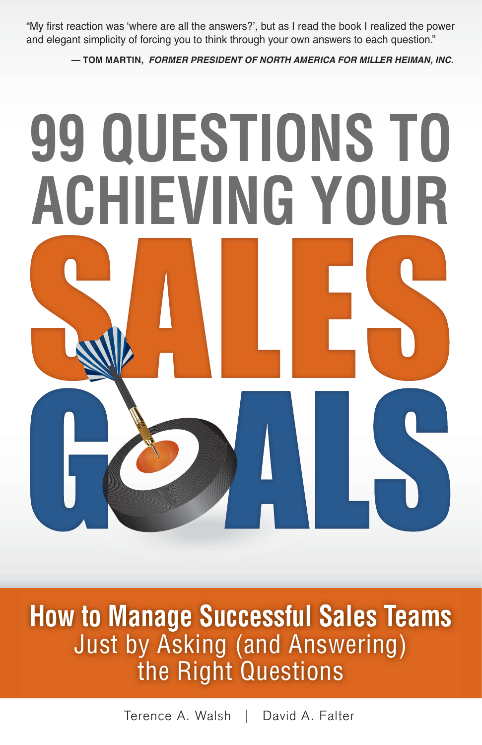"My first reaction was 'where are all the answers?', but as I read the book I realized the power and elegant simplicity of forcing you to think through your own answers to each question."

**— TOM MARTIN,** ***FORMER PRESIDENT OF NORTH AMERICA FOR MILLER HEIMAN, INC.***

# 99 QUESTIONS TO ACHIEVING YOUR SALES GOALS

## How to Manage Successful Sales Teams Just by Asking (and Answering) the Right Questions

Terence A. Walsh | David A. Falter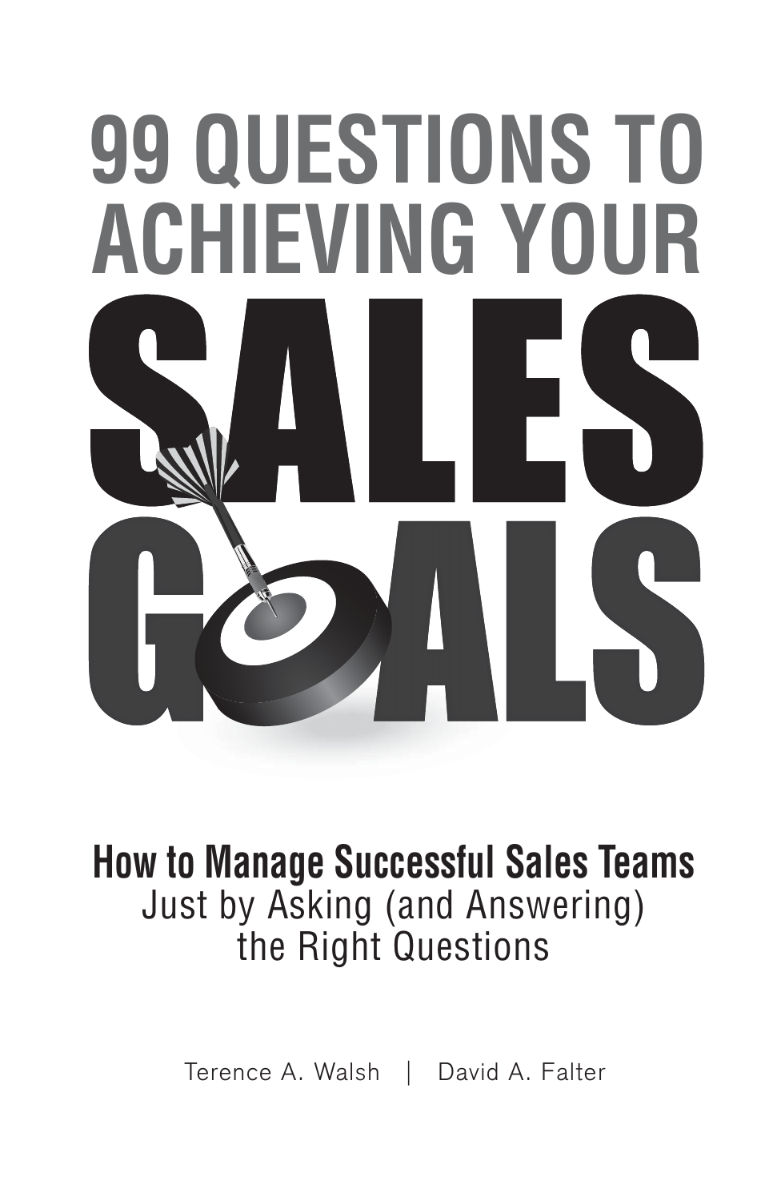# 99 QUESTIONS TO ACHIEVING YOUR SALES GOALS

**How to Manage Successful Sales Teams**
Just by Asking (and Answering) the Right Questions

Terence A. Walsh | David A. Falter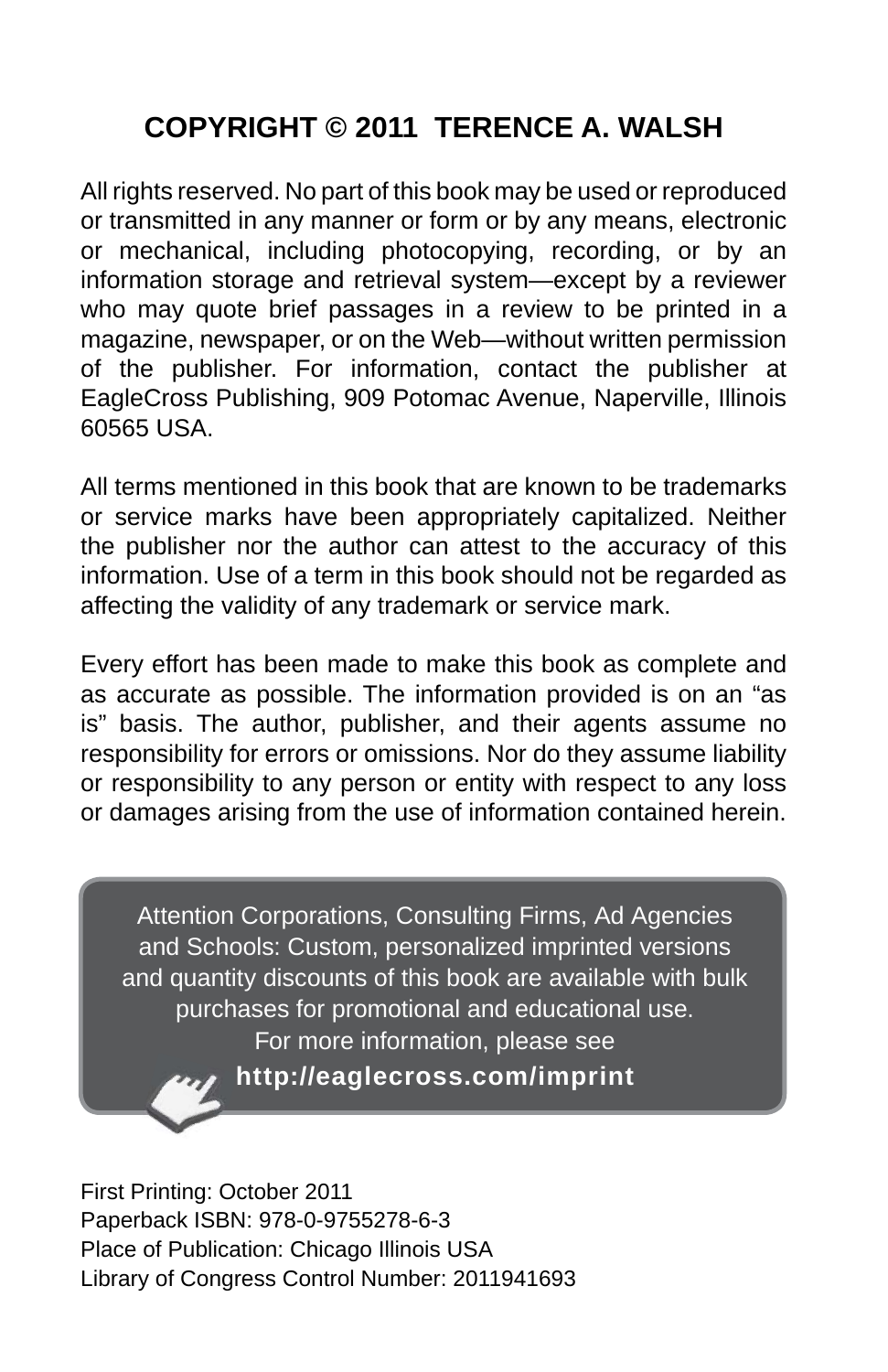**COPYRIGHT © 2011 TERENCE A. WALSH**

All rights reserved. No part of this book may be used or reproduced or transmitted in any manner or form or by any means, electronic or mechanical, including photocopying, recording, or by an information storage and retrieval system—except by a reviewer who may quote brief passages in a review to be printed in a magazine, newspaper, or on the Web—without written permission of the publisher. For information, contact the publisher at EagleCross Publishing, 909 Potomac Avenue, Naperville, Illinois 60565 USA.

All terms mentioned in this book that are known to be trademarks or service marks have been appropriately capitalized. Neither the publisher nor the author can attest to the accuracy of this information. Use of a term in this book should not be regarded as affecting the validity of any trademark or service mark.

Every effort has been made to make this book as complete and as accurate as possible. The information provided is on an "as is" basis. The author, publisher, and their agents assume no responsibility for errors or omissions. Nor do they assume liability or responsibility to any person or entity with respect to any loss or damages arising from the use of information contained herein.

Attention Corporations, Consulting Firms, Ad Agencies and Schools: Custom, personalized imprinted versions and quantity discounts of this book are available with bulk purchases for promotional and educational use.
For more information, please see
**http://eaglecross.com/imprint**

First Printing: October 2011
Paperback ISBN: 978-0-9755278-6-3
Place of Publication: Chicago Illinois USA
Library of Congress Control Number: 2011941693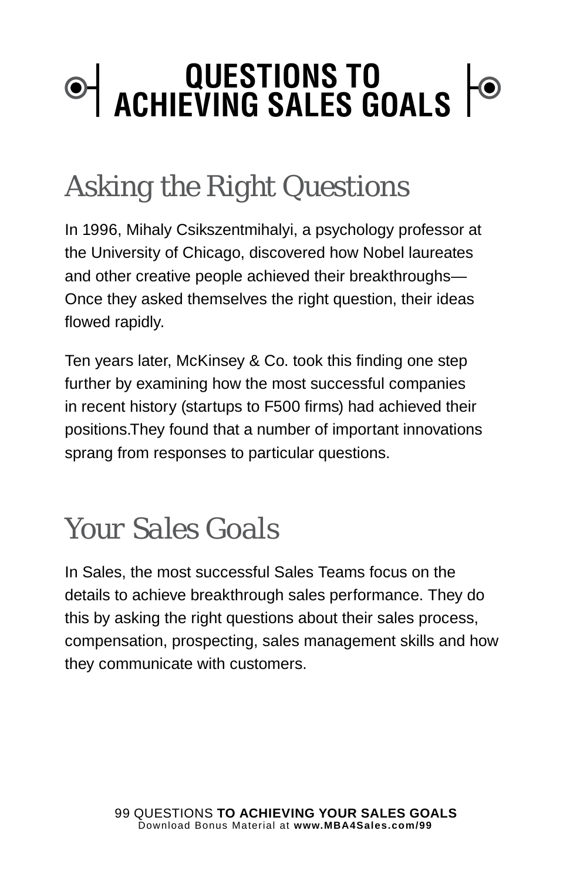# QUESTIONS TO ACHIEVING SALES GOALS

## Asking the Right Questions

In 1996, Mihaly Csikszentmihalyi, a psychology professor at the University of Chicago, discovered how Nobel laureates and other creative people achieved their breakthroughs—Once they asked themselves the right question, their ideas flowed rapidly.

Ten years later, McKinsey & Co. took this finding one step further by examining how the most successful companies in recent history (startups to F500 firms) had achieved their positions.They found that a number of important innovations sprang from responses to particular questions.

## Your Sales Goals

In Sales, the most successful Sales Teams focus on the details to achieve breakthrough sales performance. They do this by asking the right questions about their sales process, compensation, prospecting, sales management skills and how they communicate with customers.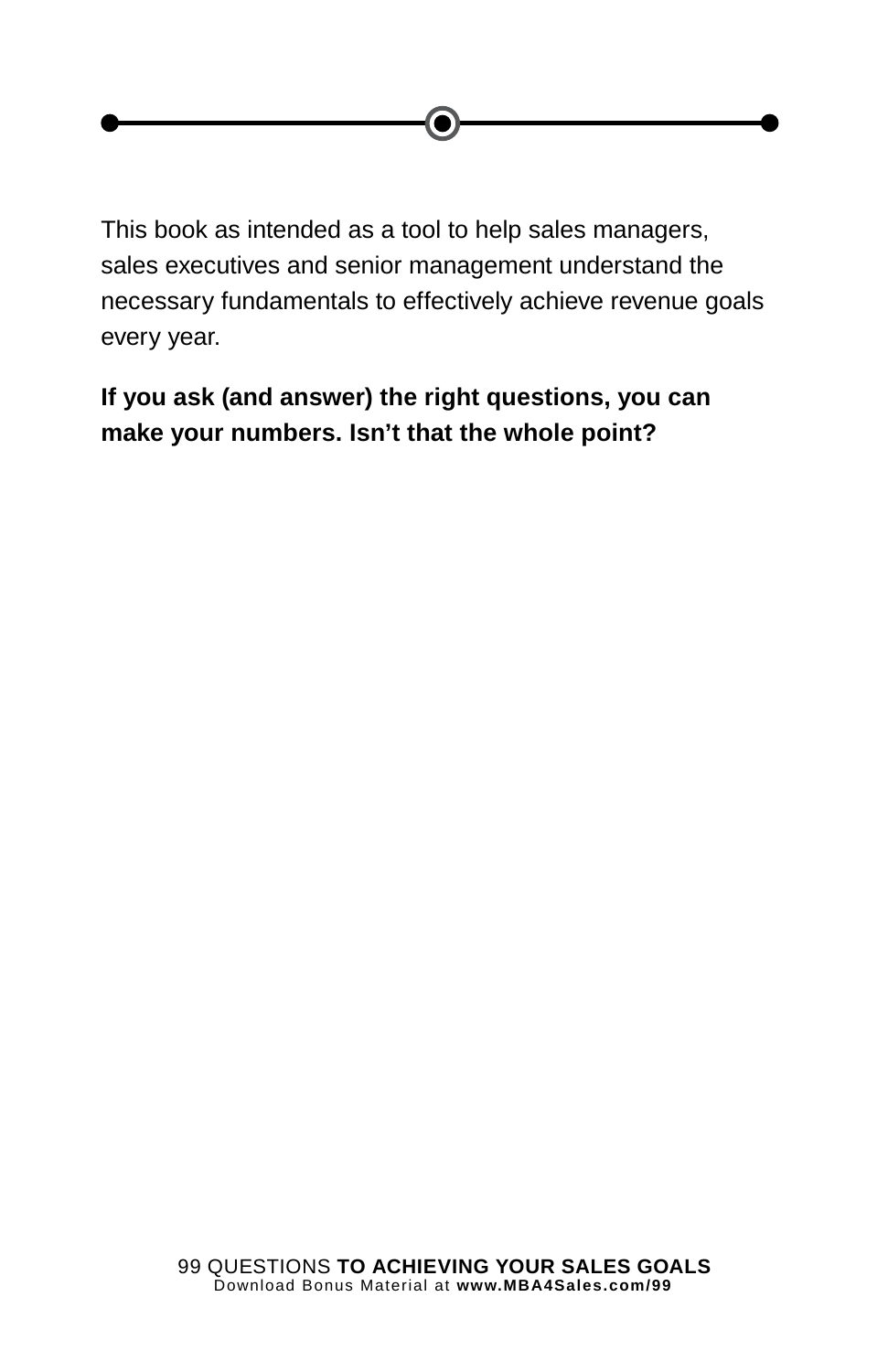This book as intended as a tool to help sales managers, sales executives and senior management understand the necessary fundamentals to effectively achieve revenue goals every year.

**If you ask (and answer) the right questions, you can make your numbers. Isn't that the whole point?**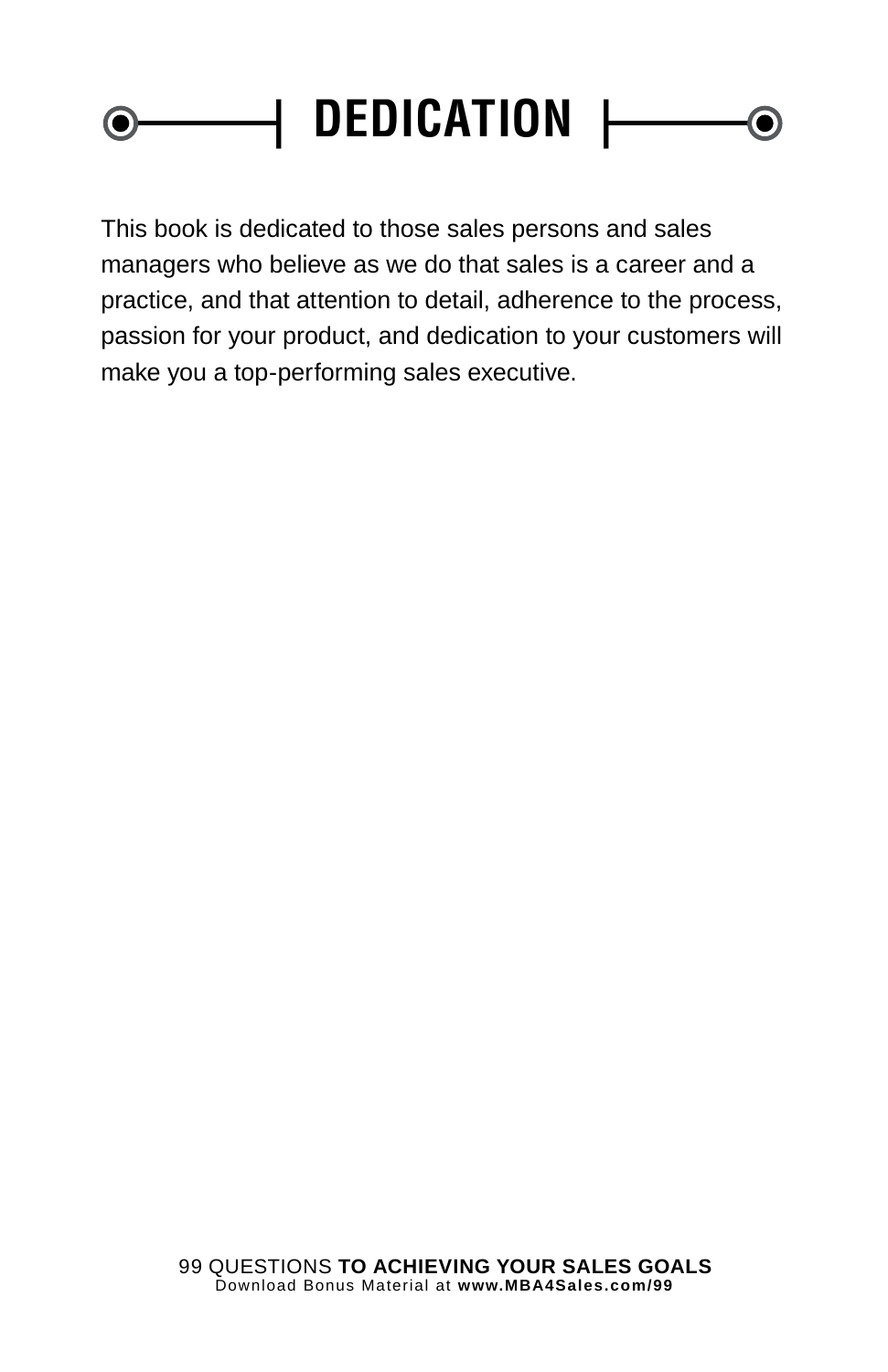# DEDICATION

This book is dedicated to those sales persons and sales managers who believe as we do that sales is a career and a practice, and that attention to detail, adherence to the process, passion for your product, and dedication to your customers will make you a top-performing sales executive.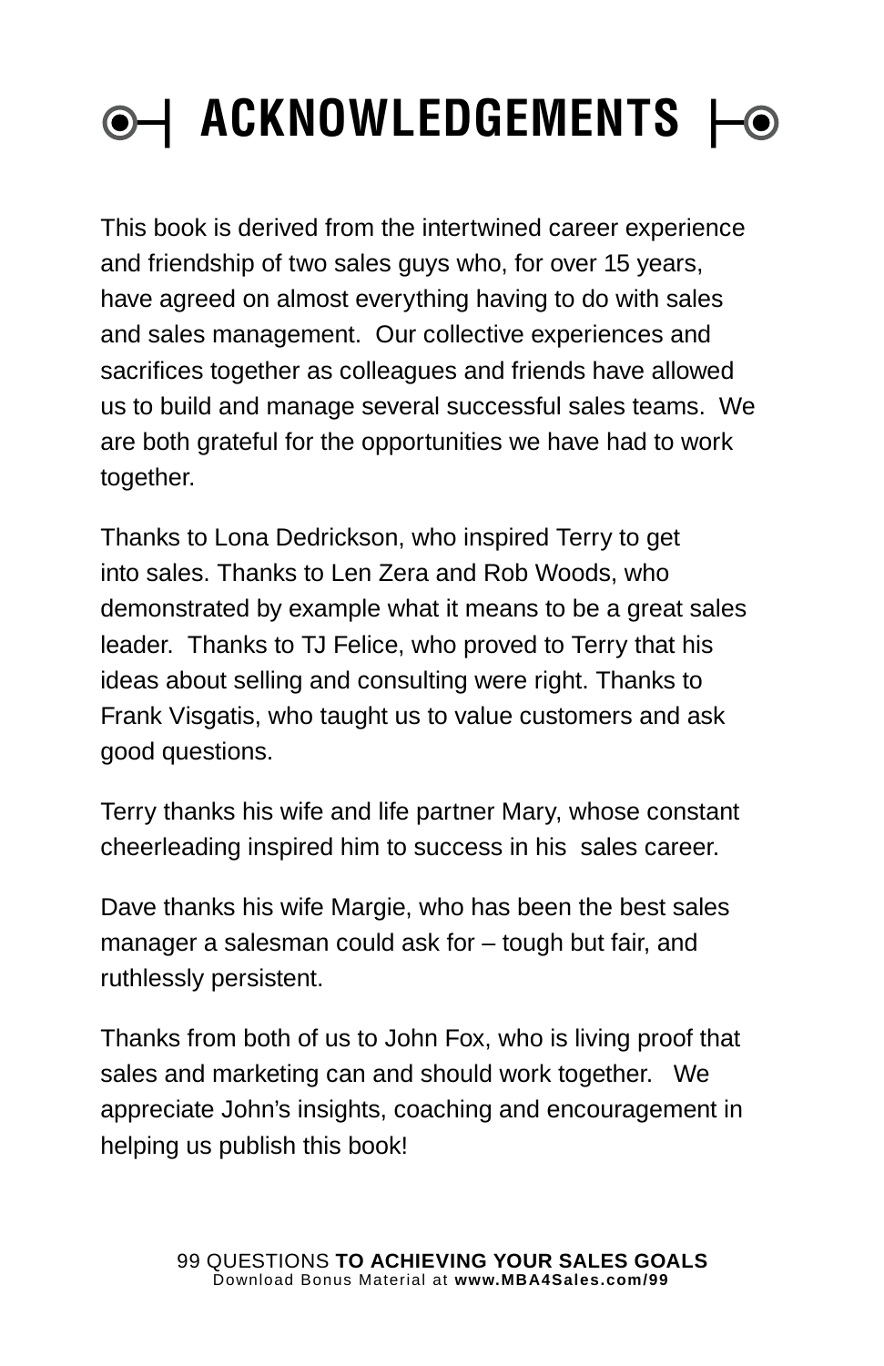# ACKNOWLEDGEMENTS

This book is derived from the intertwined career experience and friendship of two sales guys who, for over 15 years, have agreed on almost everything having to do with sales and sales management. Our collective experiences and sacrifices together as colleagues and friends have allowed us to build and manage several successful sales teams. We are both grateful for the opportunities we have had to work together.

Thanks to Lona Dedrickson, who inspired Terry to get into sales. Thanks to Len Zera and Rob Woods, who demonstrated by example what it means to be a great sales leader. Thanks to TJ Felice, who proved to Terry that his ideas about selling and consulting were right. Thanks to Frank Visgatis, who taught us to value customers and ask good questions.

Terry thanks his wife and life partner Mary, whose constant cheerleading inspired him to success in his sales career.

Dave thanks his wife Margie, who has been the best sales manager a salesman could ask for – tough but fair, and ruthlessly persistent.

Thanks from both of us to John Fox, who is living proof that sales and marketing can and should work together. We appreciate John's insights, coaching and encouragement in helping us publish this book!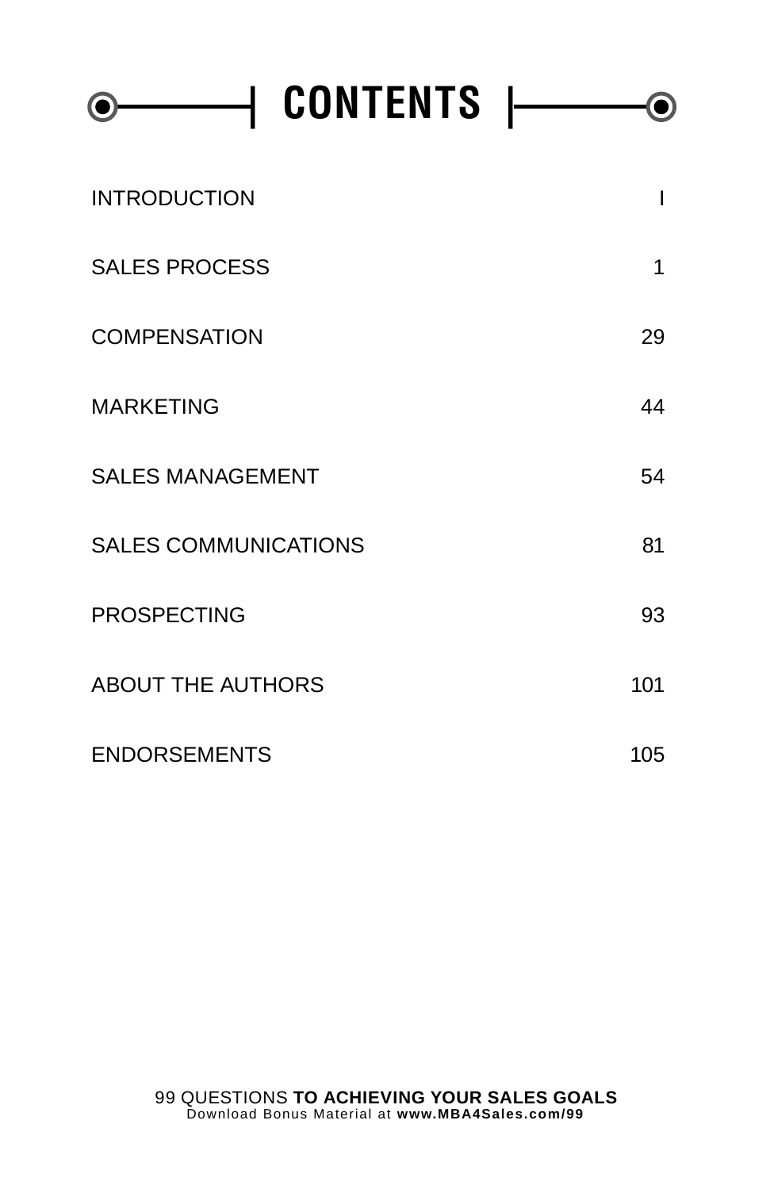# CONTENTS

| | |
|---|---|
| INTRODUCTION | I |
| SALES PROCESS | 1 |
| COMPENSATION | 29 |
| MARKETING | 44 |
| SALES MANAGEMENT | 54 |
| SALES COMMUNICATIONS | 81 |
| PROSPECTING | 93 |
| ABOUT THE AUTHORS | 101 |
| ENDORSEMENTS | 105 |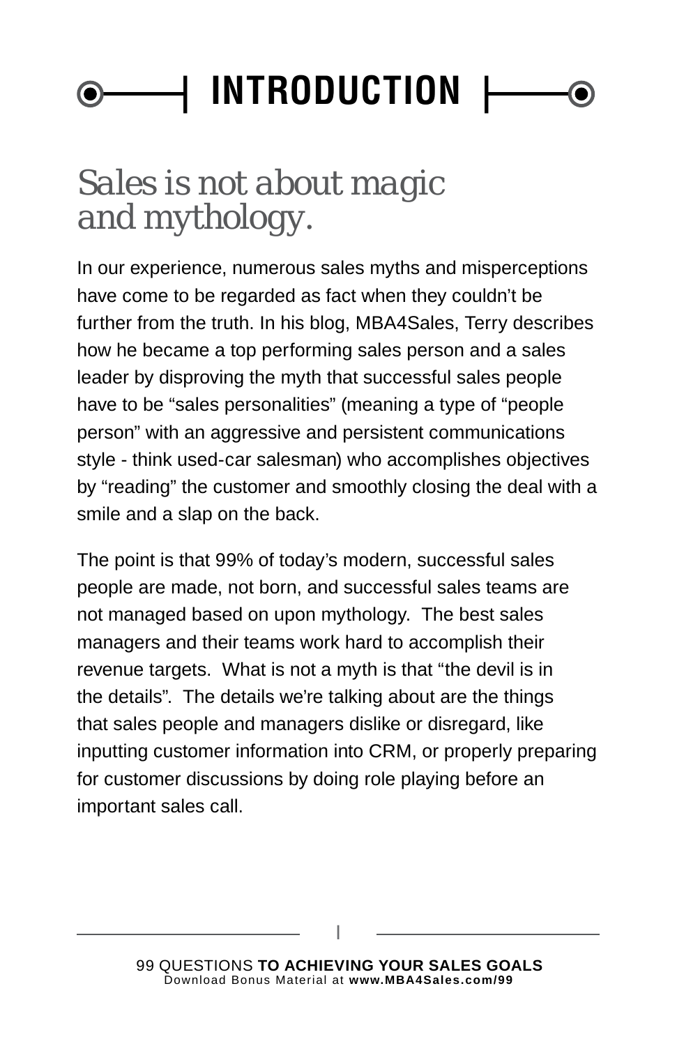# INTRODUCTION

## *Sales is not about magic and mythology.*

In our experience, numerous sales myths and misperceptions have come to be regarded as fact when they couldn't be further from the truth. In his blog, MBA4Sales, Terry describes how he became a top performing sales person and a sales leader by disproving the myth that successful sales people have to be "sales personalities" (meaning a type of "people person" with an aggressive and persistent communications style - think used-car salesman) who accomplishes objectives by "reading" the customer and smoothly closing the deal with a smile and a slap on the back.

The point is that 99% of today's modern, successful sales people are made, not born, and successful sales teams are not managed based on upon mythology.  The best sales managers and their teams work hard to accomplish their revenue targets.  What is not a myth is that "the devil is in the details".  The details we're talking about are the things that sales people and managers dislike or disregard, like inputting customer information into CRM, or properly preparing for customer discussions by doing role playing before an important sales call.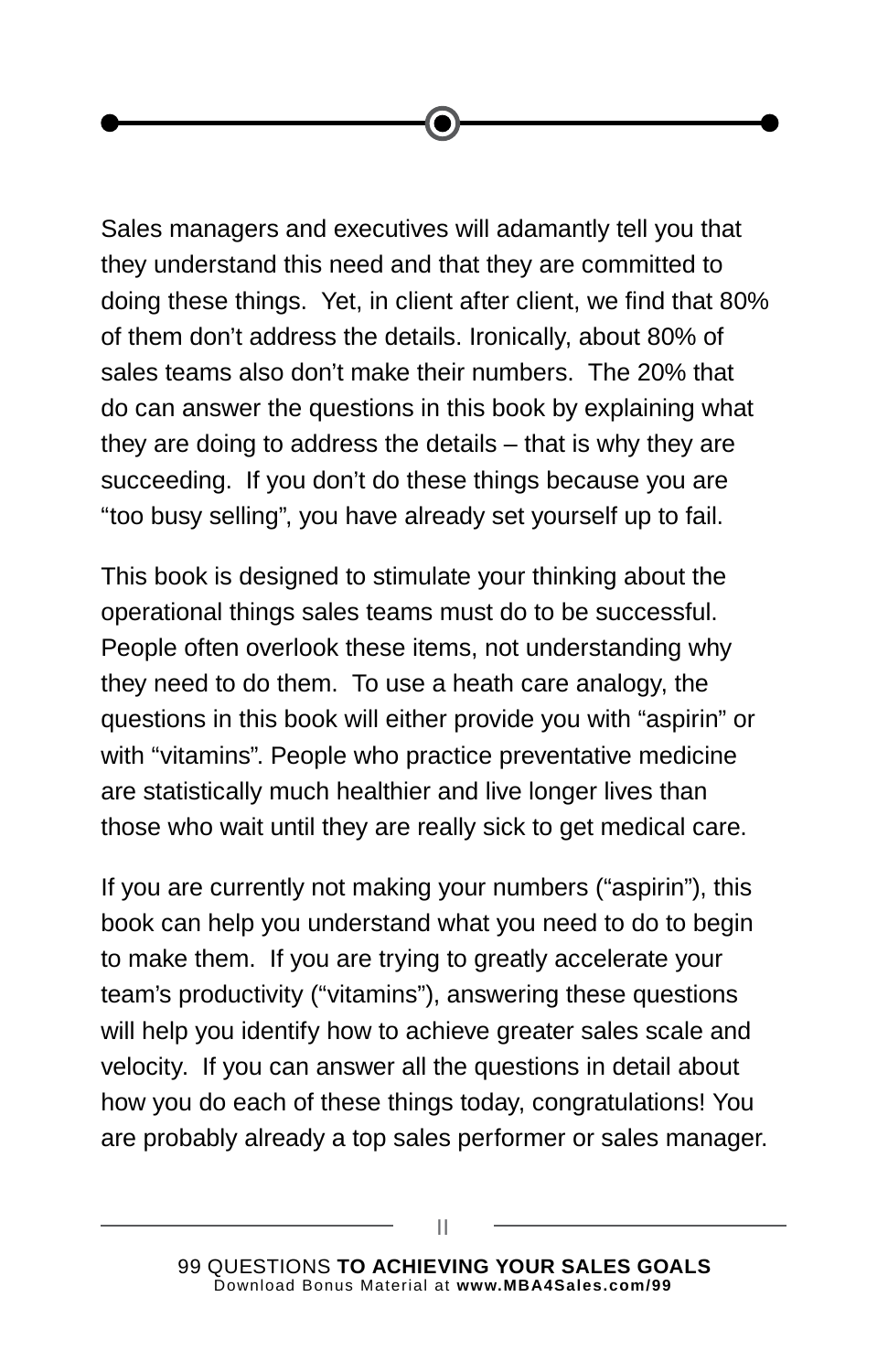Sales managers and executives will adamantly tell you that they understand this need and that they are committed to doing these things. Yet, in client after client, we find that 80% of them don't address the details. Ironically, about 80% of sales teams also don't make their numbers. The 20% that do can answer the questions in this book by explaining what they are doing to address the details – that is why they are succeeding. If you don't do these things because you are "too busy selling", you have already set yourself up to fail.

This book is designed to stimulate your thinking about the operational things sales teams must do to be successful. People often overlook these items, not understanding why they need to do them. To use a heath care analogy, the questions in this book will either provide you with "aspirin" or with "vitamins". People who practice preventative medicine are statistically much healthier and live longer lives than those who wait until they are really sick to get medical care.

If you are currently not making your numbers ("aspirin"), this book can help you understand what you need to do to begin to make them. If you are trying to greatly accelerate your team's productivity ("vitamins"), answering these questions will help you identify how to achieve greater sales scale and velocity. If you can answer all the questions in detail about how you do each of these things today, congratulations! You are probably already a top sales performer or sales manager.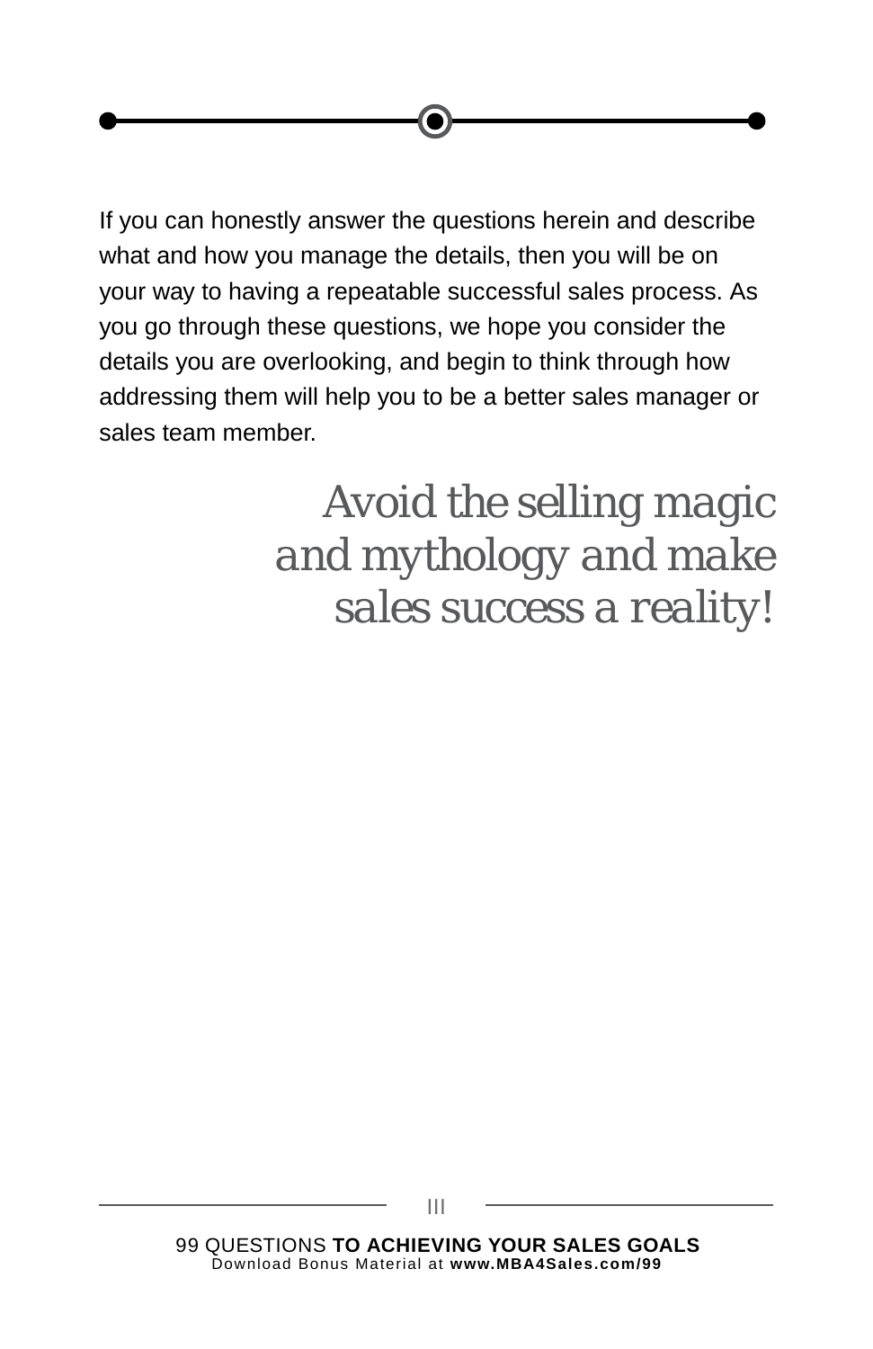If you can honestly answer the questions herein and describe what and how you manage the details, then you will be on your way to having a repeatable successful sales process. As you go through these questions, we hope you consider the details you are overlooking, and begin to think through how addressing them will help you to be a better sales manager or sales team member.

*Avoid the selling magic and mythology and make sales success a reality!*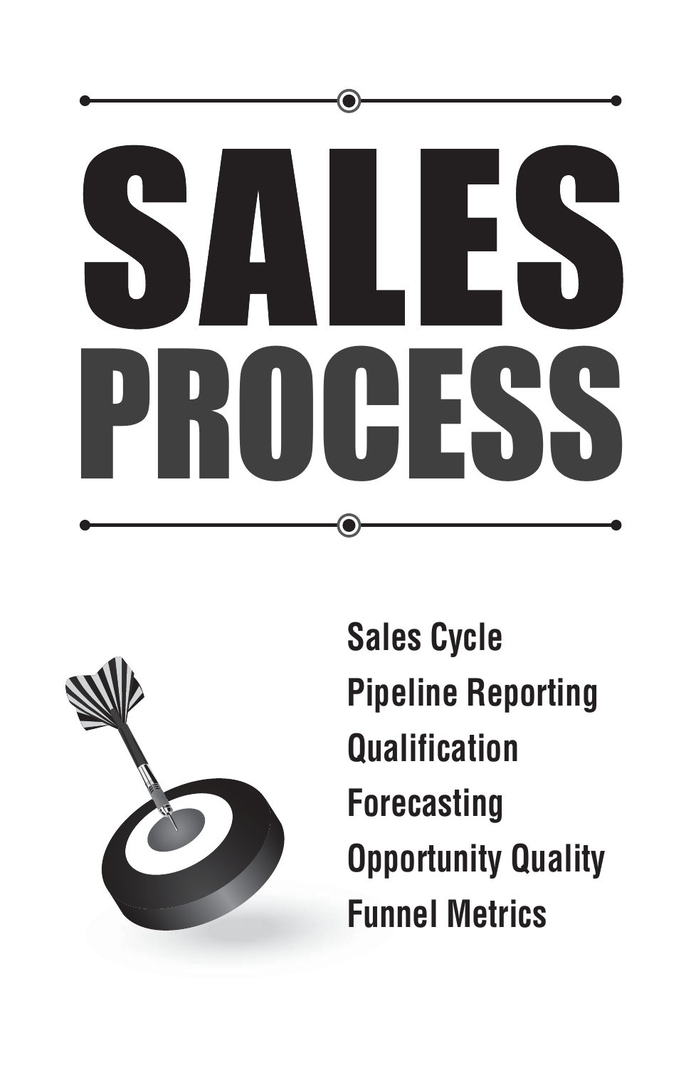# SALES PROCESS

- Sales Cycle
- Pipeline Reporting
- Qualification
- Forecasting
- Opportunity Quality
- Funnel Metrics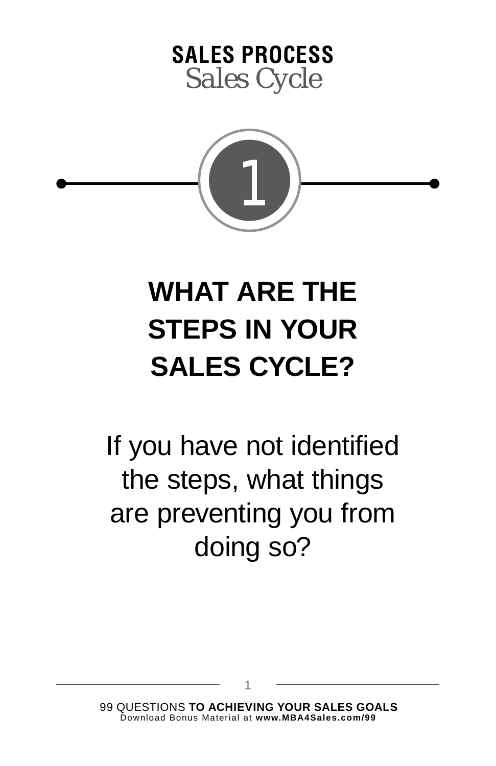**SALES PROCESS**
*Sales Cycle*

1

# WHAT ARE THE STEPS IN YOUR SALES CYCLE?

If you have not identified the steps, what things are preventing you from doing so?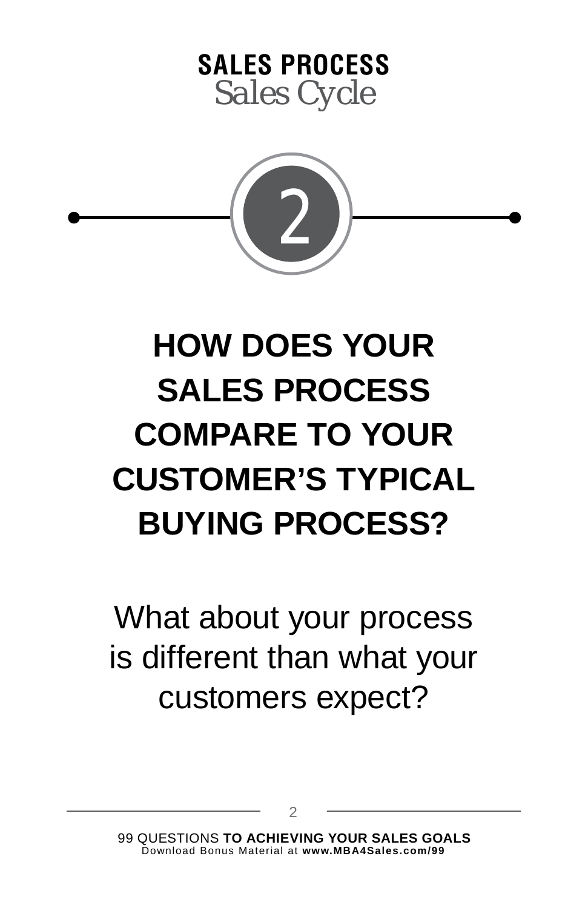**SALES PROCESS**
*Sales Cycle*

## 2

# HOW DOES YOUR SALES PROCESS COMPARE TO YOUR CUSTOMER'S TYPICAL BUYING PROCESS?

What about your process is different than what your customers expect?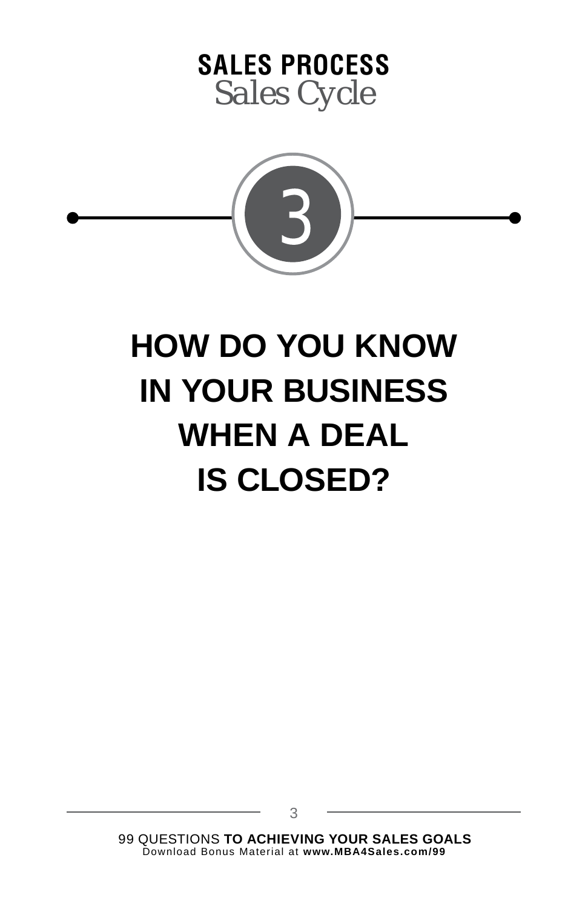**SALES PROCESS**
*Sales Cycle*

3

# HOW DO YOU KNOW IN YOUR BUSINESS WHEN A DEAL IS CLOSED?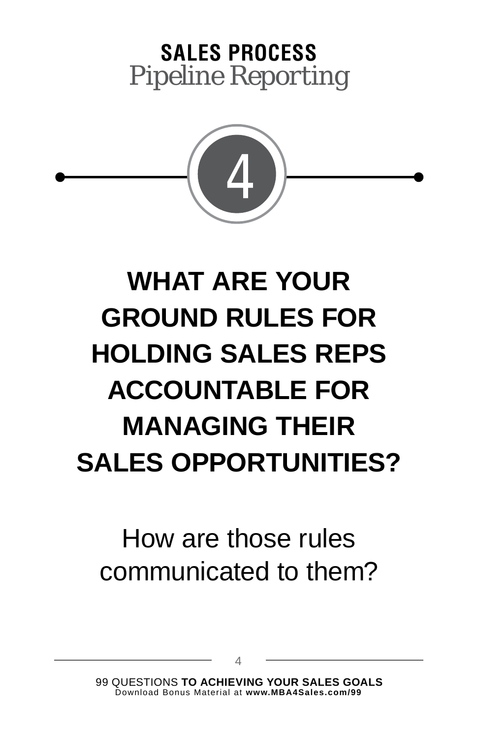## SALES PROCESS
*Pipeline Reporting*

4

# WHAT ARE YOUR GROUND RULES FOR HOLDING SALES REPS ACCOUNTABLE FOR MANAGING THEIR SALES OPPORTUNITIES?

How are those rules communicated to them?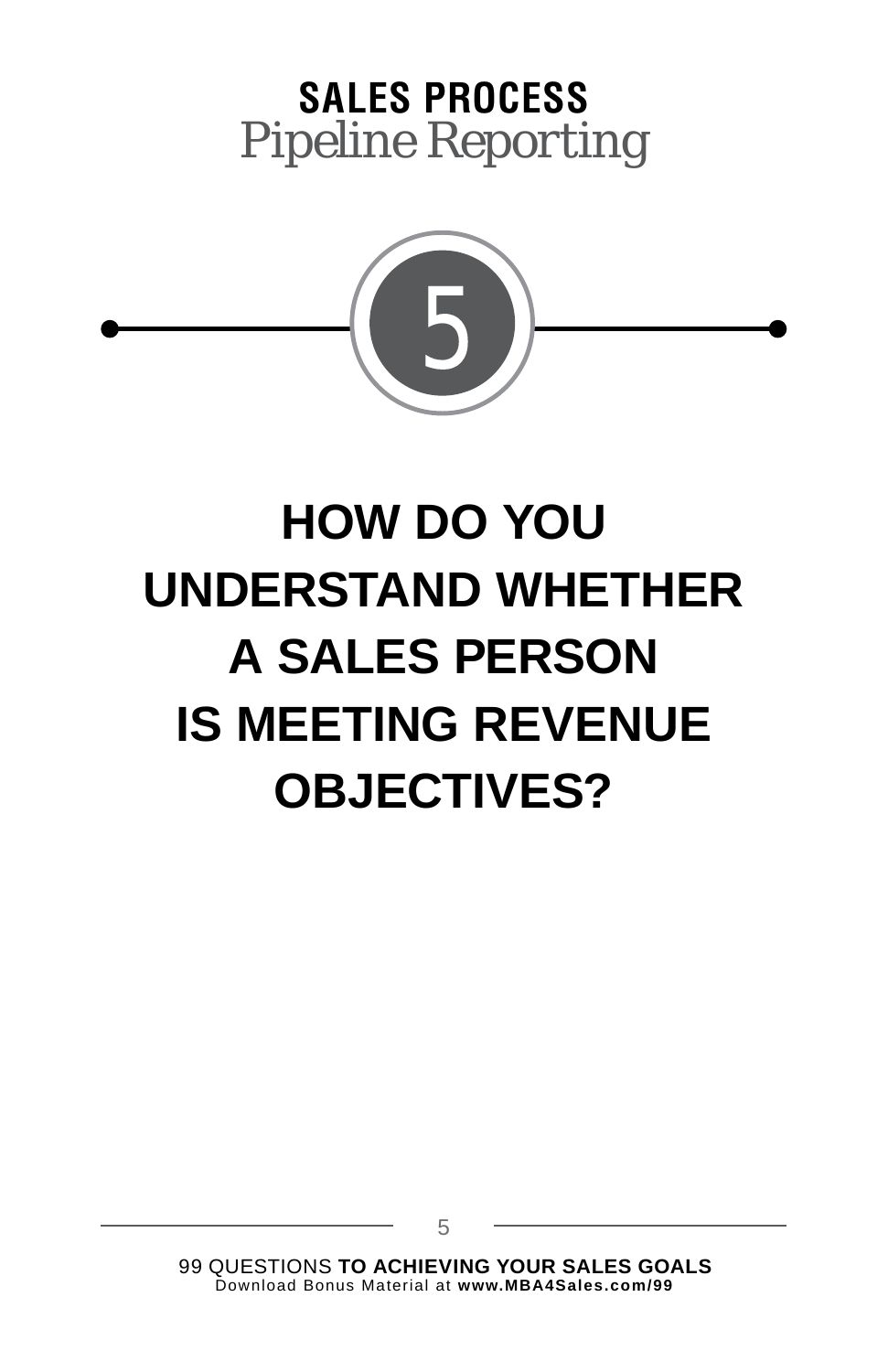**SALES PROCESS**

*Pipeline Reporting*

5

# HOW DO YOU UNDERSTAND WHETHER A SALES PERSON IS MEETING REVENUE OBJECTIVES?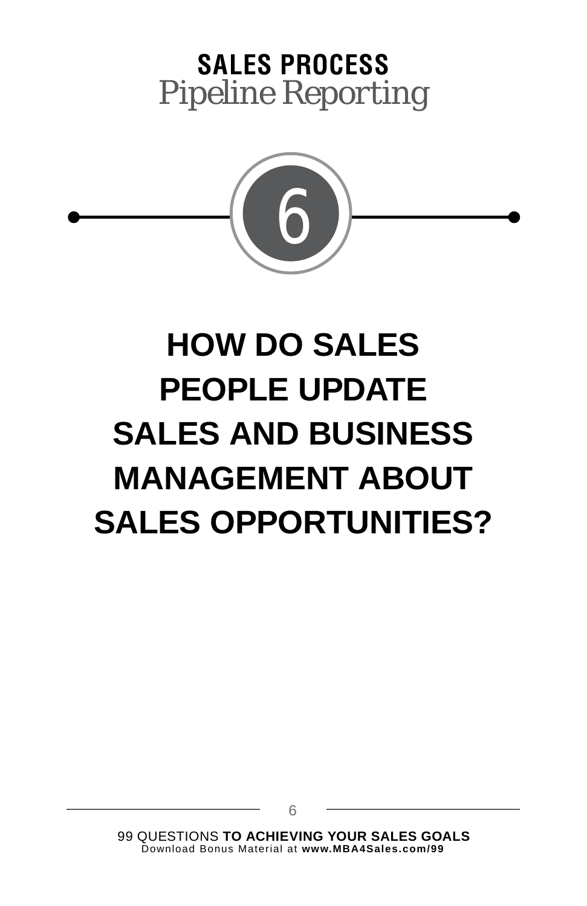**SALES PROCESS**
*Pipeline Reporting*

6

# HOW DO SALES PEOPLE UPDATE SALES AND BUSINESS MANAGEMENT ABOUT SALES OPPORTUNITIES?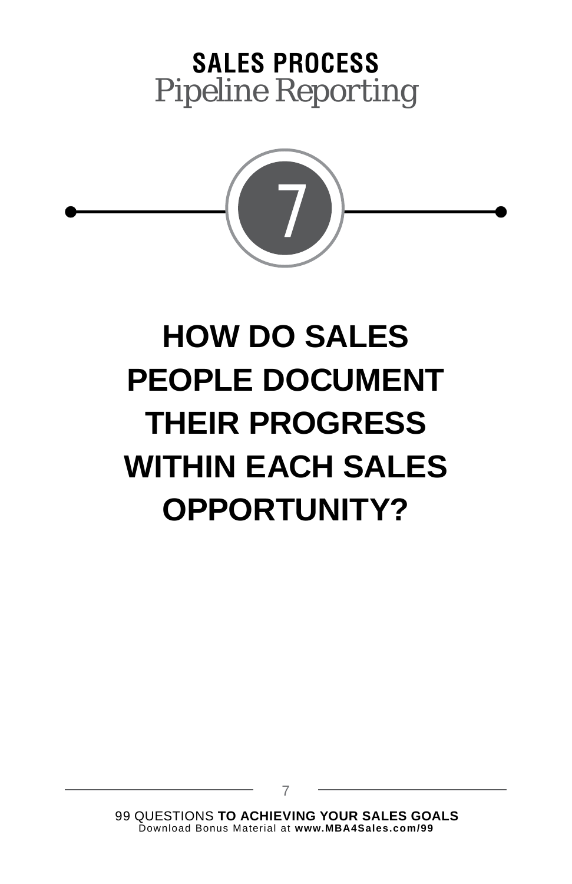**SALES PROCESS**

*Pipeline Reporting*

7

# HOW DO SALES PEOPLE DOCUMENT THEIR PROGRESS WITHIN EACH SALES OPPORTUNITY?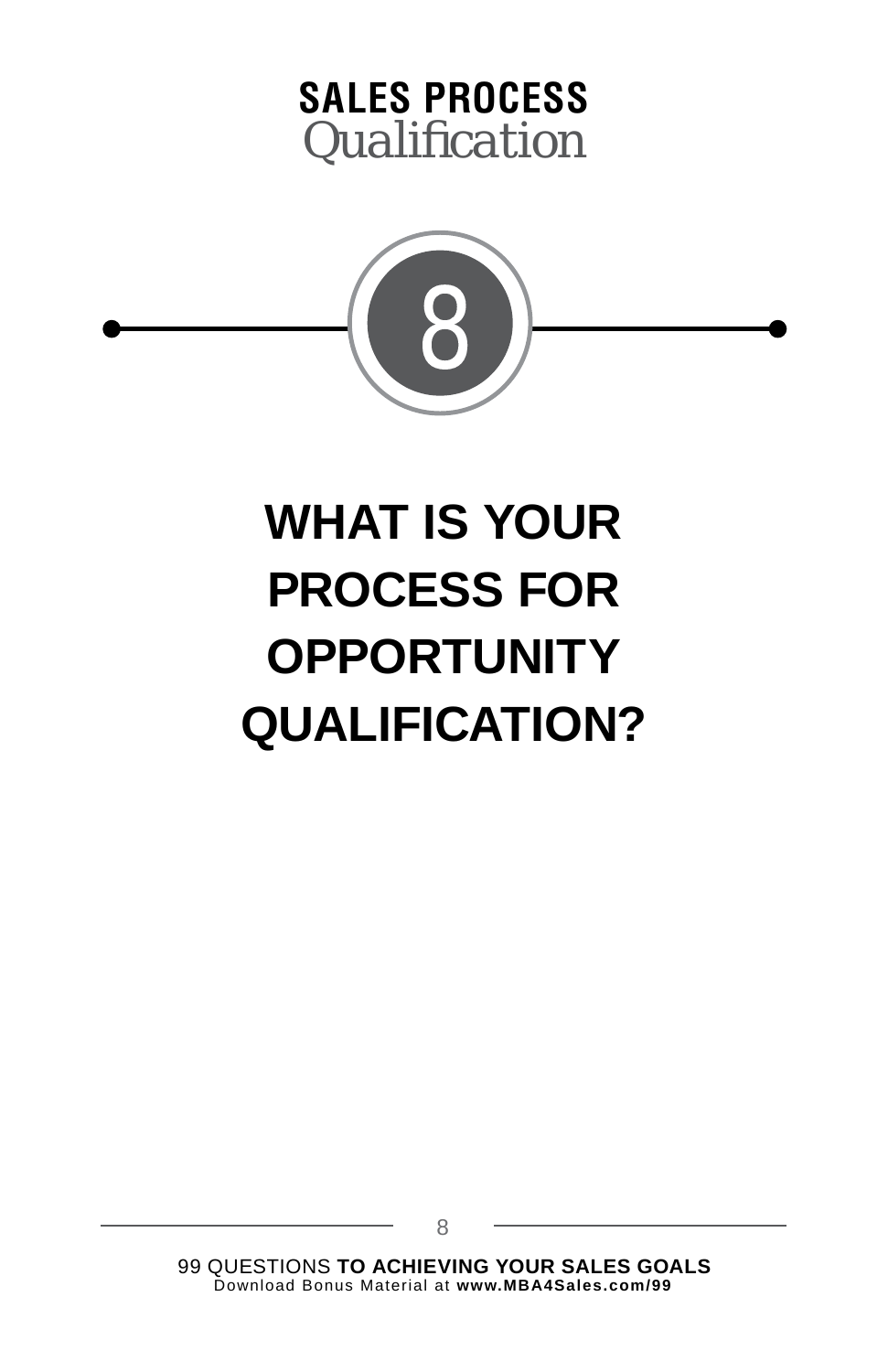**SALES PROCESS**
*Qualification*

8

# WHAT IS YOUR PROCESS FOR OPPORTUNITY QUALIFICATION?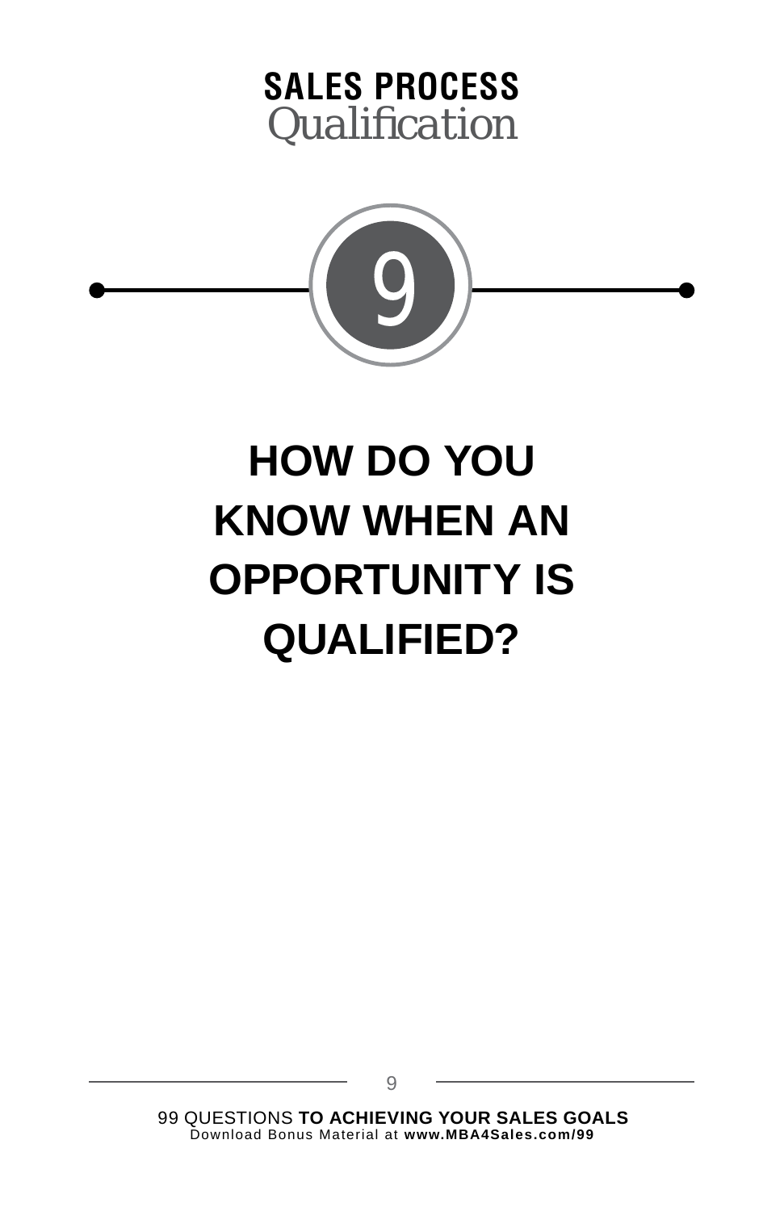**SALES PROCESS**
*Qualification*

9

# HOW DO YOU KNOW WHEN AN OPPORTUNITY IS QUALIFIED?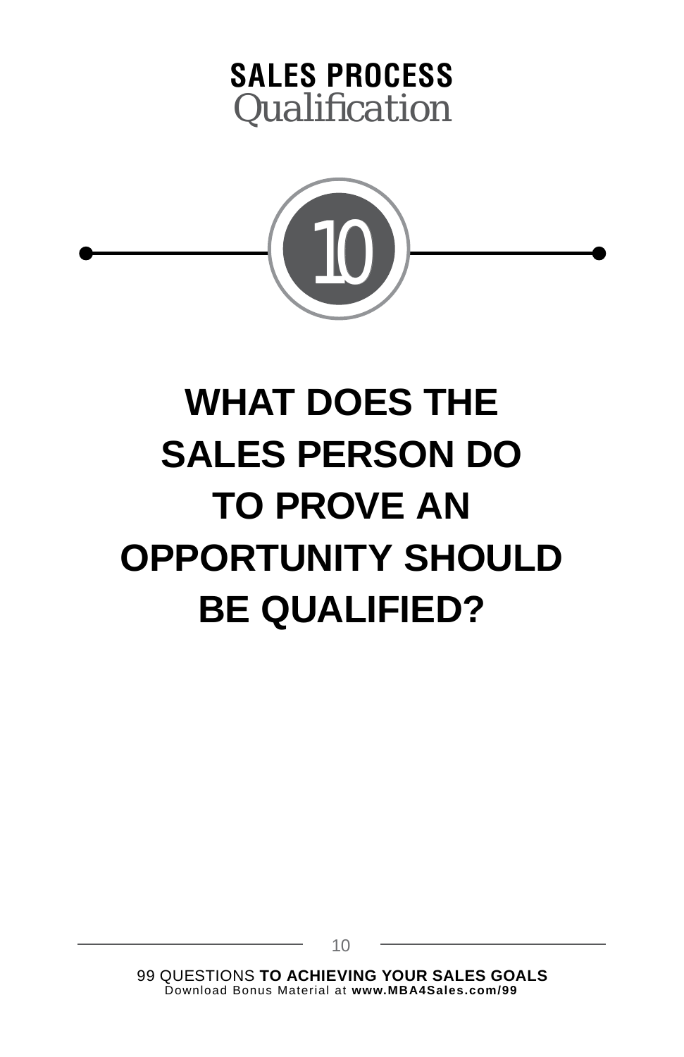**SALES PROCESS**
*Qualification*

10

# WHAT DOES THE SALES PERSON DO TO PROVE AN OPPORTUNITY SHOULD BE QUALIFIED?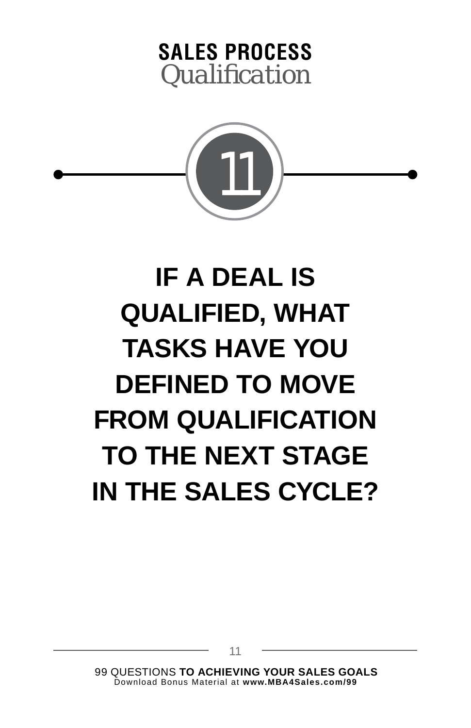## SALES PROCESS
*Qualification*

11

# IF A DEAL IS QUALIFIED, WHAT TASKS HAVE YOU DEFINED TO MOVE FROM QUALIFICATION TO THE NEXT STAGE IN THE SALES CYCLE?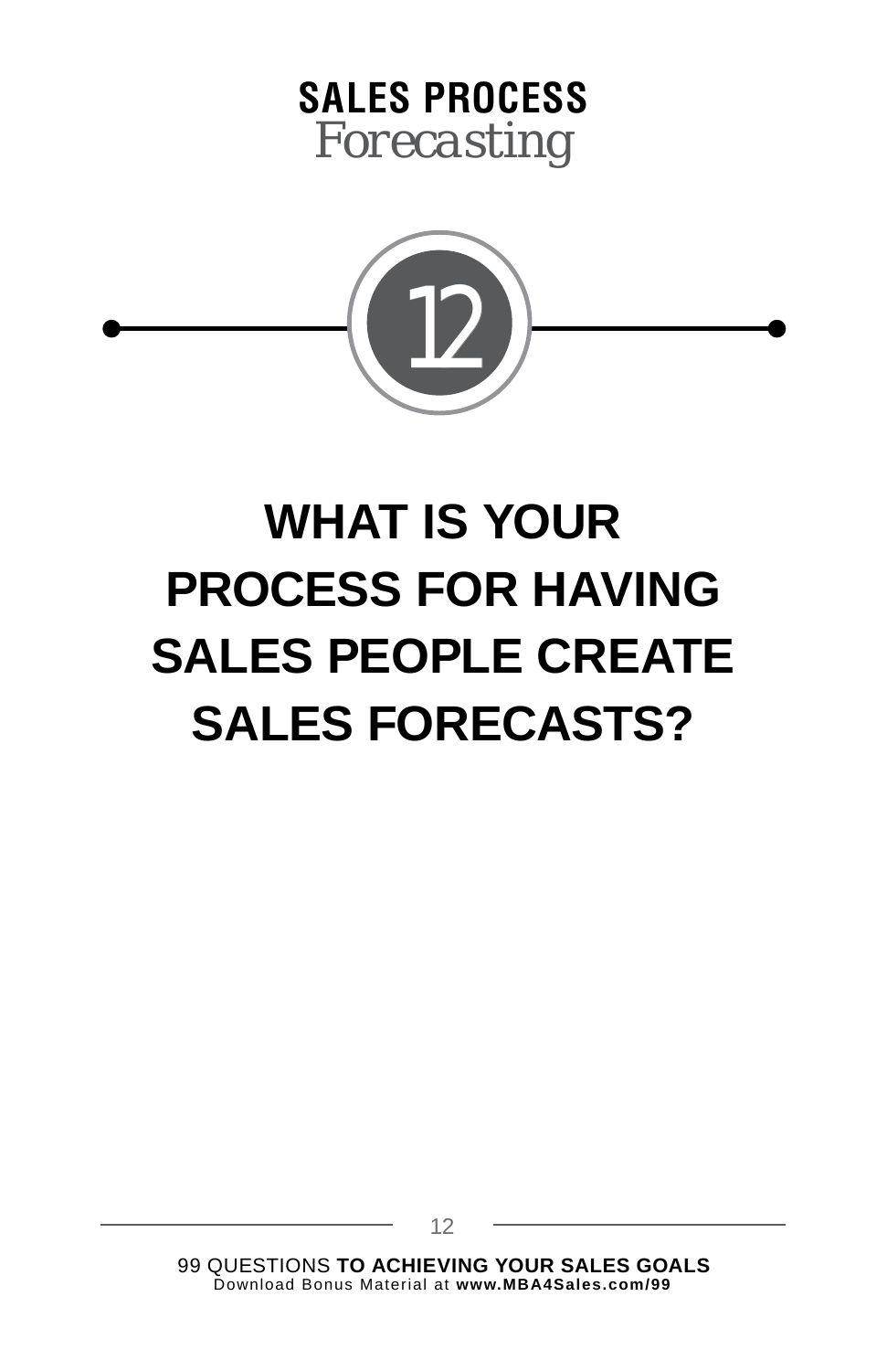**SALES PROCESS**
*Forecasting*

12

# WHAT IS YOUR PROCESS FOR HAVING SALES PEOPLE CREATE SALES FORECASTS?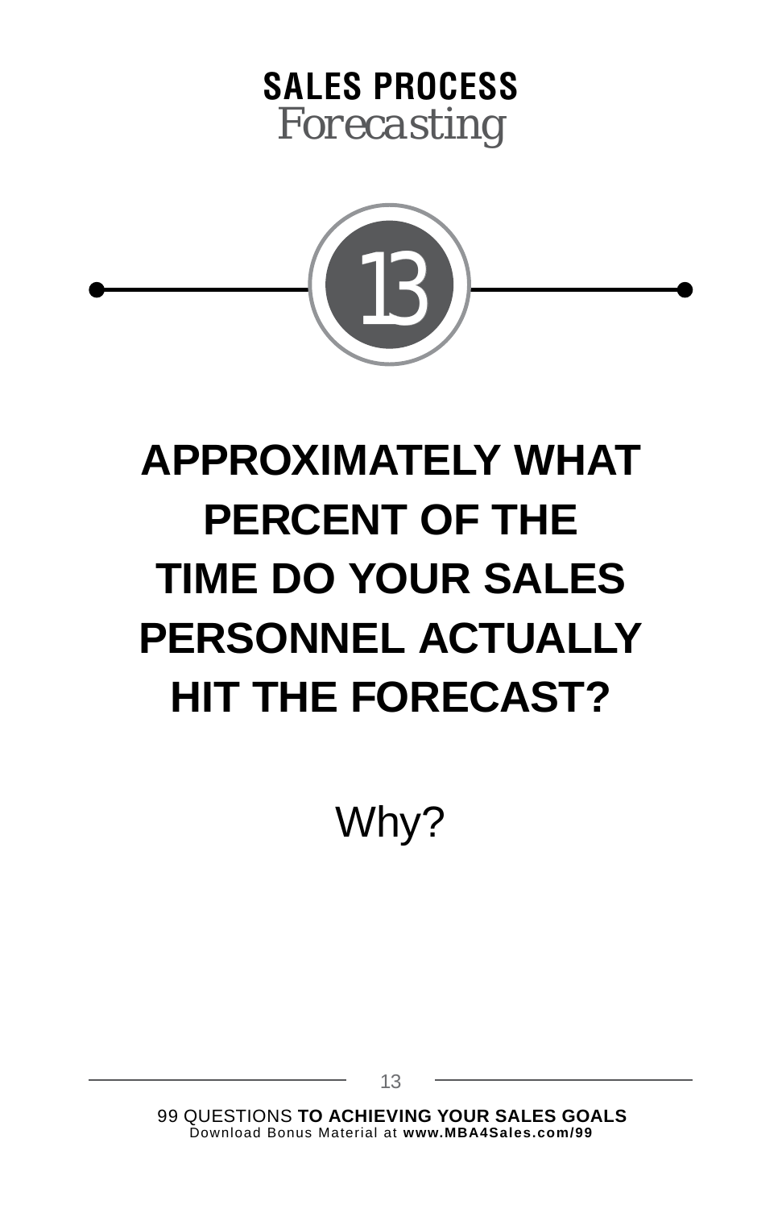**SALES PROCESS**
*Forecasting*

13

# APPROXIMATELY WHAT PERCENT OF THE TIME DO YOUR SALES PERSONNEL ACTUALLY HIT THE FORECAST?

Why?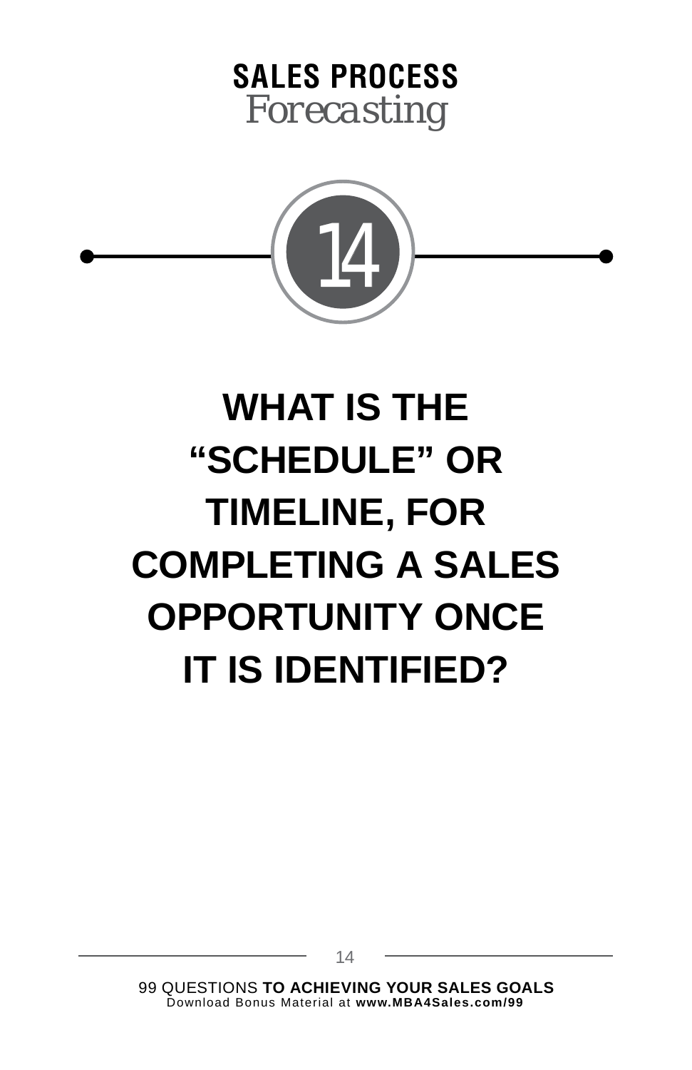**SALES PROCESS**
*Forecasting*

14

# WHAT IS THE "SCHEDULE" OR TIMELINE, FOR COMPLETING A SALES OPPORTUNITY ONCE IT IS IDENTIFIED?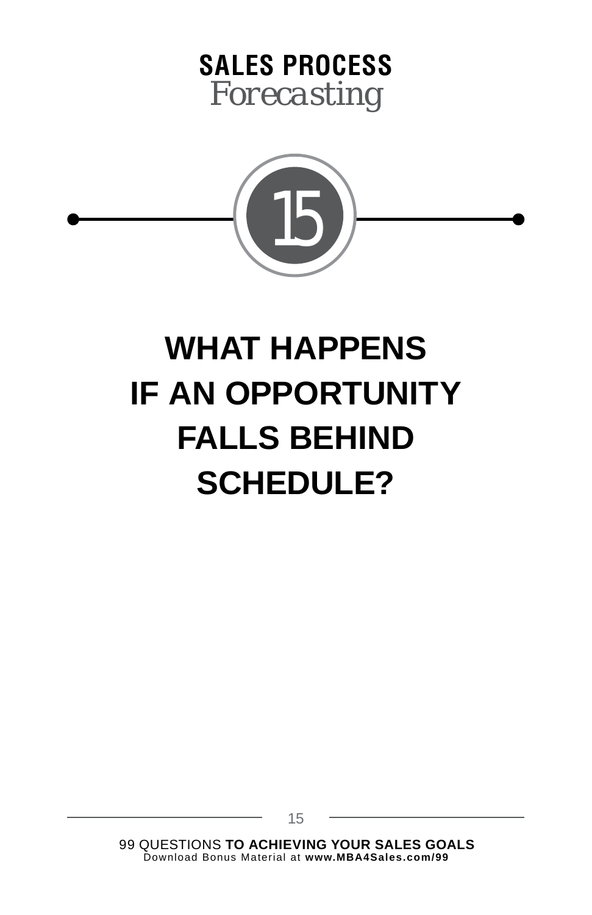**SALES PROCESS**
*Forecasting*

15

# WHAT HAPPENS IF AN OPPORTUNITY FALLS BEHIND SCHEDULE?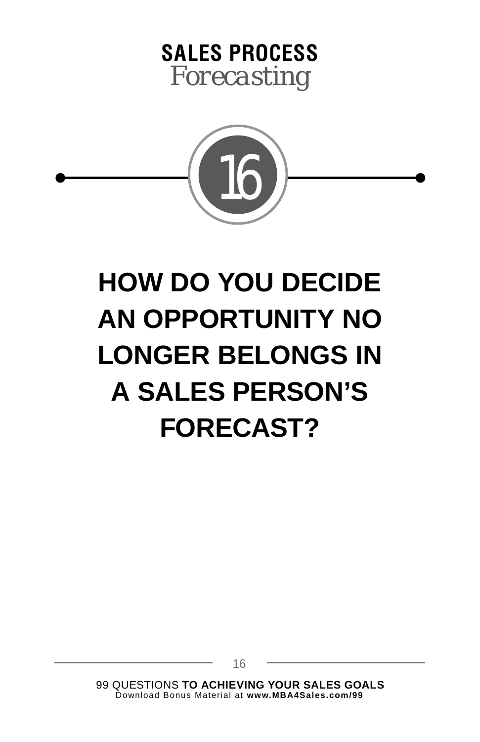**SALES PROCESS**
*Forecasting*

16

# HOW DO YOU DECIDE AN OPPORTUNITY NO LONGER BELONGS IN A SALES PERSON'S FORECAST?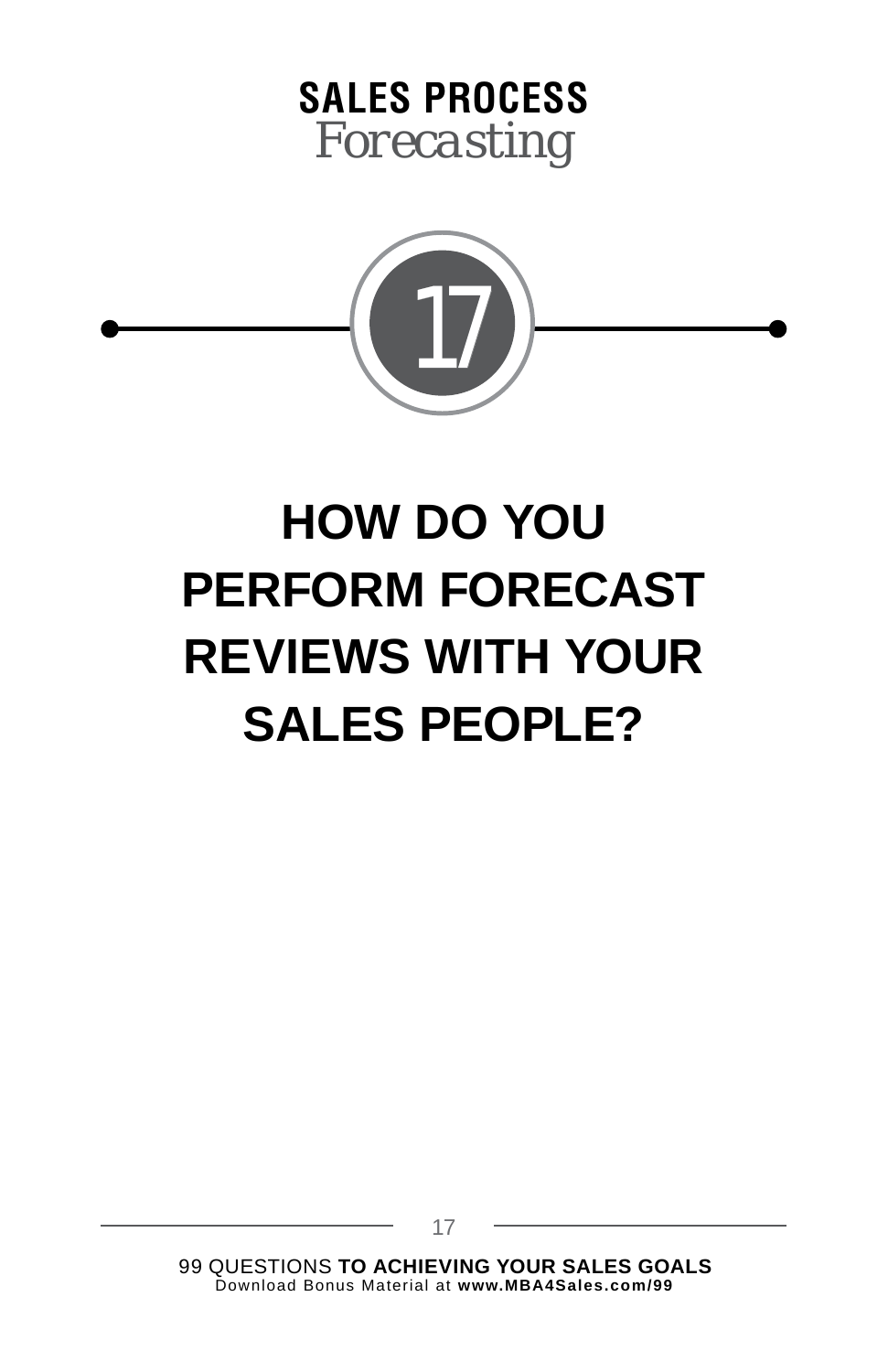**SALES PROCESS**
*Forecasting*

17

# HOW DO YOU PERFORM FORECAST REVIEWS WITH YOUR SALES PEOPLE?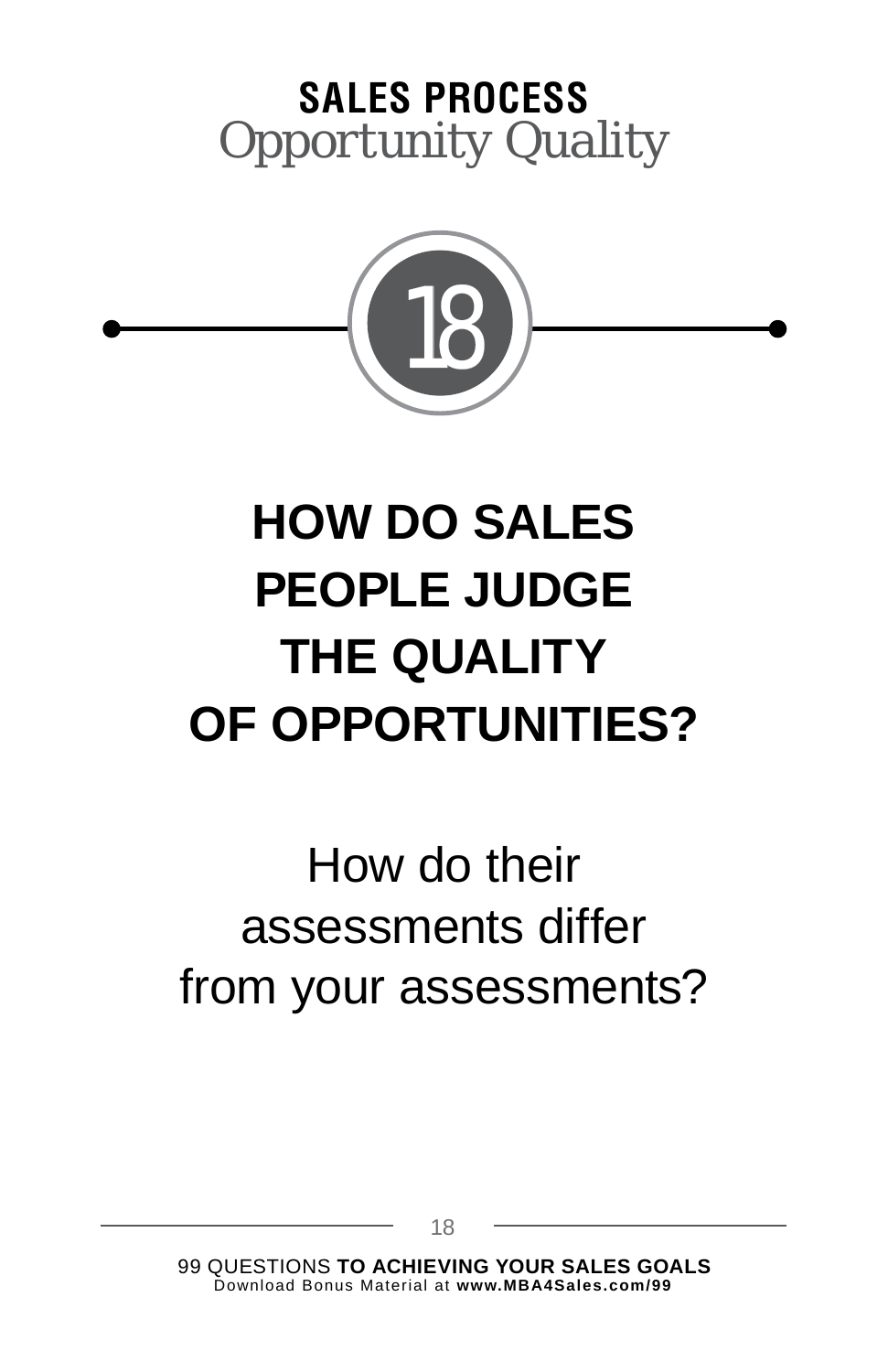**SALES PROCESS**
*Opportunity Quality*

18

# HOW DO SALES PEOPLE JUDGE THE QUALITY OF OPPORTUNITIES?

How do their assessments differ from your assessments?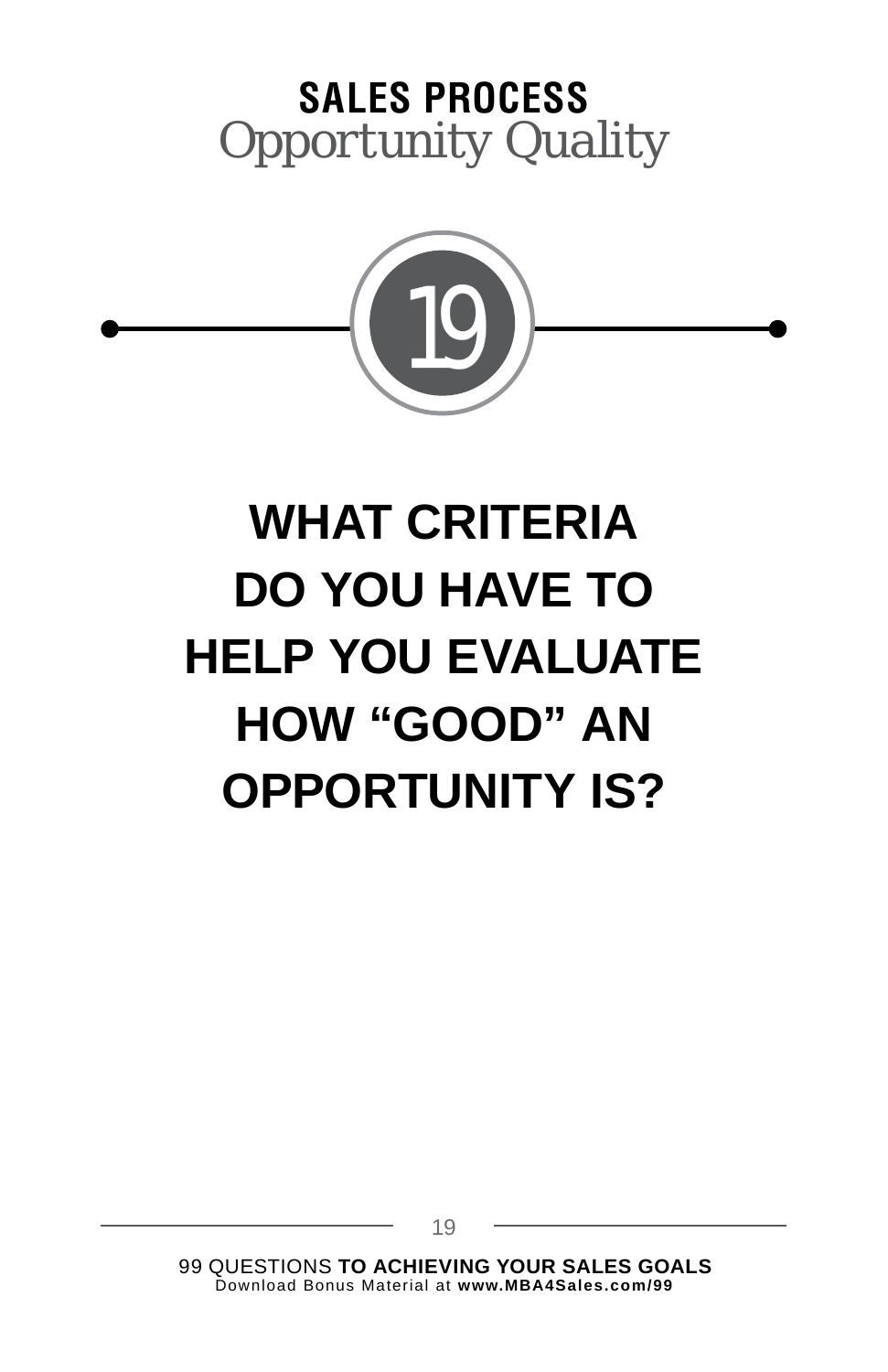## SALES PROCESS
*Opportunity Quality*

19

# WHAT CRITERIA DO YOU HAVE TO HELP YOU EVALUATE HOW “GOOD” AN OPPORTUNITY IS?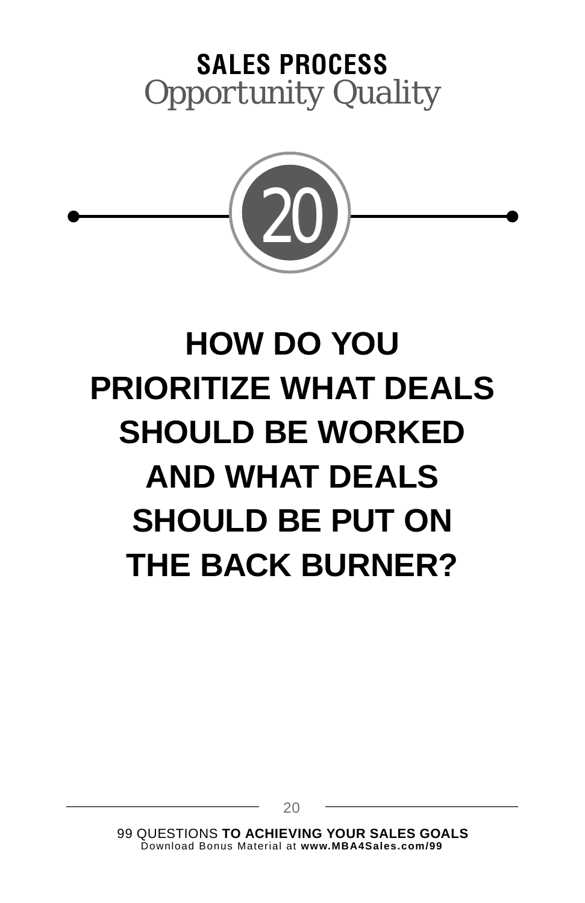**SALES PROCESS**
*Opportunity Quality*

20

# HOW DO YOU PRIORITIZE WHAT DEALS SHOULD BE WORKED AND WHAT DEALS SHOULD BE PUT ON THE BACK BURNER?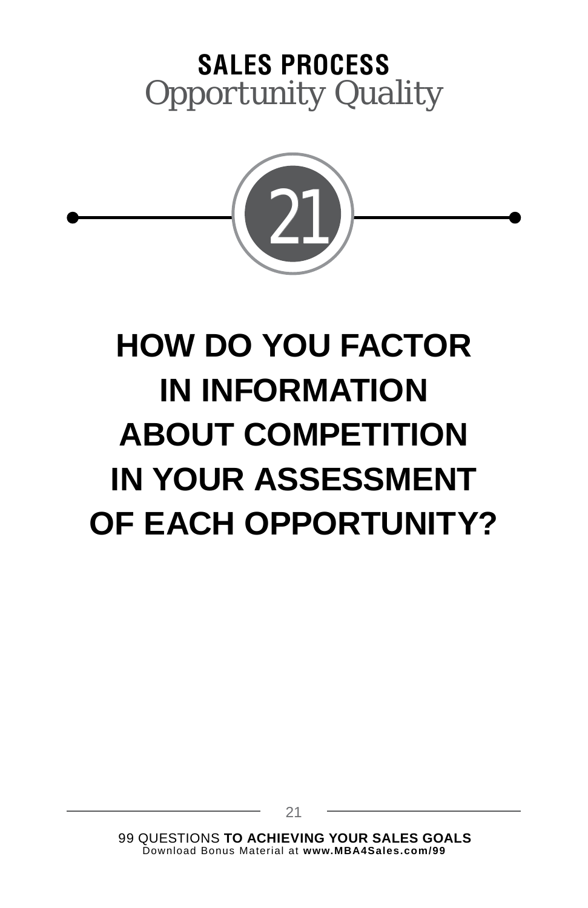**SALES PROCESS**
*Opportunity Quality*

21

# HOW DO YOU FACTOR IN INFORMATION ABOUT COMPETITION IN YOUR ASSESSMENT OF EACH OPPORTUNITY?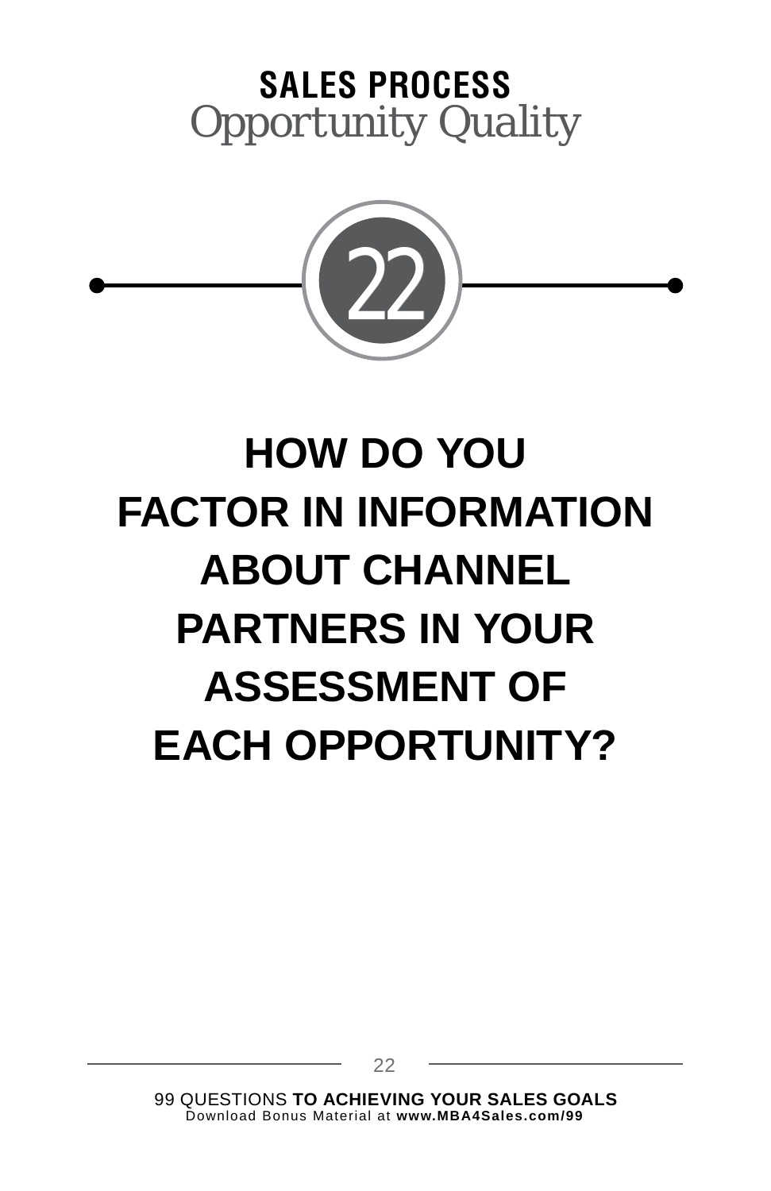**SALES PROCESS**
*Opportunity Quality*

22

# HOW DO YOU FACTOR IN INFORMATION ABOUT CHANNEL PARTNERS IN YOUR ASSESSMENT OF EACH OPPORTUNITY?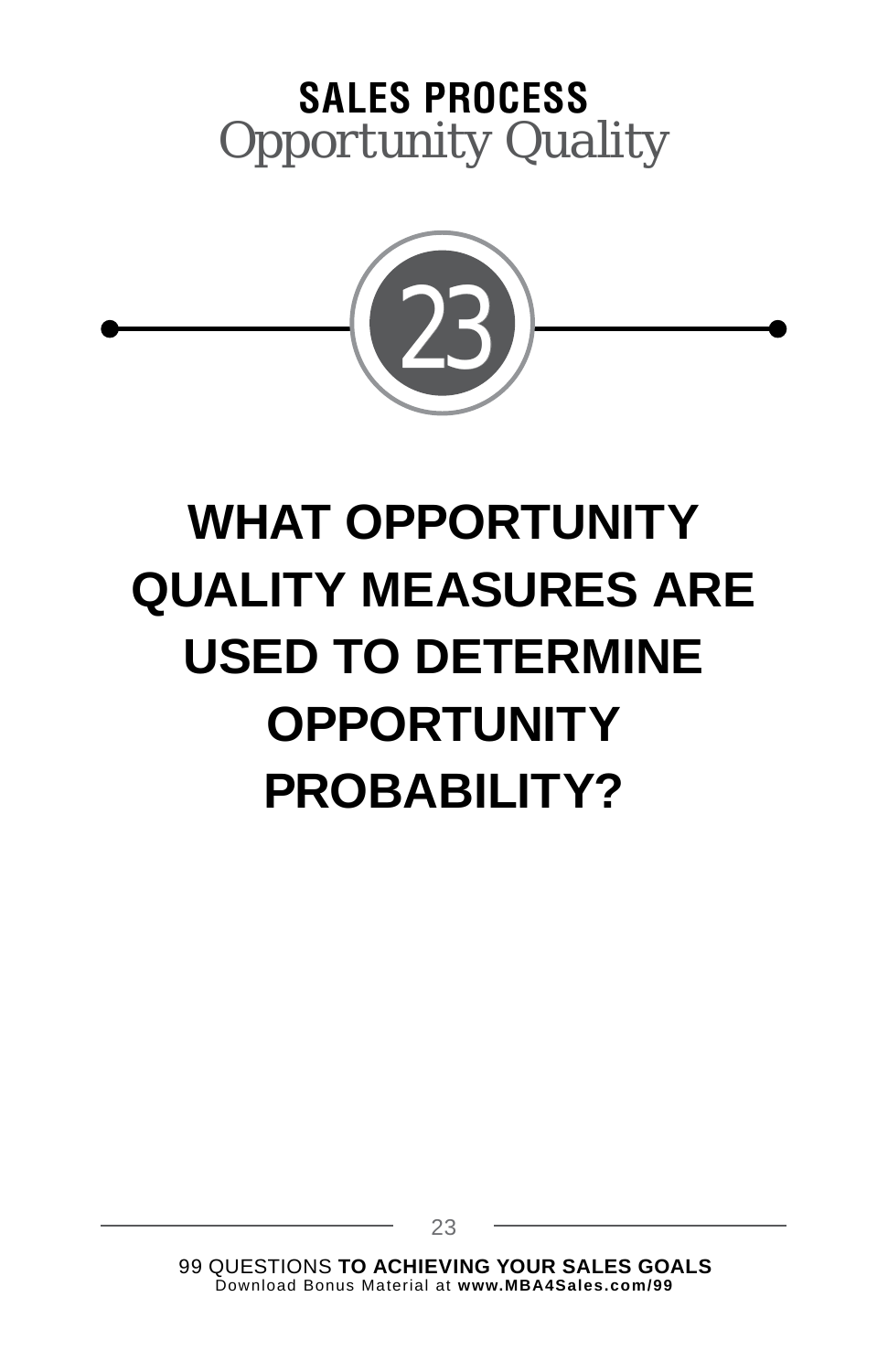**SALES PROCESS**

*Opportunity Quality*

23

# WHAT OPPORTUNITY QUALITY MEASURES ARE USED TO DETERMINE OPPORTUNITY PROBABILITY?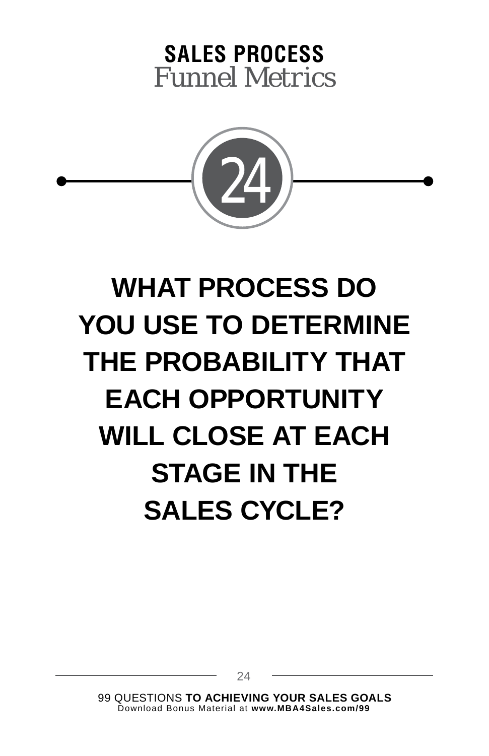**SALES PROCESS**
*Funnel Metrics*

24

# WHAT PROCESS DO YOU USE TO DETERMINE THE PROBABILITY THAT EACH OPPORTUNITY WILL CLOSE AT EACH STAGE IN THE SALES CYCLE?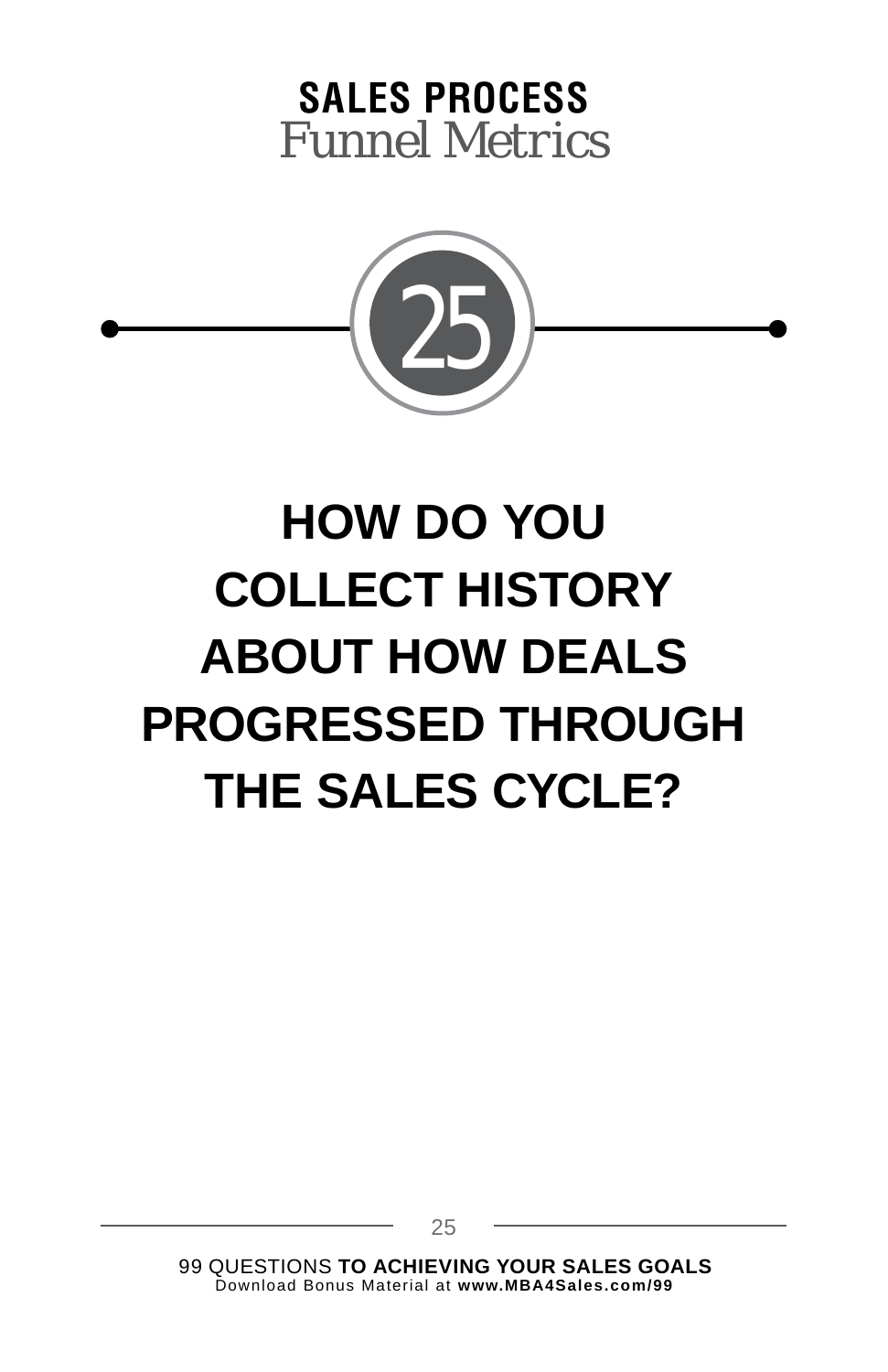**SALES PROCESS**
*Funnel Metrics*

25

# HOW DO YOU COLLECT HISTORY ABOUT HOW DEALS PROGRESSED THROUGH THE SALES CYCLE?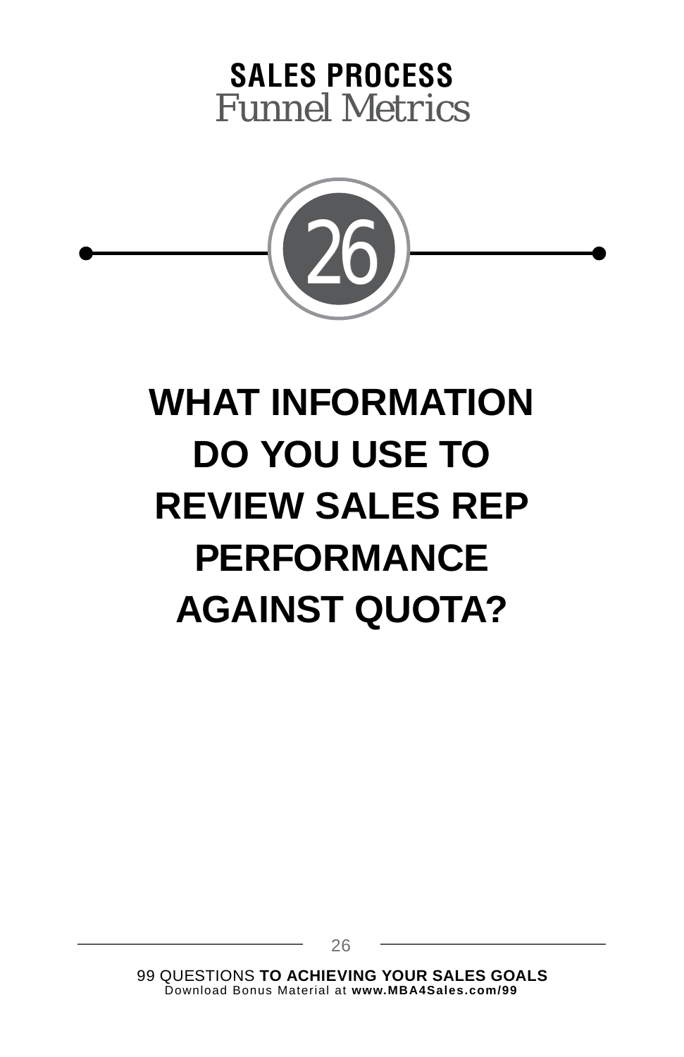**SALES PROCESS**
*Funnel Metrics*

26

# WHAT INFORMATION DO YOU USE TO REVIEW SALES REP PERFORMANCE AGAINST QUOTA?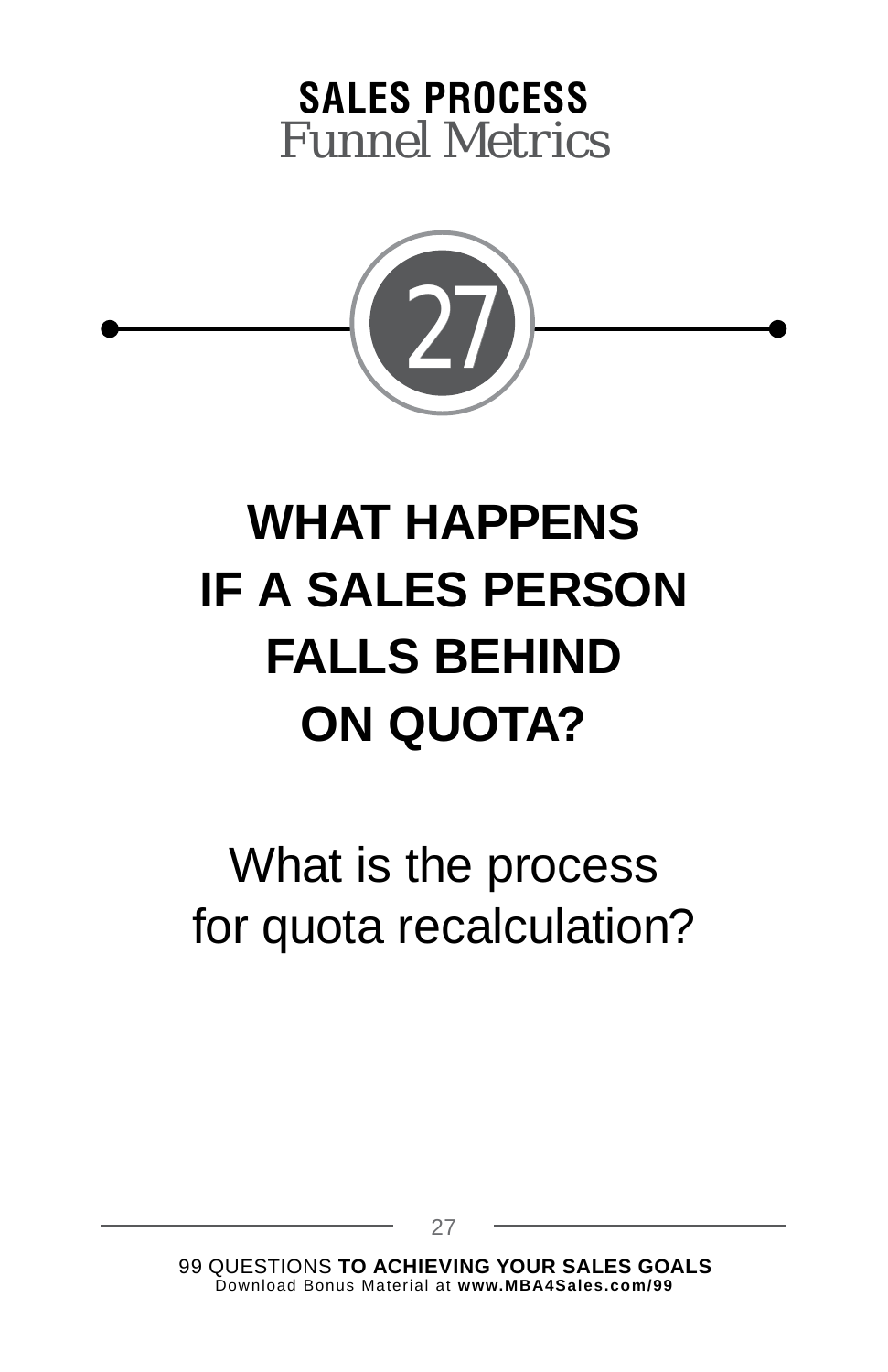**SALES PROCESS**
*Funnel Metrics*

27

# WHAT HAPPENS IF A SALES PERSON FALLS BEHIND ON QUOTA?

What is the process for quota recalculation?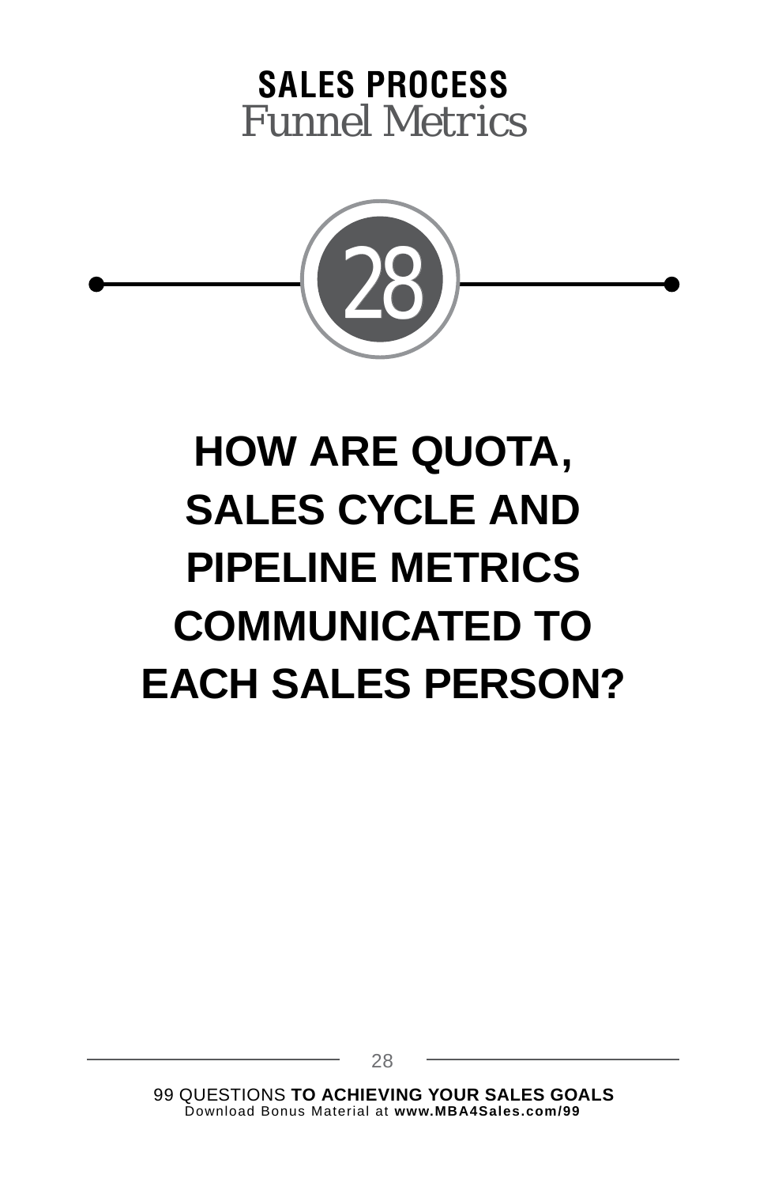**SALES PROCESS**
*Funnel Metrics*

28

# HOW ARE QUOTA, SALES CYCLE AND PIPELINE METRICS COMMUNICATED TO EACH SALES PERSON?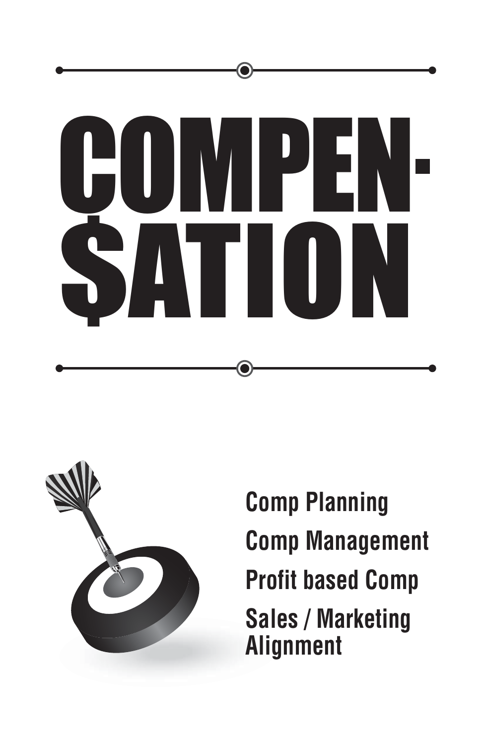# COMPEN-$ATION

**Comp Planning**

**Comp Management**

**Profit based Comp**

**Sales / Marketing Alignment**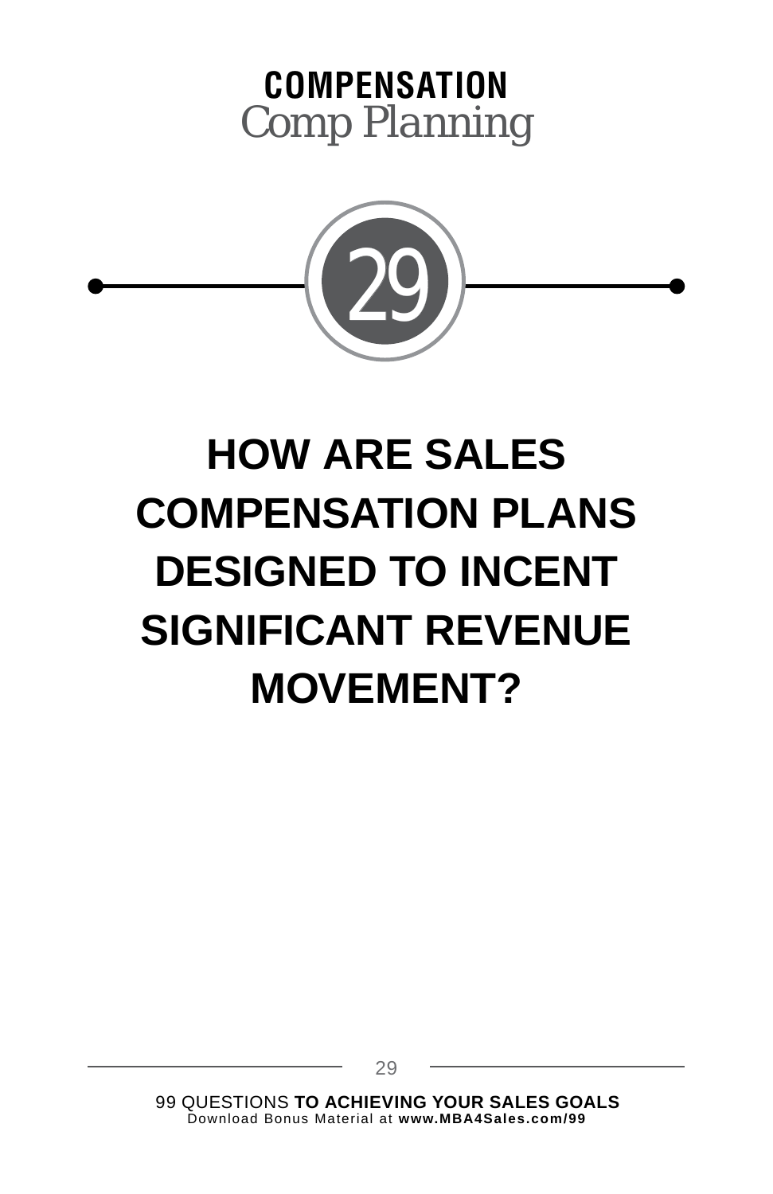**COMPENSATION**
Comp Planning

29

# HOW ARE SALES COMPENSATION PLANS DESIGNED TO INCENT SIGNIFICANT REVENUE MOVEMENT?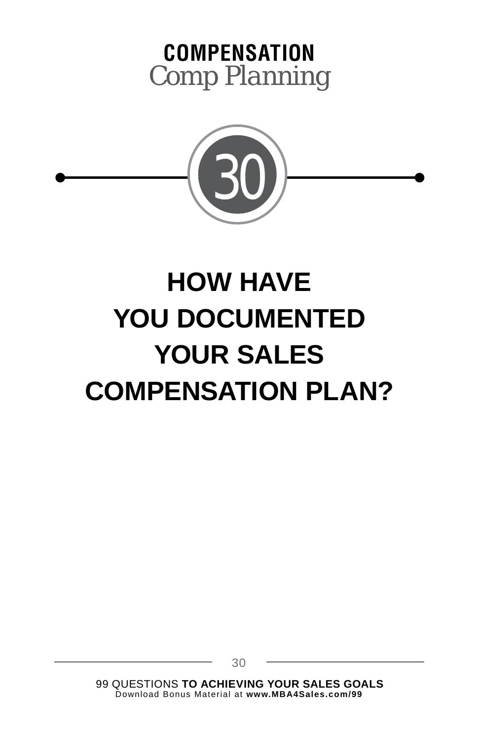**COMPENSATION**
Comp Planning

30

# HOW HAVE YOU DOCUMENTED YOUR SALES COMPENSATION PLAN?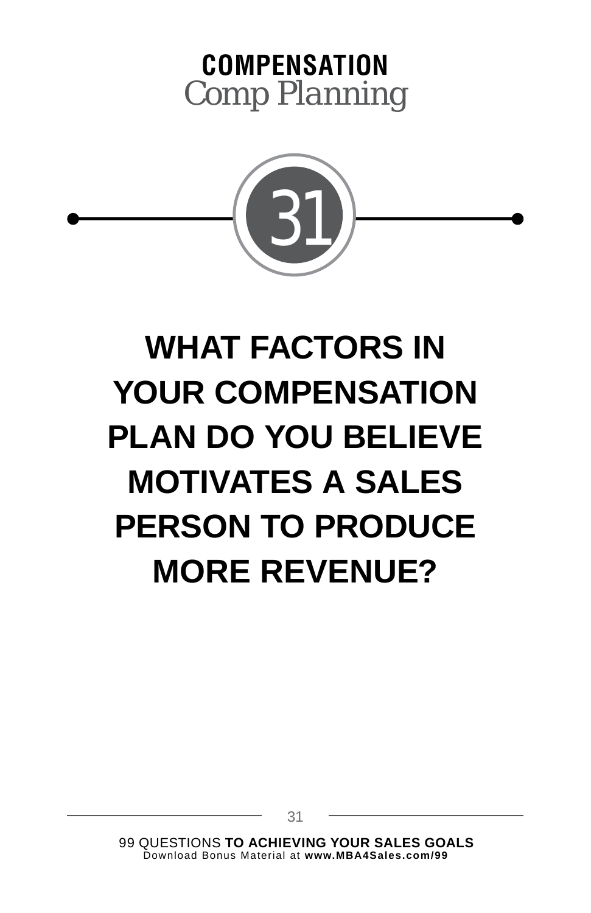**COMPENSATION**
Comp Planning

# 31

## WHAT FACTORS IN YOUR COMPENSATION PLAN DO YOU BELIEVE MOTIVATES A SALES PERSON TO PRODUCE MORE REVENUE?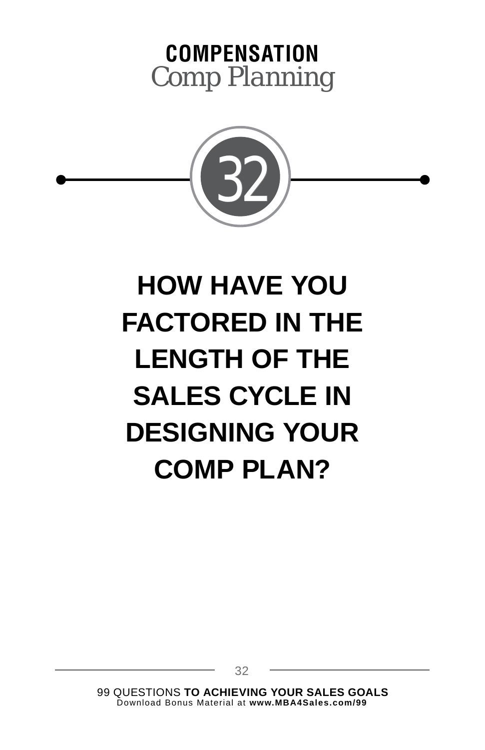**COMPENSATION**
Comp Planning

32

# HOW HAVE YOU FACTORED IN THE LENGTH OF THE SALES CYCLE IN DESIGNING YOUR COMP PLAN?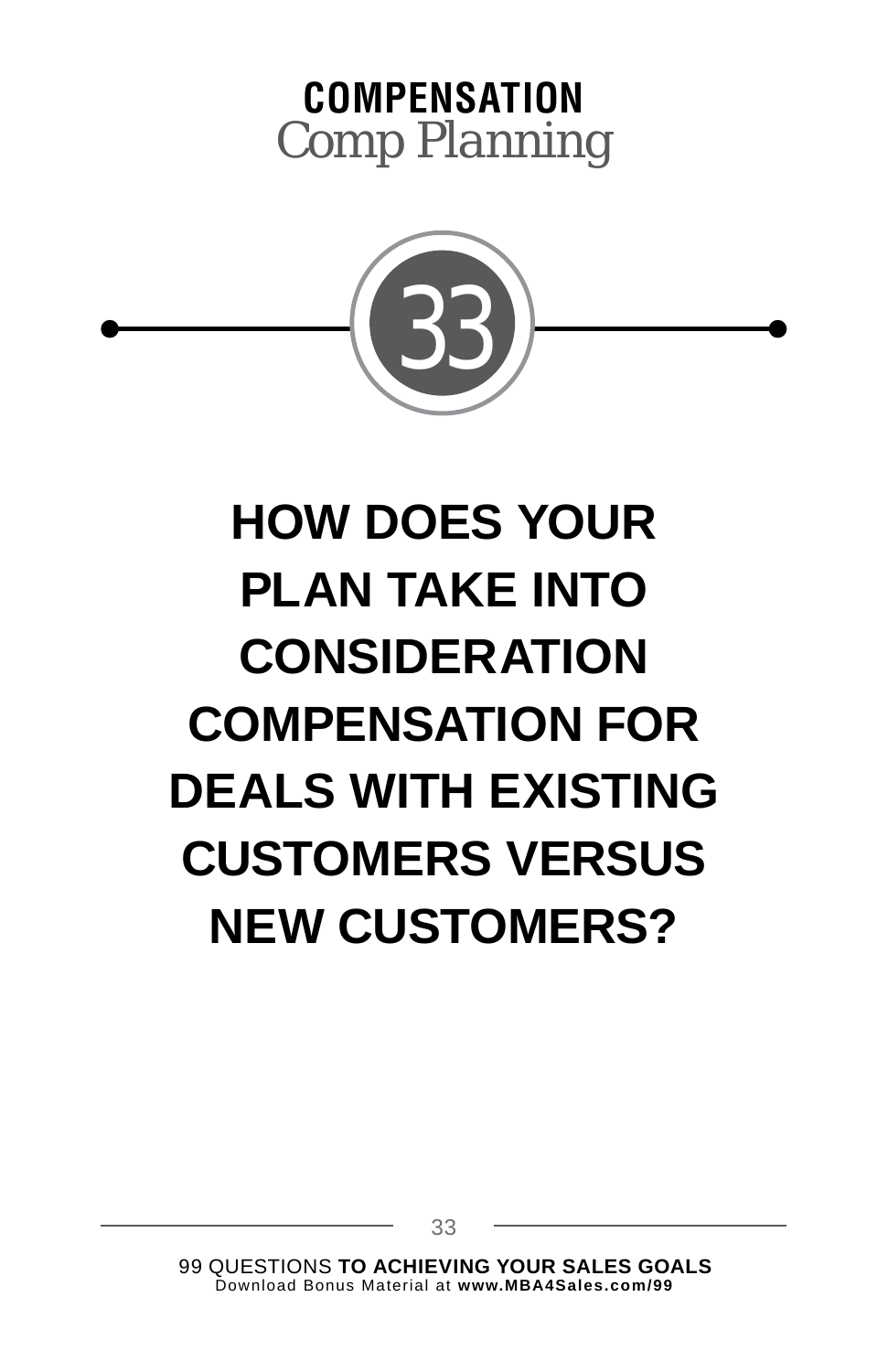**COMPENSATION**
Comp Planning

# 33

# HOW DOES YOUR PLAN TAKE INTO CONSIDERATION COMPENSATION FOR DEALS WITH EXISTING CUSTOMERS VERSUS NEW CUSTOMERS?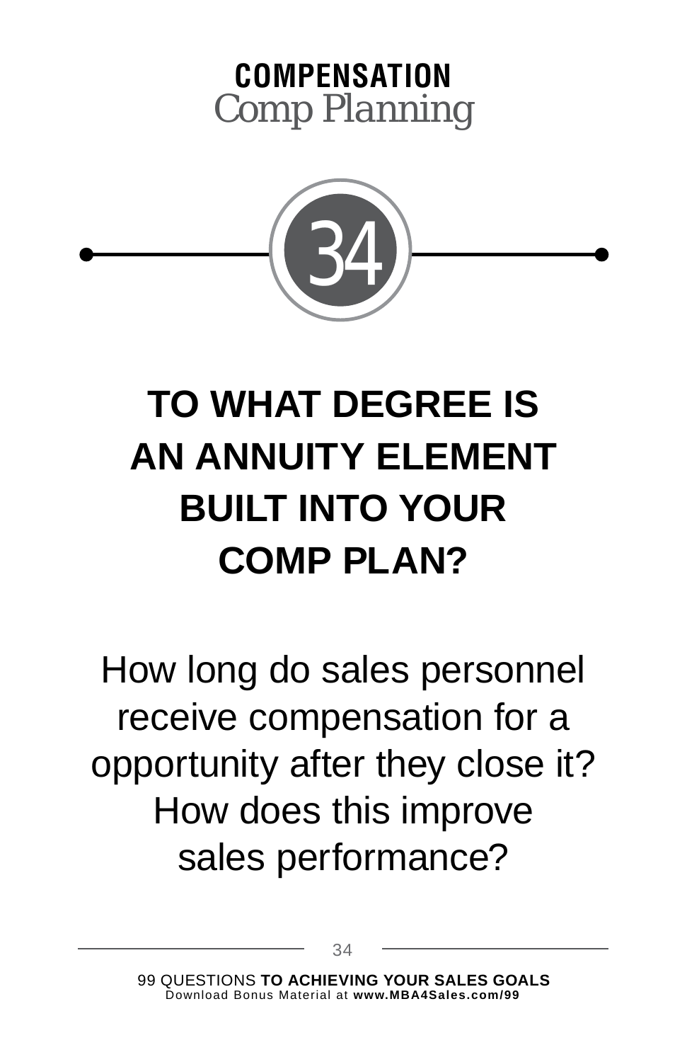**COMPENSATION**
Comp Planning

34

# TO WHAT DEGREE IS AN ANNUITY ELEMENT BUILT INTO YOUR COMP PLAN?

How long do sales personnel receive compensation for a opportunity after they close it? How does this improve sales performance?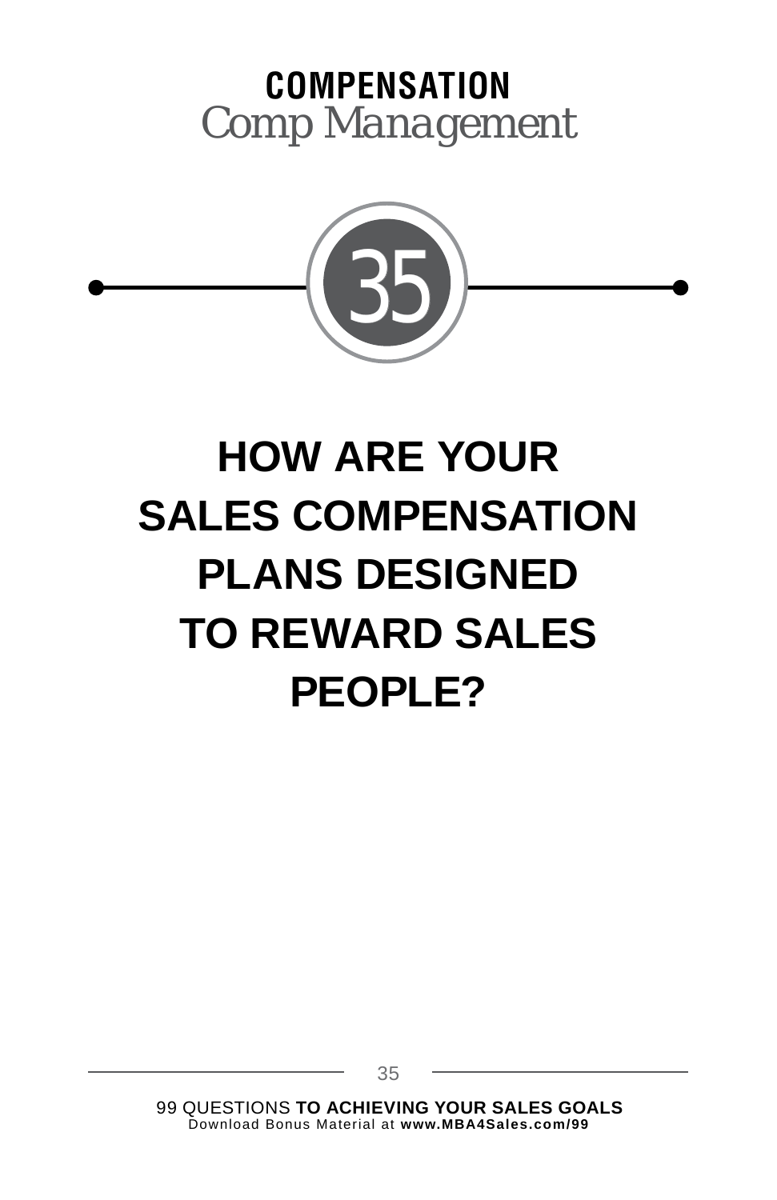# COMPENSATION

*Comp Management*

35

## HOW ARE YOUR SALES COMPENSATION PLANS DESIGNED TO REWARD SALES PEOPLE?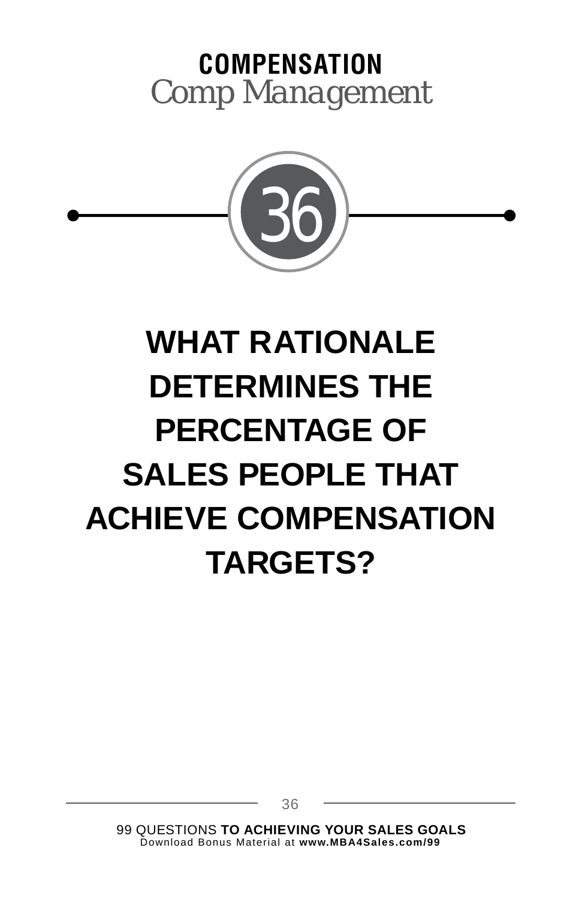**COMPENSATION**
*Comp Management*

36

# WHAT RATIONALE DETERMINES THE PERCENTAGE OF SALES PEOPLE THAT ACHIEVE COMPENSATION TARGETS?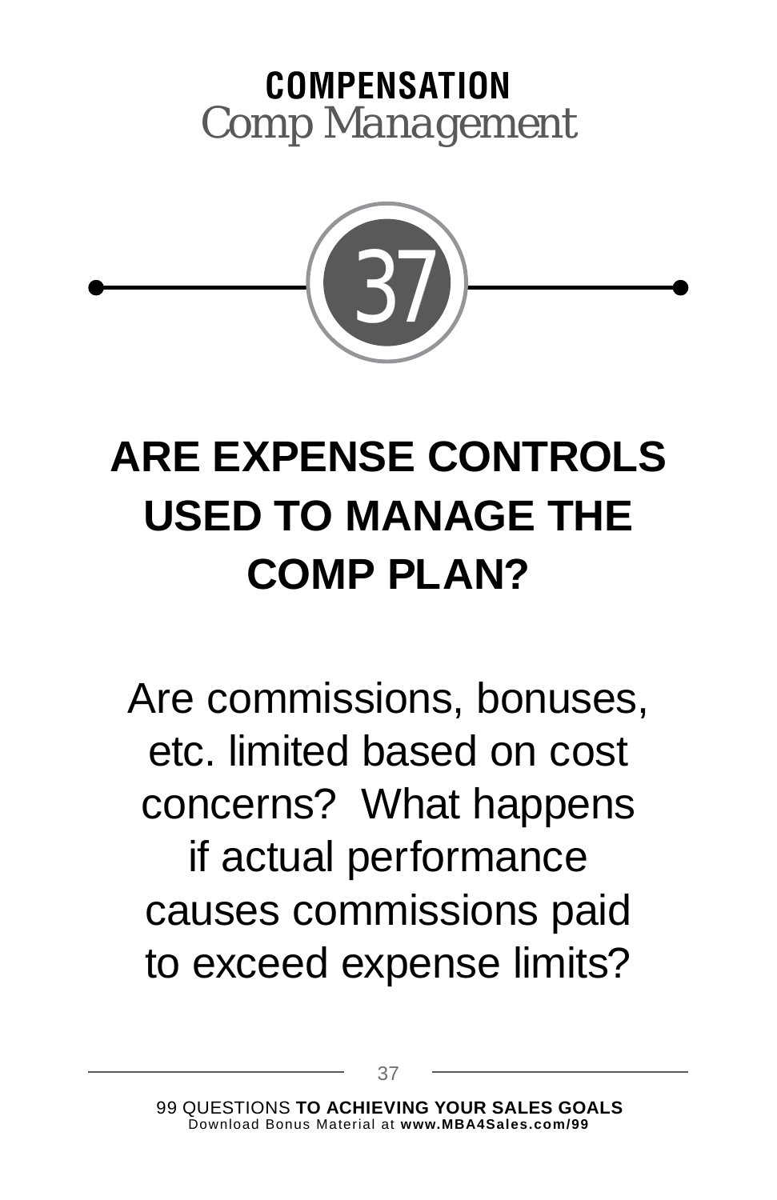**COMPENSATION**
*Comp Management*

37

# ARE EXPENSE CONTROLS USED TO MANAGE THE COMP PLAN?

Are commissions, bonuses, etc. limited based on cost concerns?  What happens if actual performance causes commissions paid to exceed expense limits?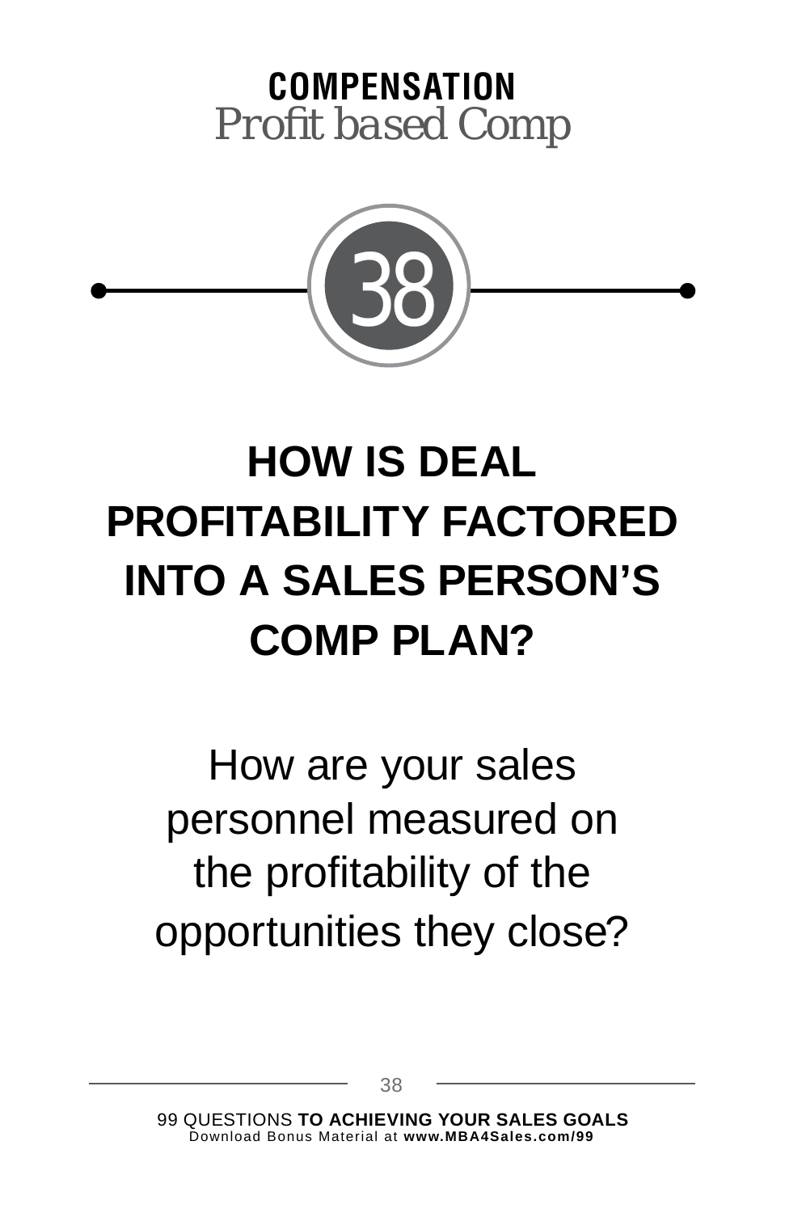## COMPENSATION
*Profit based Comp*

38

# HOW IS DEAL PROFITABILITY FACTORED INTO A SALES PERSON'S COMP PLAN?

How are your sales personnel measured on the profitability of the opportunities they close?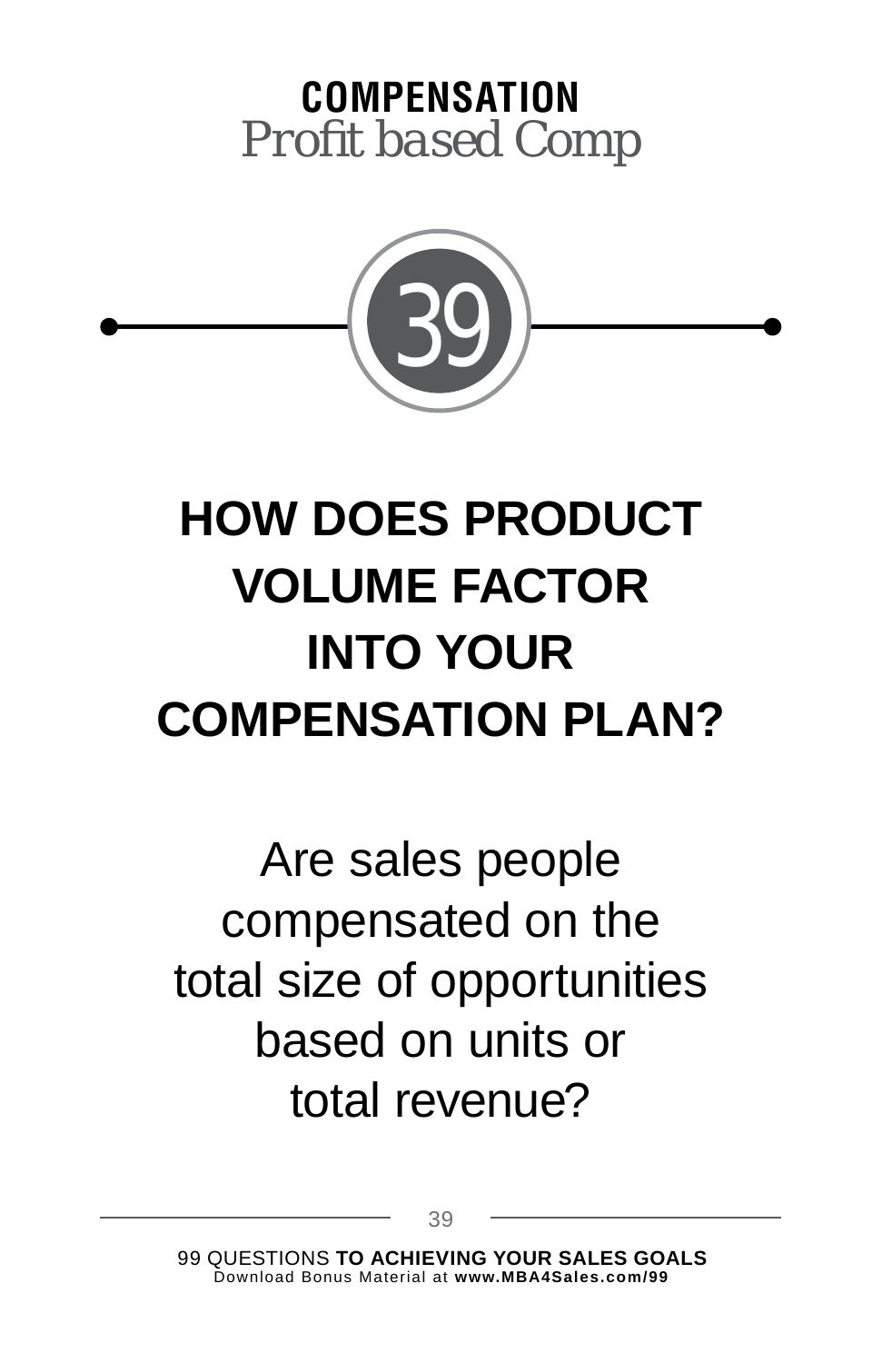**COMPENSATION**

*Profit based Comp*

39

# HOW DOES PRODUCT VOLUME FACTOR INTO YOUR COMPENSATION PLAN?

Are sales people compensated on the total size of opportunities based on units or total revenue?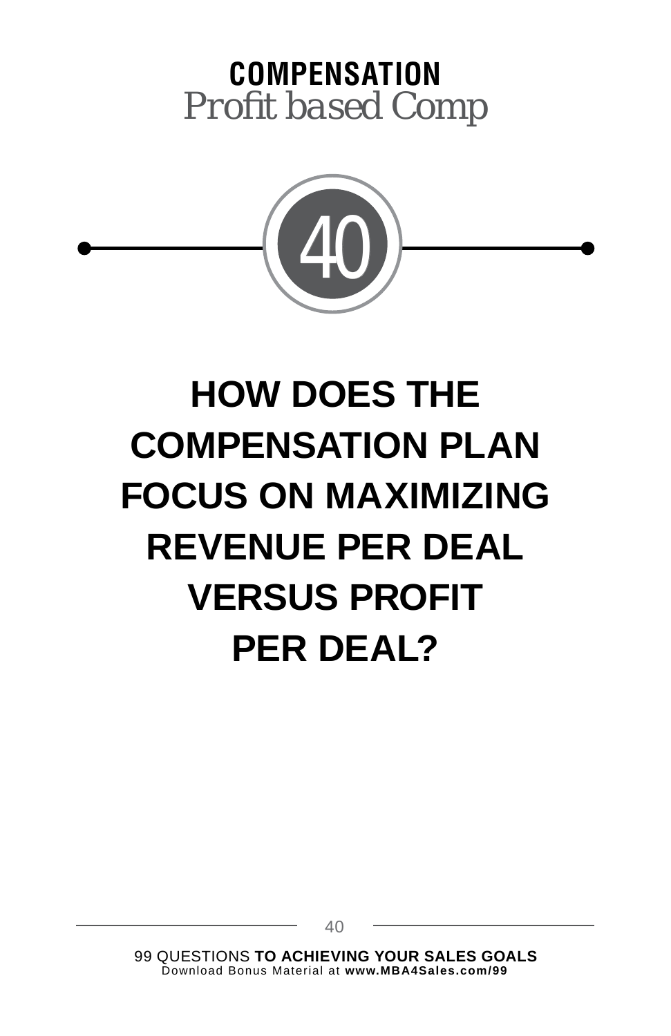**COMPENSATION**

*Profit based Comp*

## 40

# HOW DOES THE COMPENSATION PLAN FOCUS ON MAXIMIZING REVENUE PER DEAL VERSUS PROFIT PER DEAL?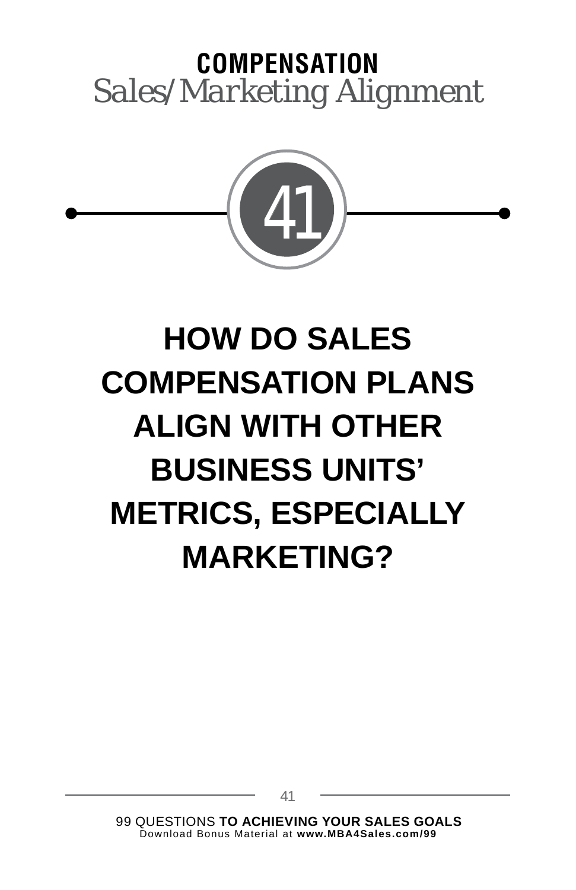**COMPENSATION**

*Sales/Marketing Alignment*

# 41

# HOW DO SALES COMPENSATION PLANS ALIGN WITH OTHER BUSINESS UNITS' METRICS, ESPECIALLY MARKETING?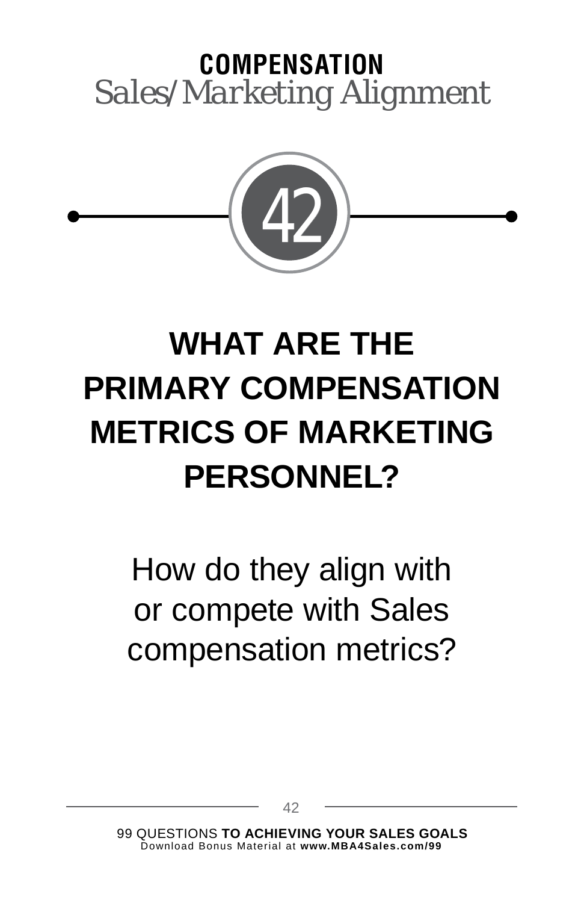**COMPENSATION**

*Sales/Marketing Alignment*

42

# WHAT ARE THE PRIMARY COMPENSATION METRICS OF MARKETING PERSONNEL?

How do they align with or compete with Sales compensation metrics?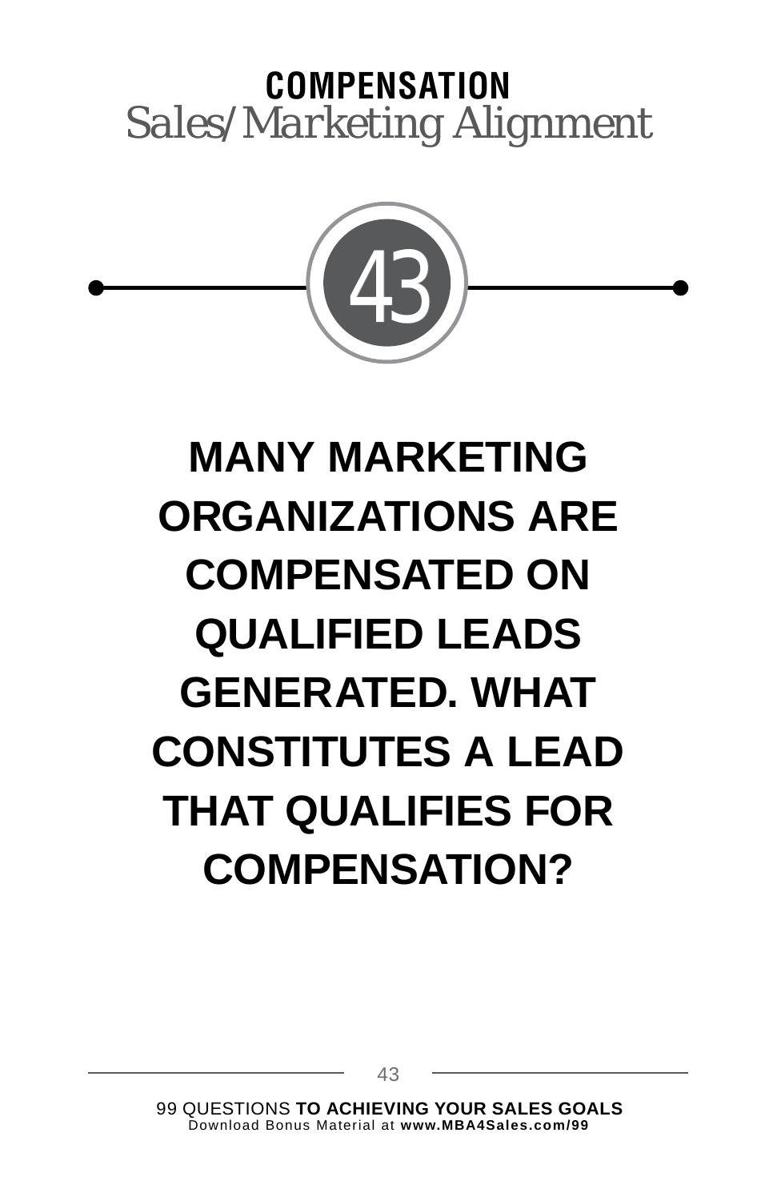## COMPENSATION

*Sales/Marketing Alignment*

43

# MANY MARKETING ORGANIZATIONS ARE COMPENSATED ON QUALIFIED LEADS GENERATED. WHAT CONSTITUTES A LEAD THAT QUALIFIES FOR COMPENSATION?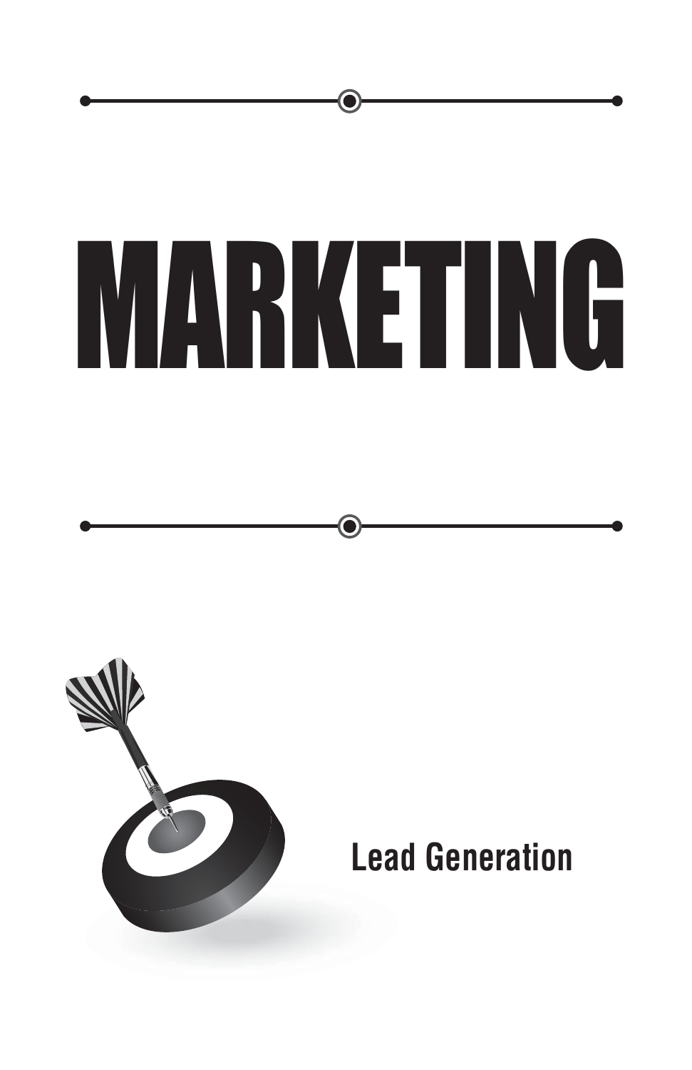# MARKETING

**Lead Generation**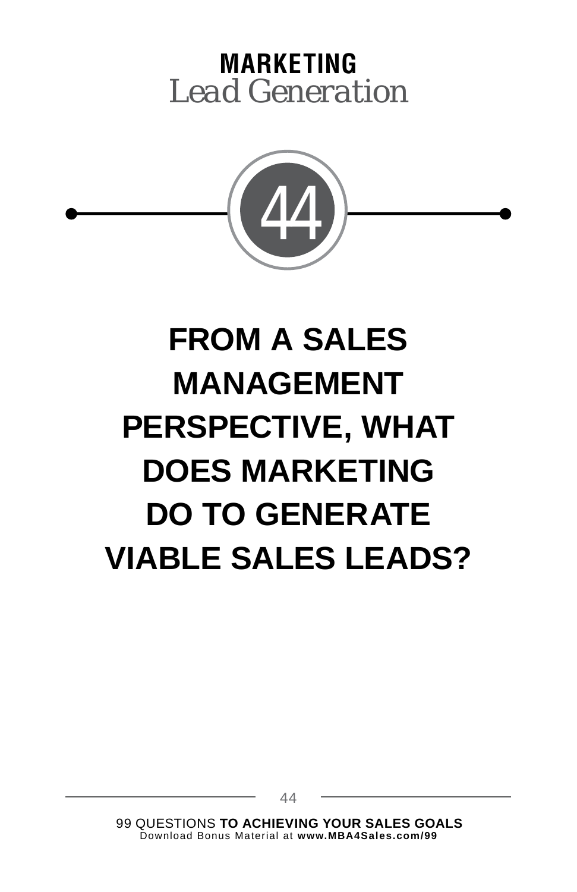**MARKETING**
*Lead Generation*

## 44

# FROM A SALES MANAGEMENT PERSPECTIVE, WHAT DOES MARKETING DO TO GENERATE VIABLE SALES LEADS?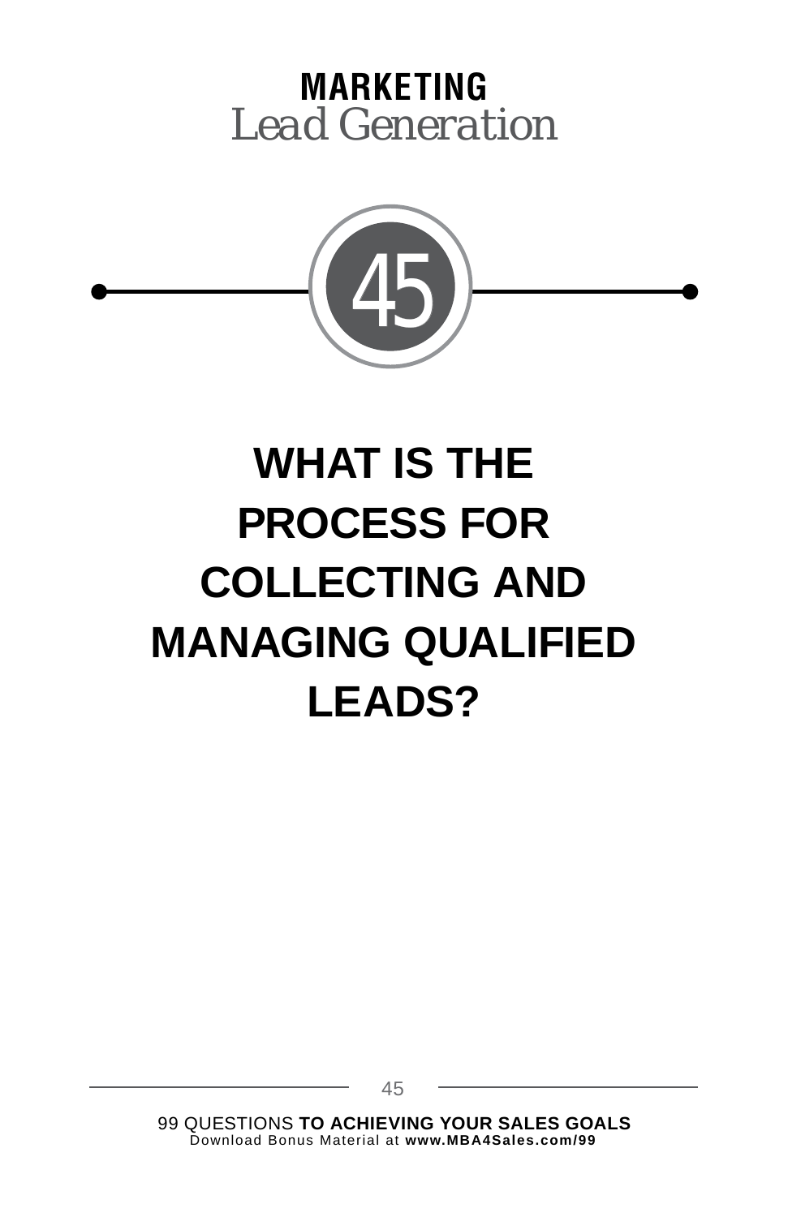**MARKETING**
*Lead Generation*

45

# WHAT IS THE PROCESS FOR COLLECTING AND MANAGING QUALIFIED LEADS?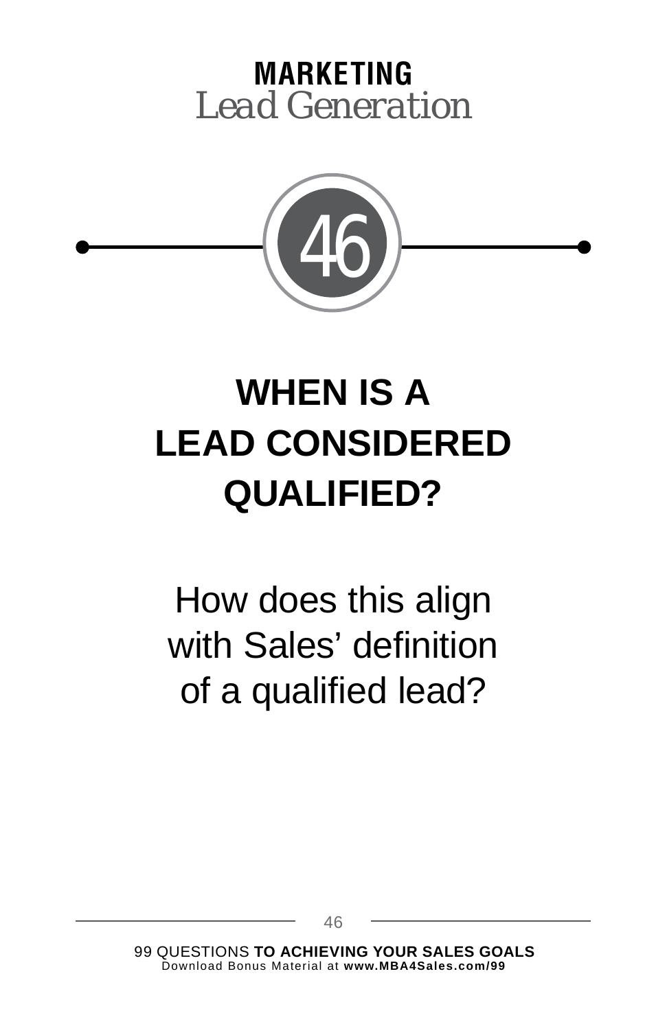**MARKETING**
*Lead Generation*

46

# WHEN IS A LEAD CONSIDERED QUALIFIED?

How does this align with Sales' definition of a qualified lead?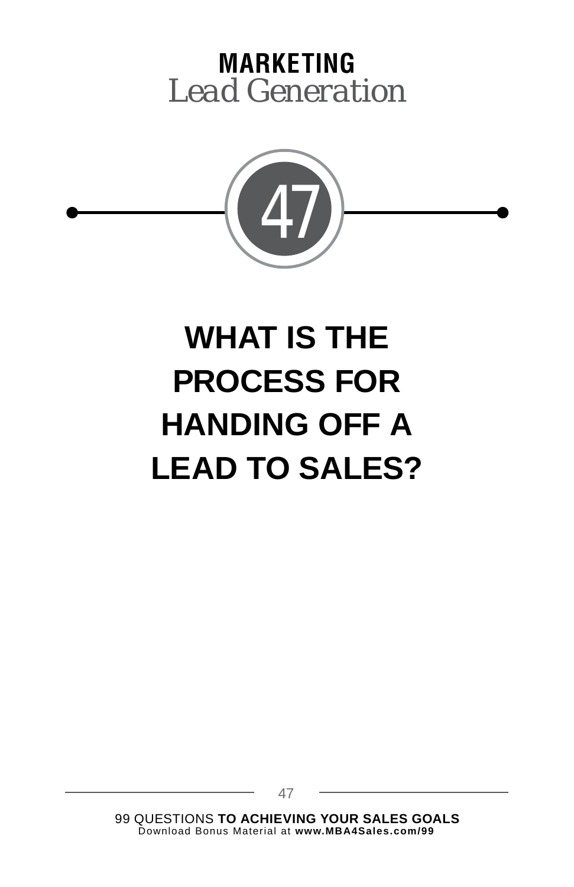**MARKETING**
*Lead Generation*

47

# WHAT IS THE PROCESS FOR HANDING OFF A LEAD TO SALES?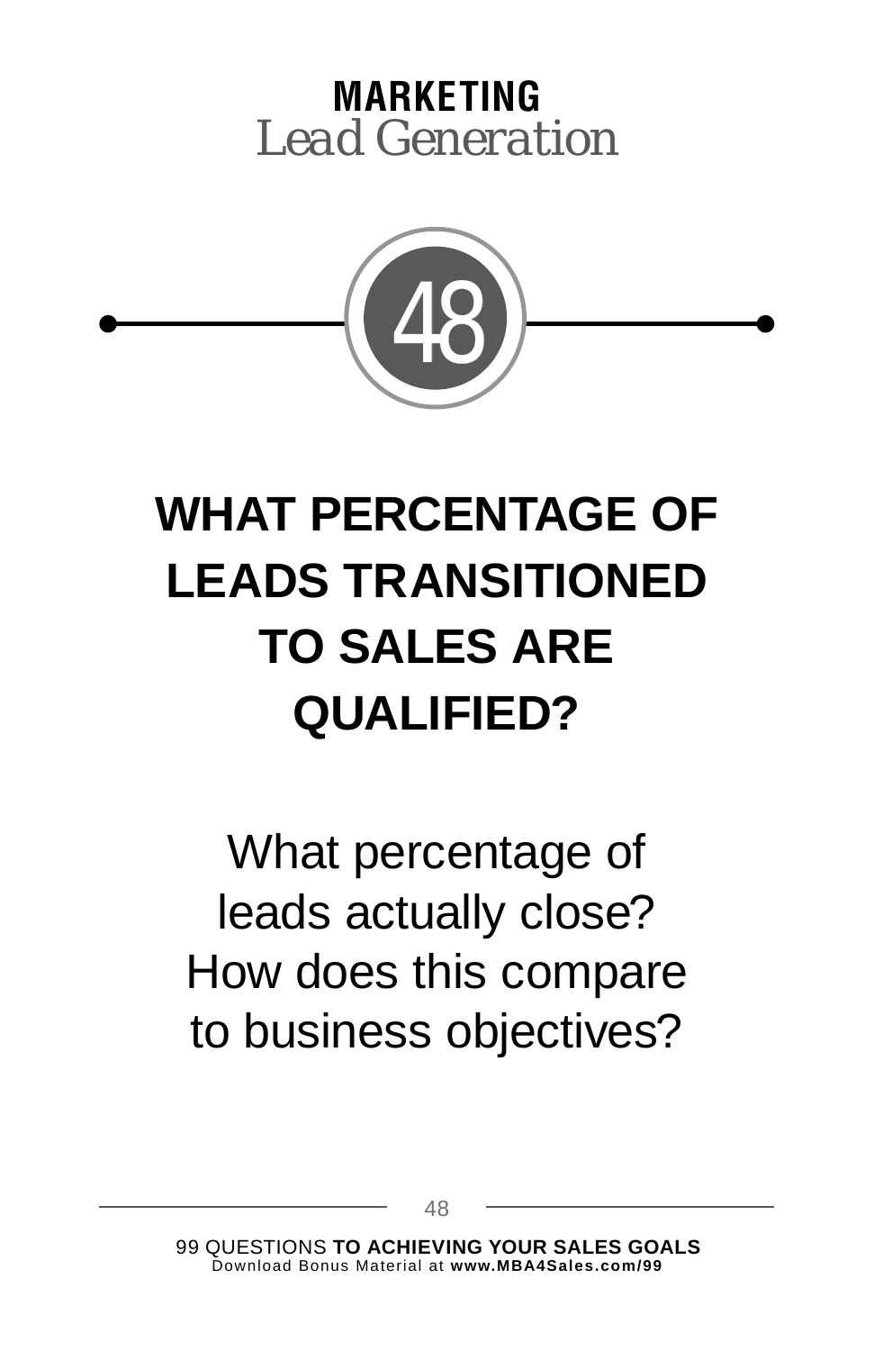**MARKETING**
*Lead Generation*

48

# WHAT PERCENTAGE OF LEADS TRANSITIONED TO SALES ARE QUALIFIED?

What percentage of leads actually close? How does this compare to business objectives?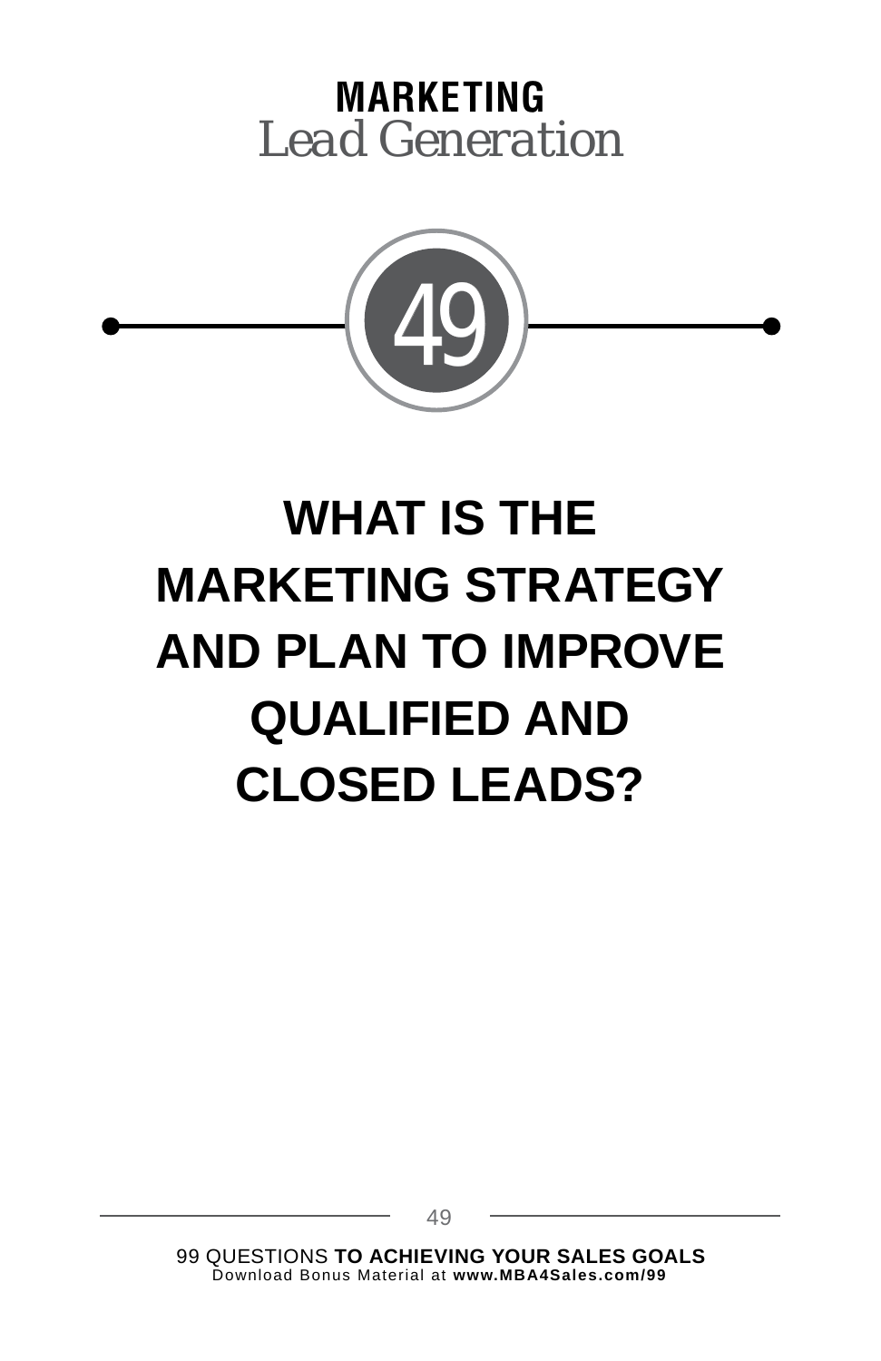**MARKETING**
*Lead Generation*

49

# WHAT IS THE MARKETING STRATEGY AND PLAN TO IMPROVE QUALIFIED AND CLOSED LEADS?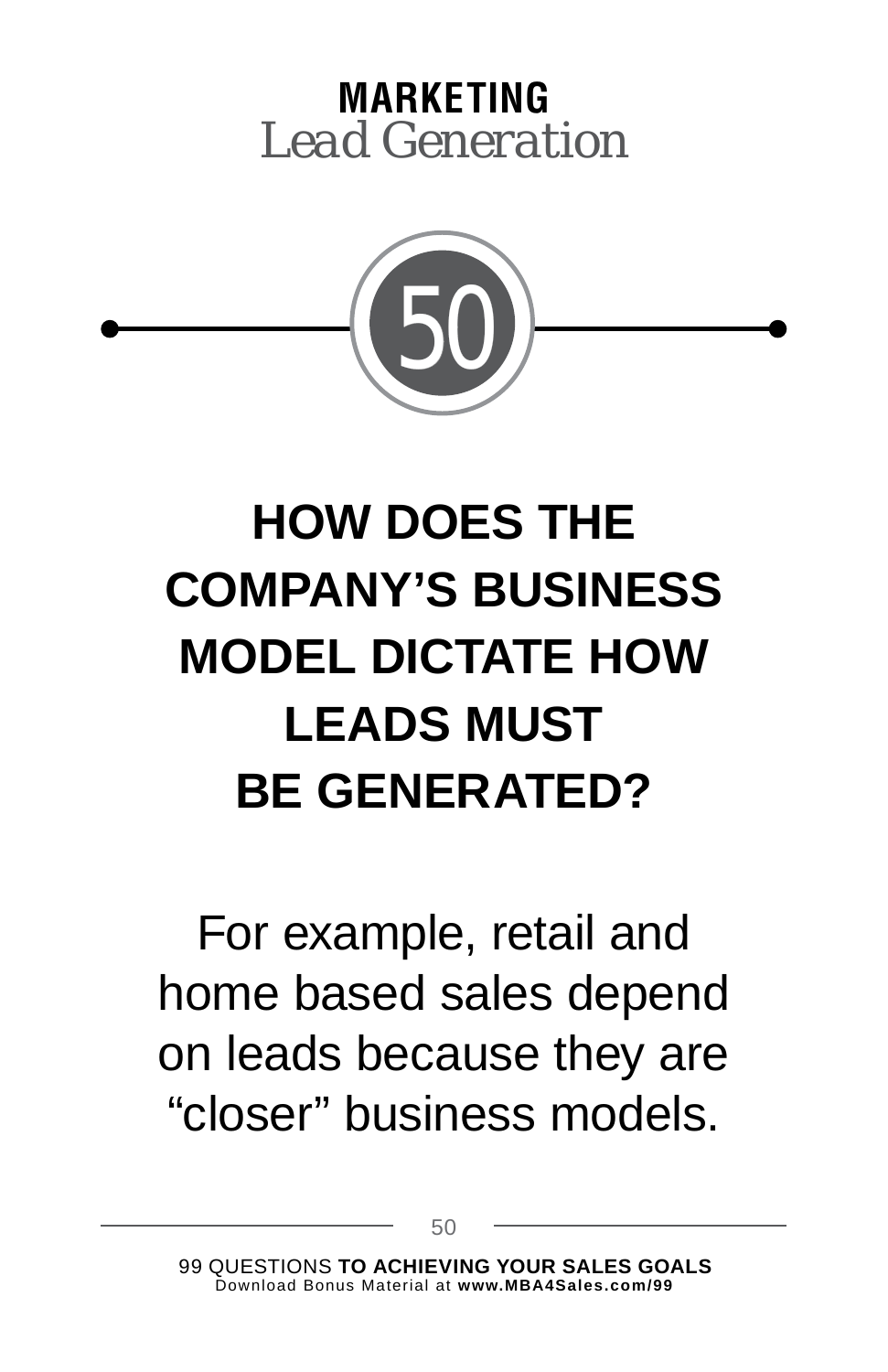**MARKETING**
*Lead Generation*

50

# HOW DOES THE COMPANY'S BUSINESS MODEL DICTATE HOW LEADS MUST BE GENERATED?

For example, retail and home based sales depend on leads because they are "closer" business models.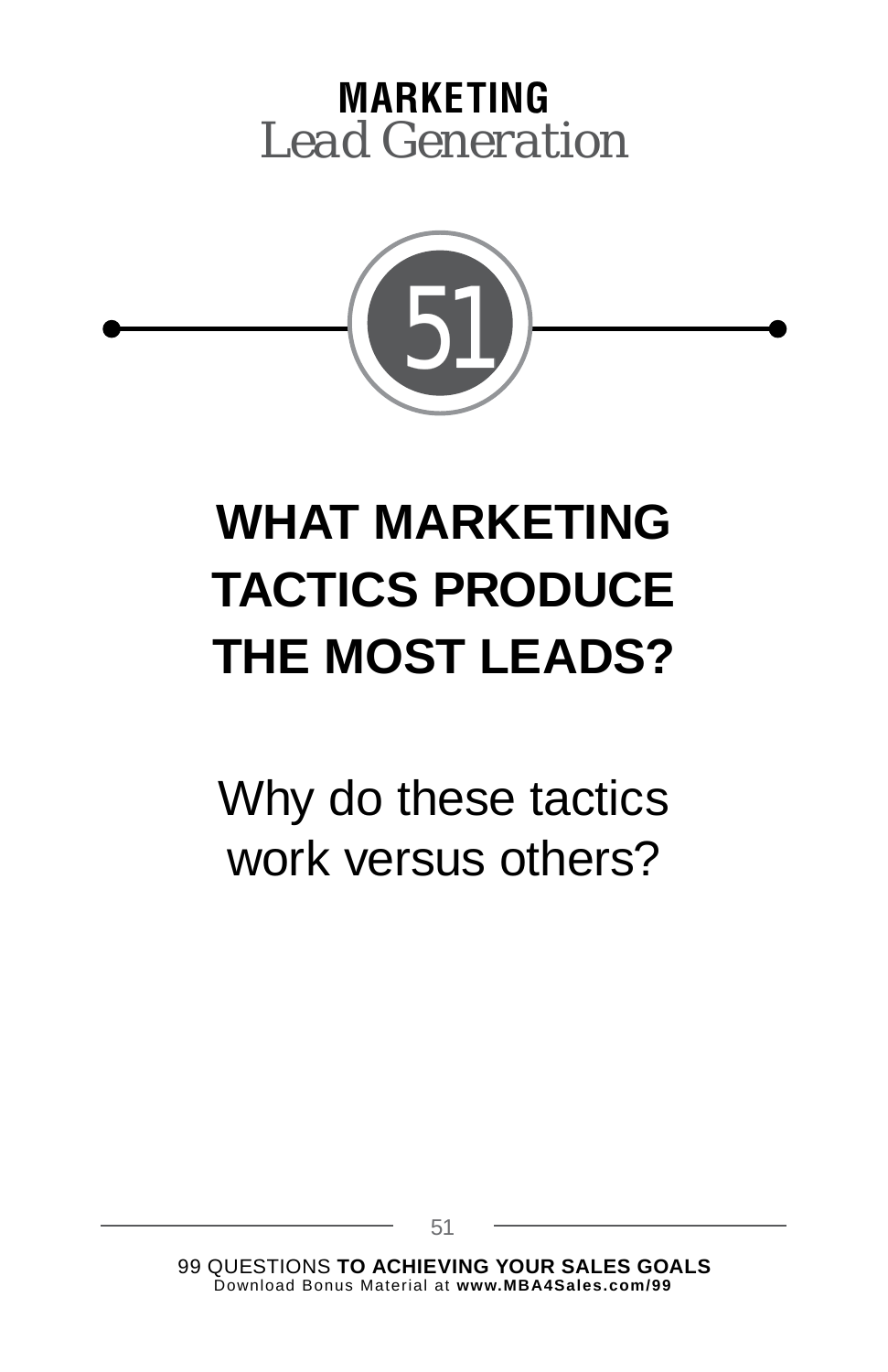**MARKETING**
*Lead Generation*

51

# WHAT MARKETING TACTICS PRODUCE THE MOST LEADS?

Why do these tactics work versus others?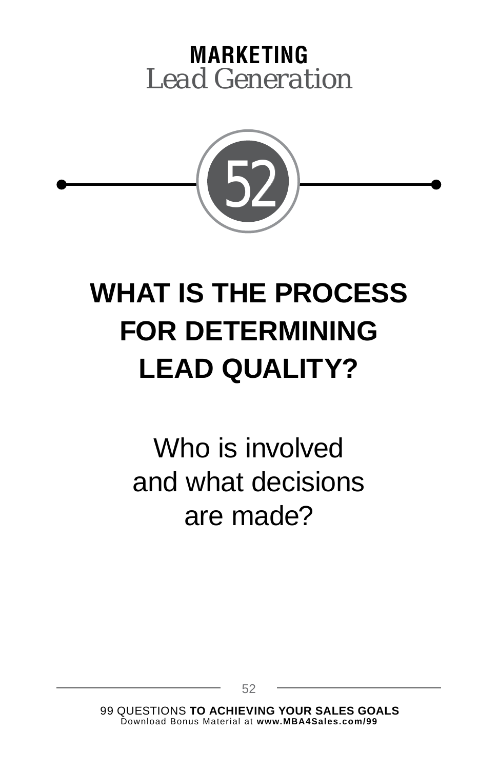**MARKETING**
*Lead Generation*

52

# WHAT IS THE PROCESS FOR DETERMINING LEAD QUALITY?

Who is involved and what decisions are made?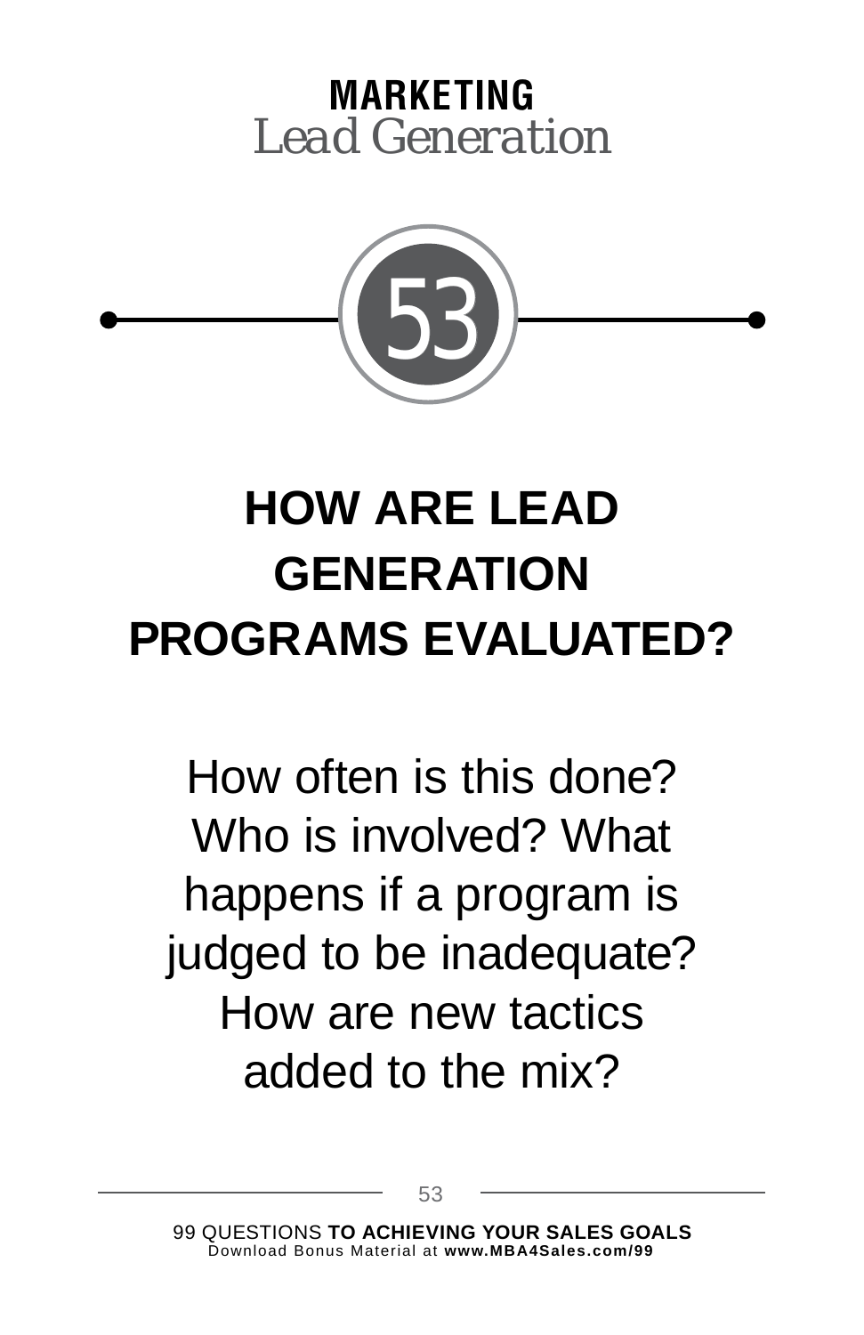**MARKETING**
*Lead Generation*

53

# HOW ARE LEAD GENERATION PROGRAMS EVALUATED?

How often is this done? Who is involved? What happens if a program is judged to be inadequate? How are new tactics added to the mix?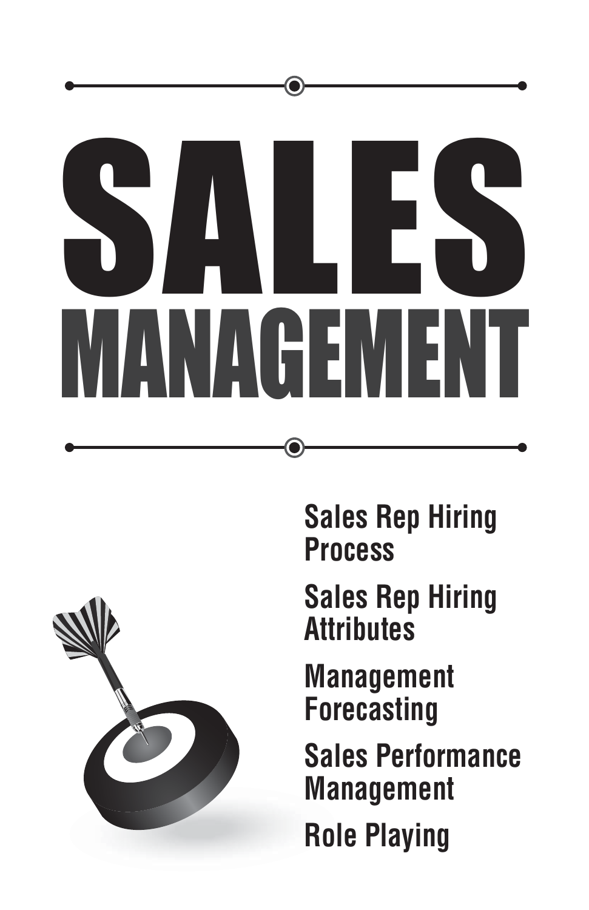# SALES MANAGEMENT

- **Sales Rep Hiring Process**
- **Sales Rep Hiring Attributes**
- **Management Forecasting**
- **Sales Performance Management**
- **Role Playing**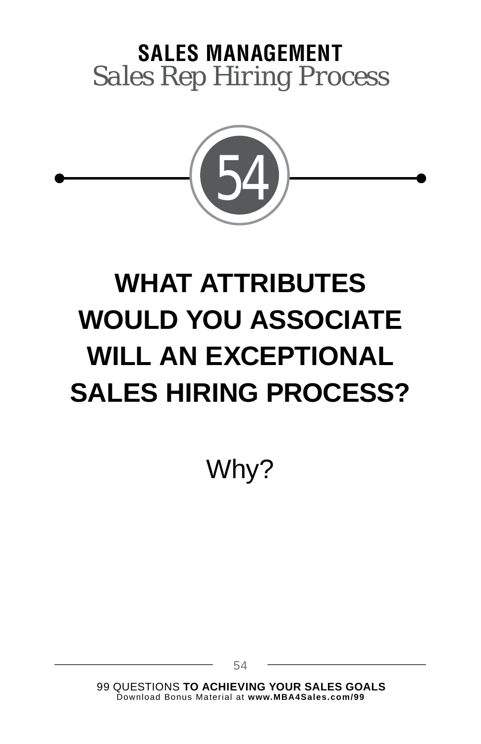**SALES MANAGEMENT**

*Sales Rep Hiring Process*

54

# WHAT ATTRIBUTES WOULD YOU ASSOCIATE WILL AN EXCEPTIONAL SALES HIRING PROCESS?

Why?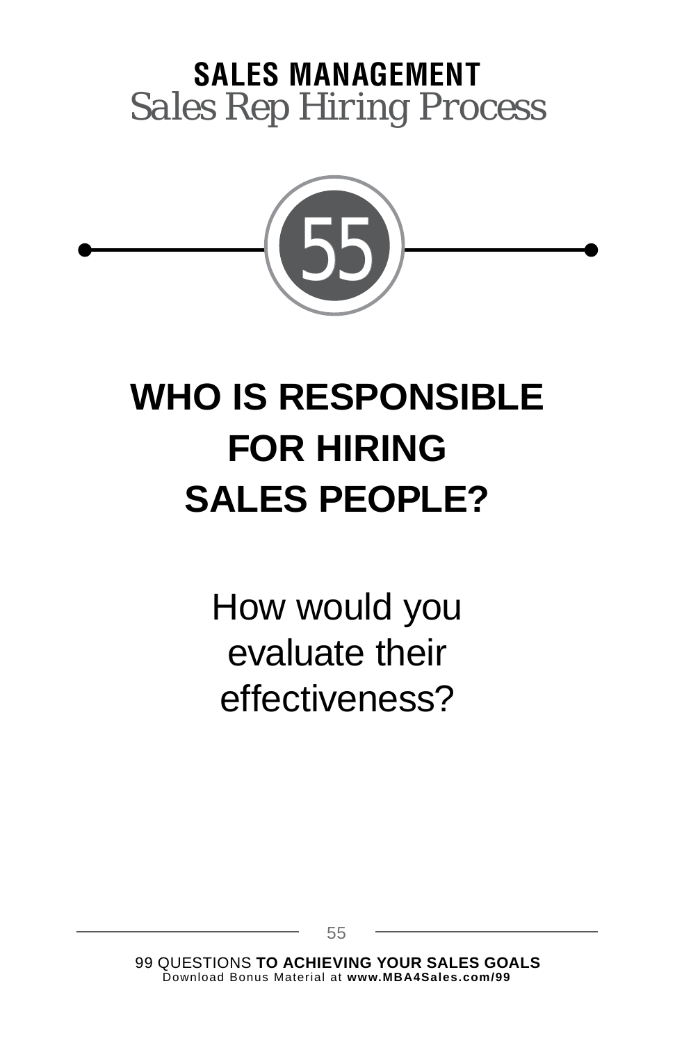**SALES MANAGEMENT**
*Sales Rep Hiring Process*

55

# WHO IS RESPONSIBLE FOR HIRING SALES PEOPLE?

How would you evaluate their effectiveness?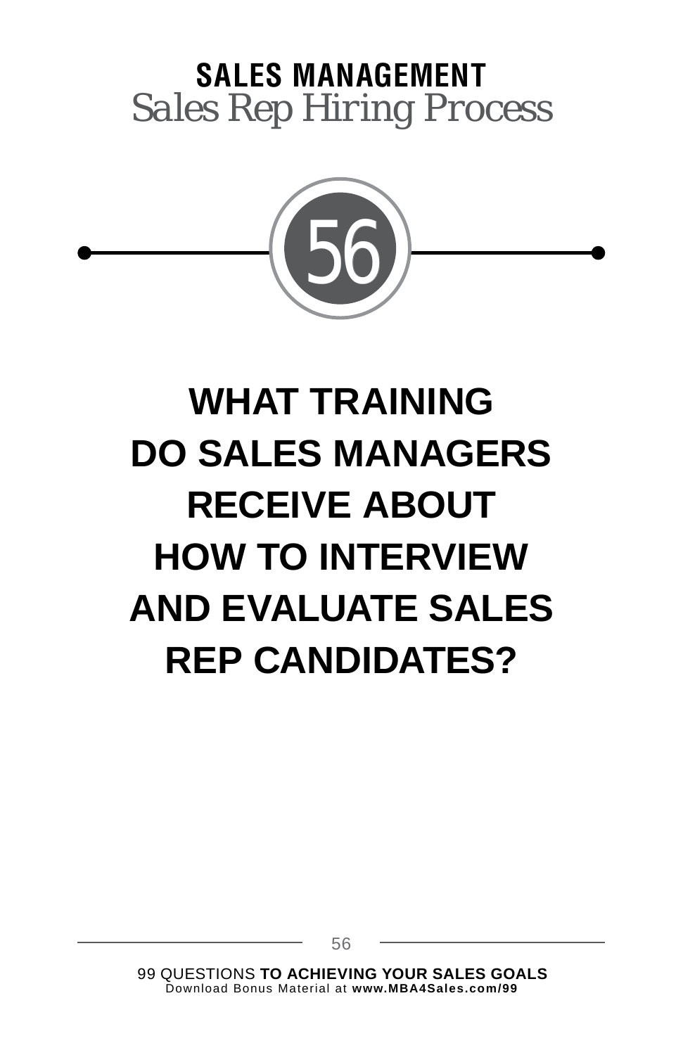**SALES MANAGEMENT**

*Sales Rep Hiring Process*

56

# WHAT TRAINING DO SALES MANAGERS RECEIVE ABOUT HOW TO INTERVIEW AND EVALUATE SALES REP CANDIDATES?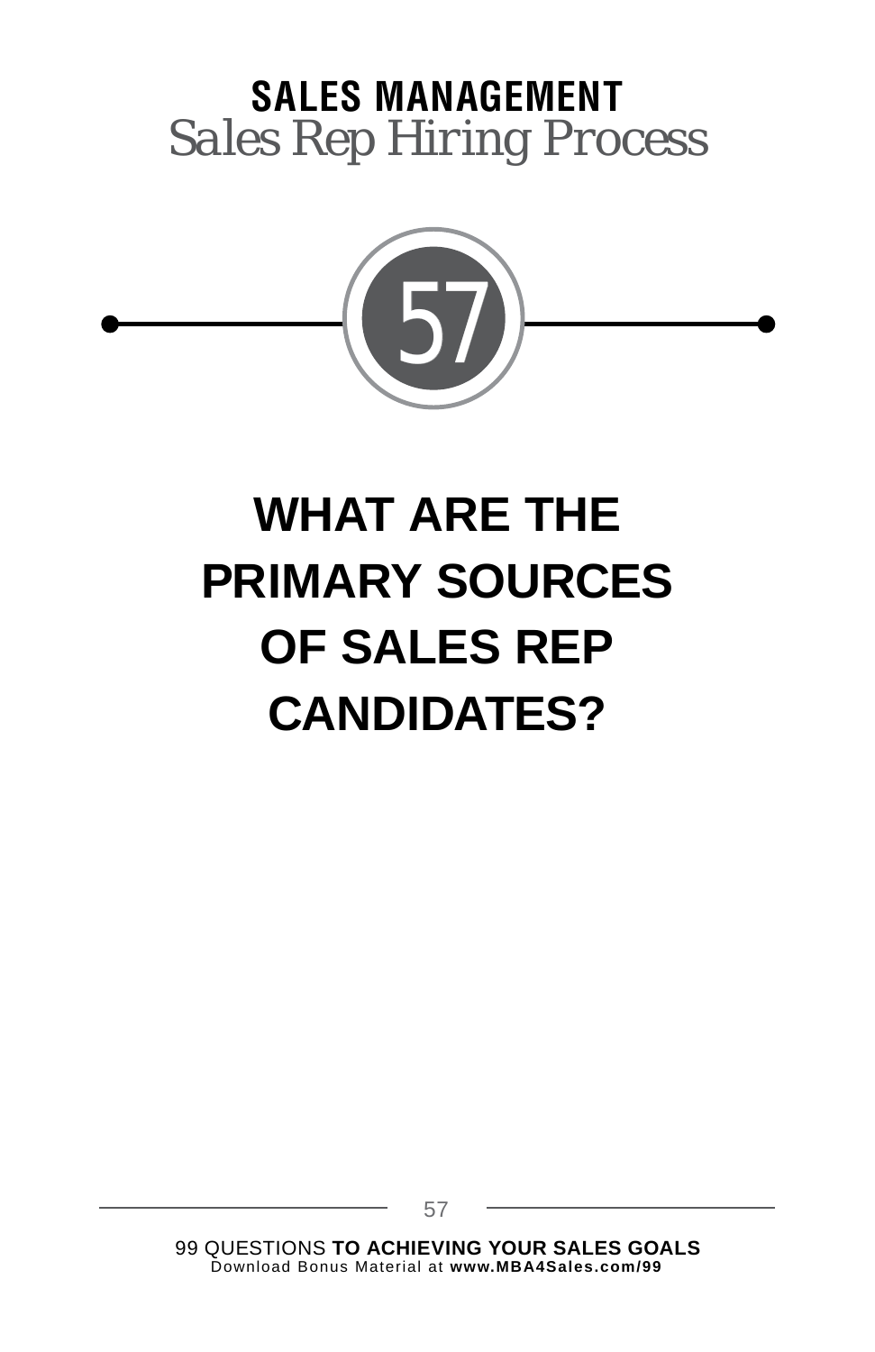**SALES MANAGEMENT**

*Sales Rep Hiring Process*

57

# WHAT ARE THE PRIMARY SOURCES OF SALES REP CANDIDATES?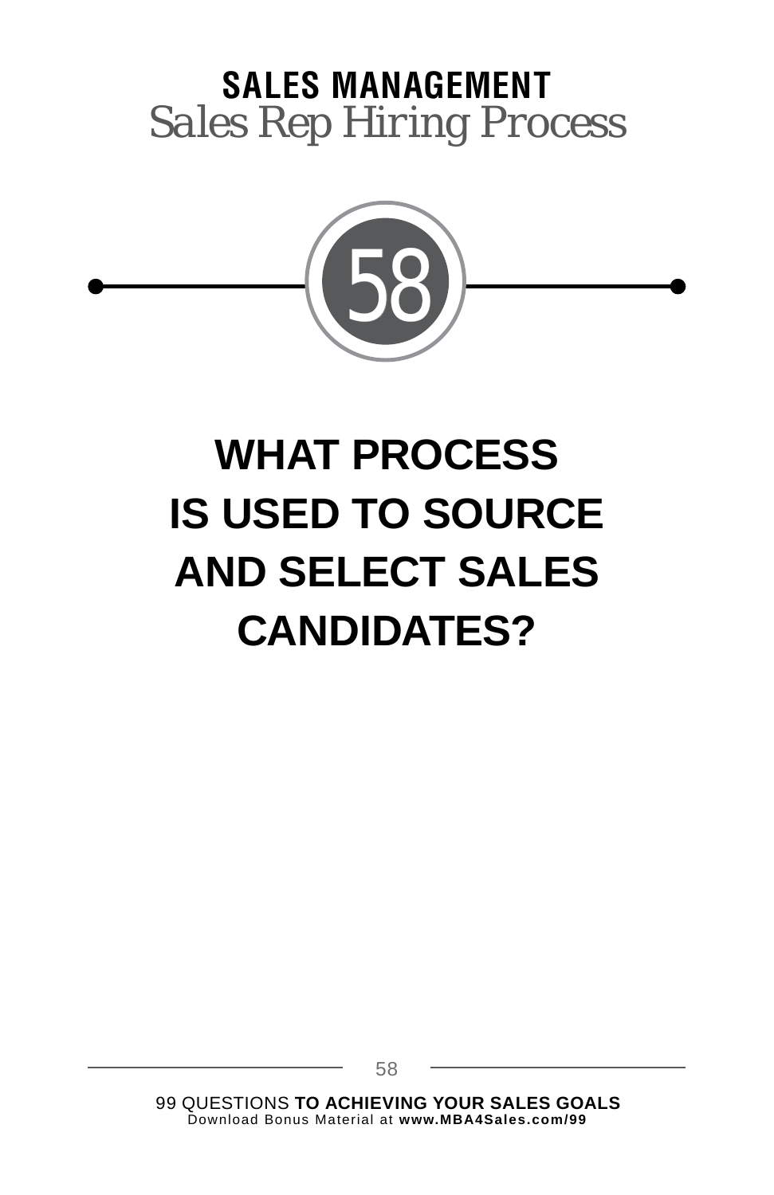**SALES MANAGEMENT**

*Sales Rep Hiring Process*

58

# WHAT PROCESS IS USED TO SOURCE AND SELECT SALES CANDIDATES?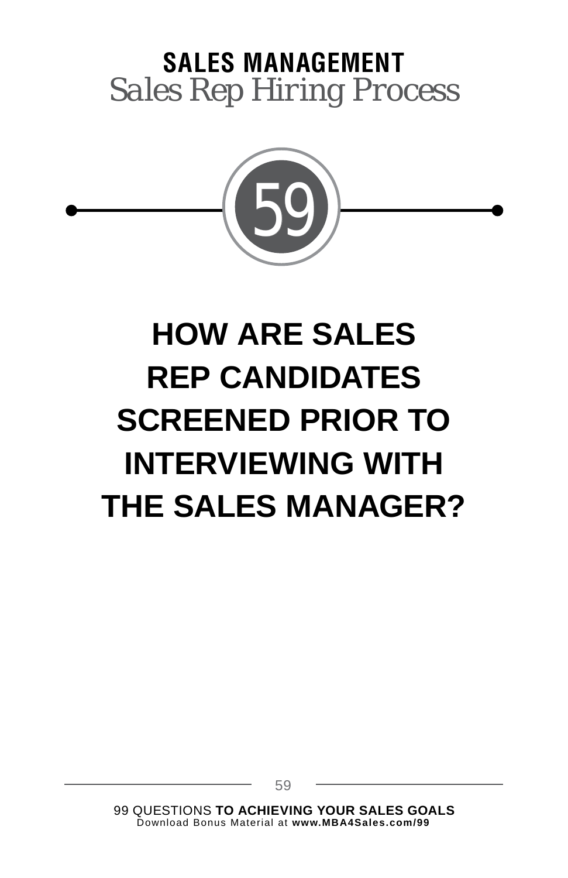**SALES MANAGEMENT**

*Sales Rep Hiring Process*

59

# HOW ARE SALES REP CANDIDATES SCREENED PRIOR TO INTERVIEWING WITH THE SALES MANAGER?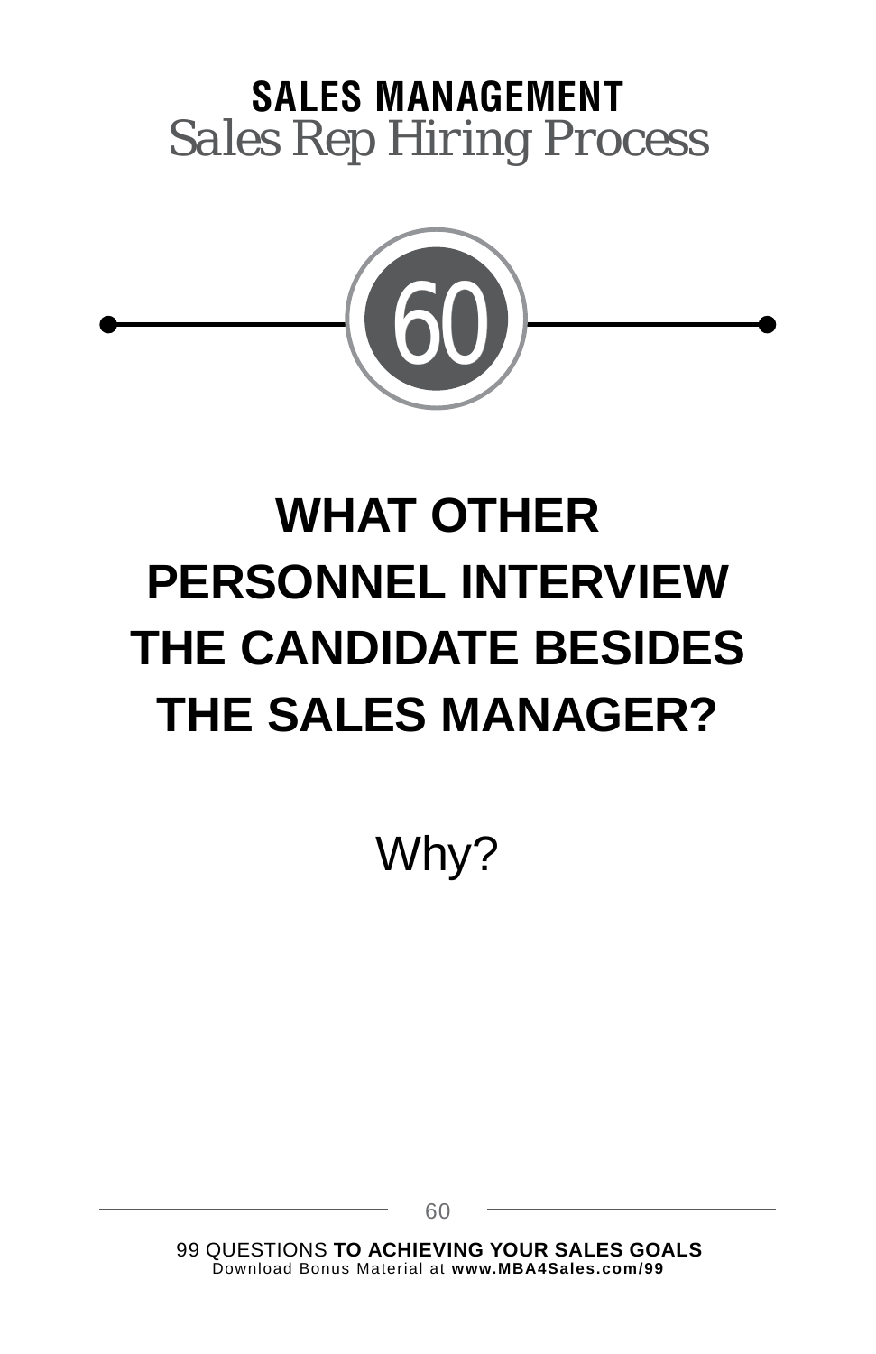**SALES MANAGEMENT**

*Sales Rep Hiring Process*

60

# WHAT OTHER PERSONNEL INTERVIEW THE CANDIDATE BESIDES THE SALES MANAGER?

Why?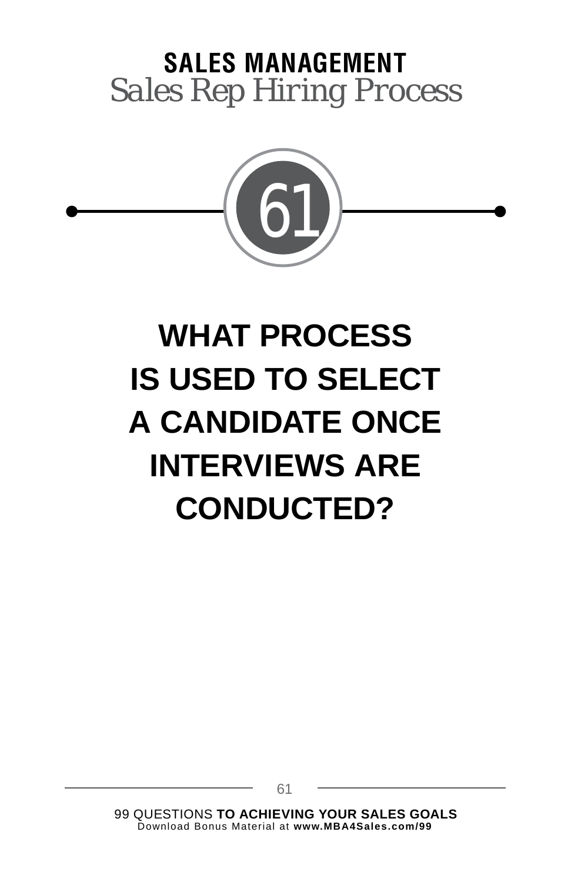**SALES MANAGEMENT**
*Sales Rep Hiring Process*

61

# WHAT PROCESS IS USED TO SELECT A CANDIDATE ONCE INTERVIEWS ARE CONDUCTED?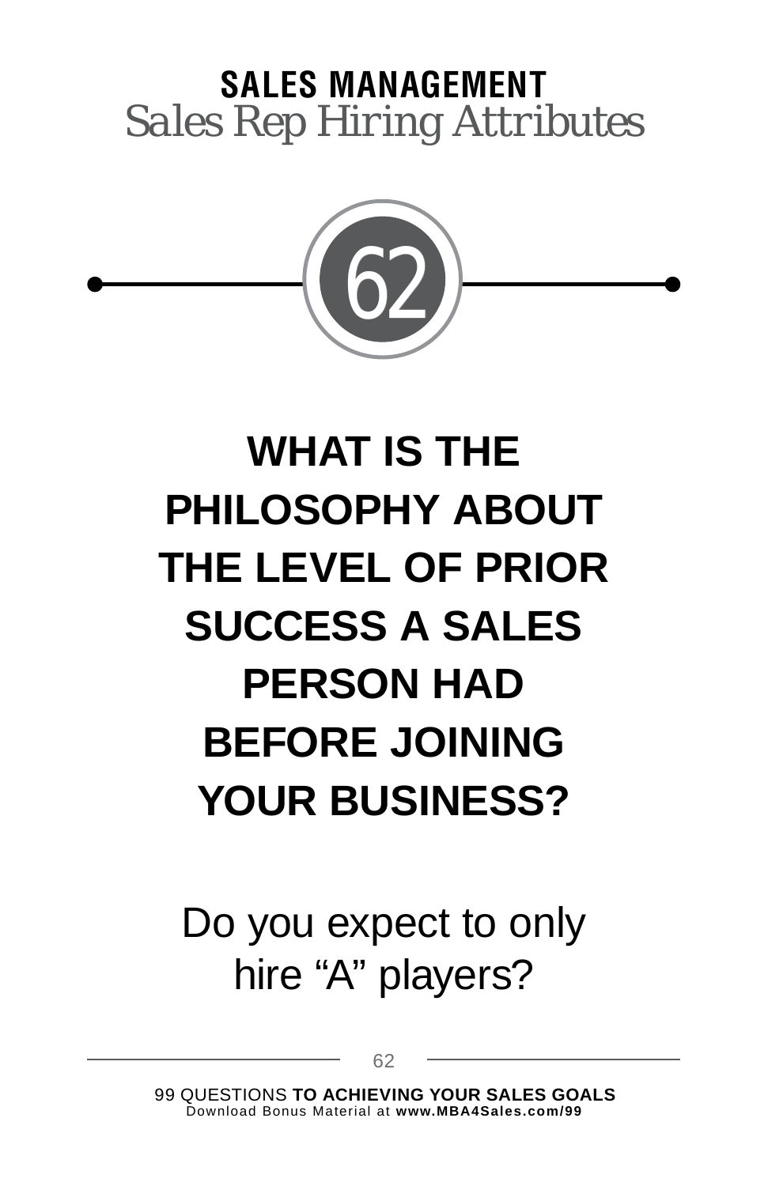**SALES MANAGEMENT**

*Sales Rep Hiring Attributes*

62

# WHAT IS THE PHILOSOPHY ABOUT THE LEVEL OF PRIOR SUCCESS A SALES PERSON HAD BEFORE JOINING YOUR BUSINESS?

Do you expect to only hire “A” players?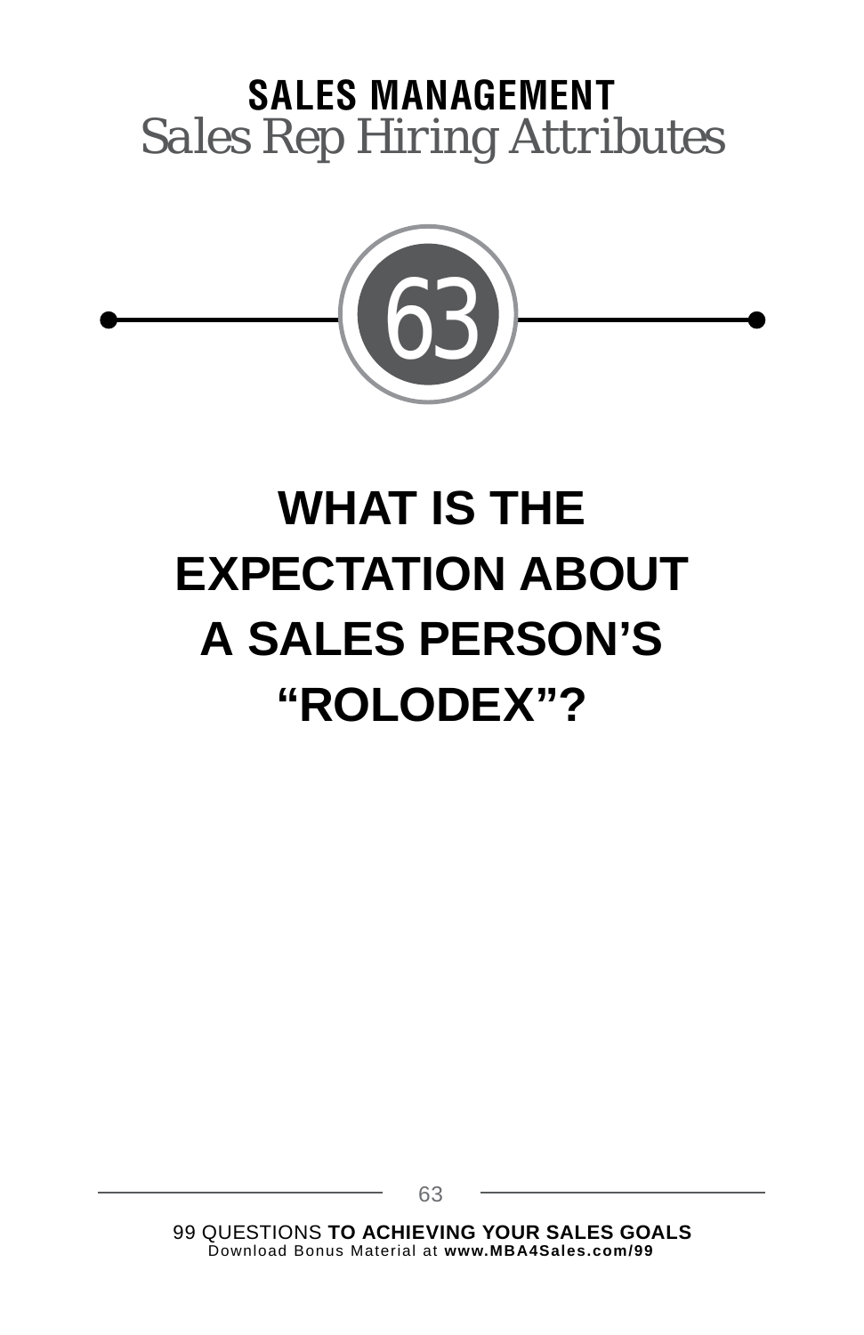**SALES MANAGEMENT**

*Sales Rep Hiring Attributes*

63

# WHAT IS THE EXPECTATION ABOUT A SALES PERSON'S "ROLODEX"?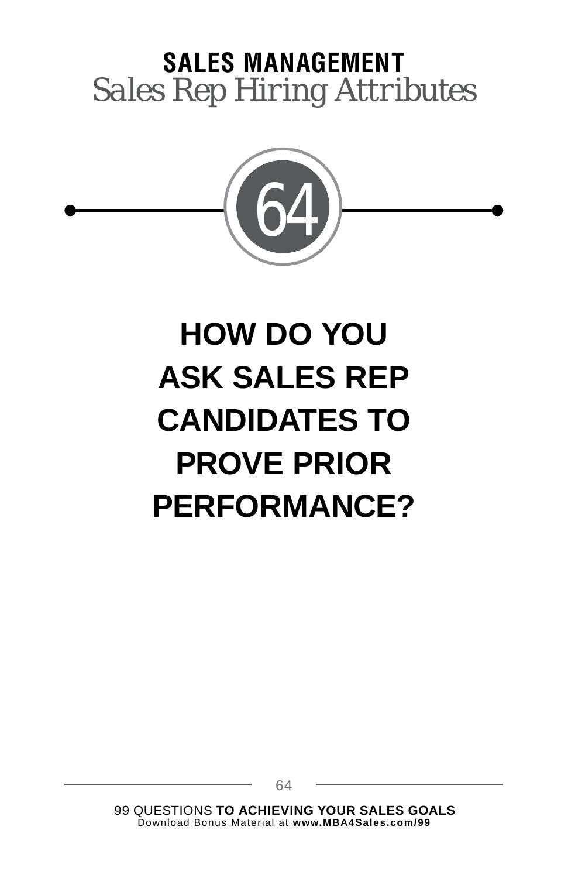**SALES MANAGEMENT**

*Sales Rep Hiring Attributes*

64

# HOW DO YOU ASK SALES REP CANDIDATES TO PROVE PRIOR PERFORMANCE?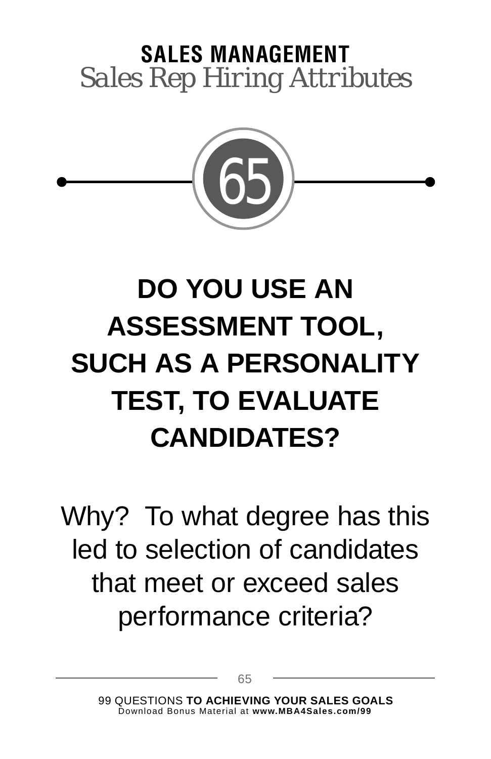**SALES MANAGEMENT**

*Sales Rep Hiring Attributes*

65

# DO YOU USE AN ASSESSMENT TOOL, SUCH AS A PERSONALITY TEST, TO EVALUATE CANDIDATES?

Why?  To what degree has this led to selection of candidates that meet or exceed sales performance criteria?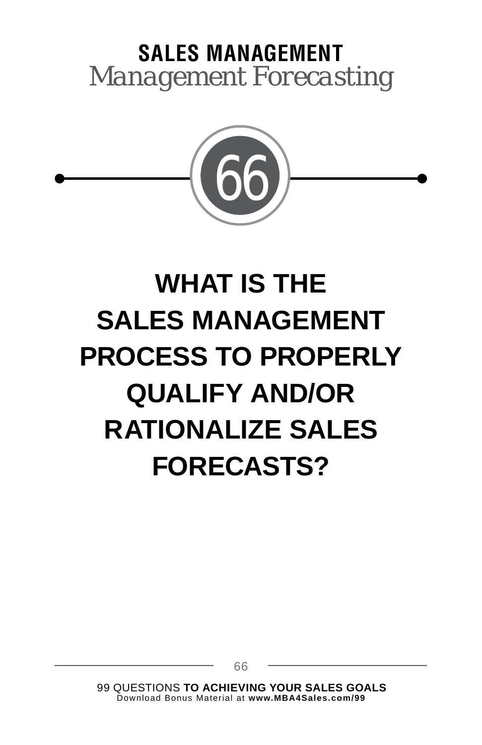**SALES MANAGEMENT**
*Management Forecasting*

66

# WHAT IS THE SALES MANAGEMENT PROCESS TO PROPERLY QUALIFY AND/OR RATIONALIZE SALES FORECASTS?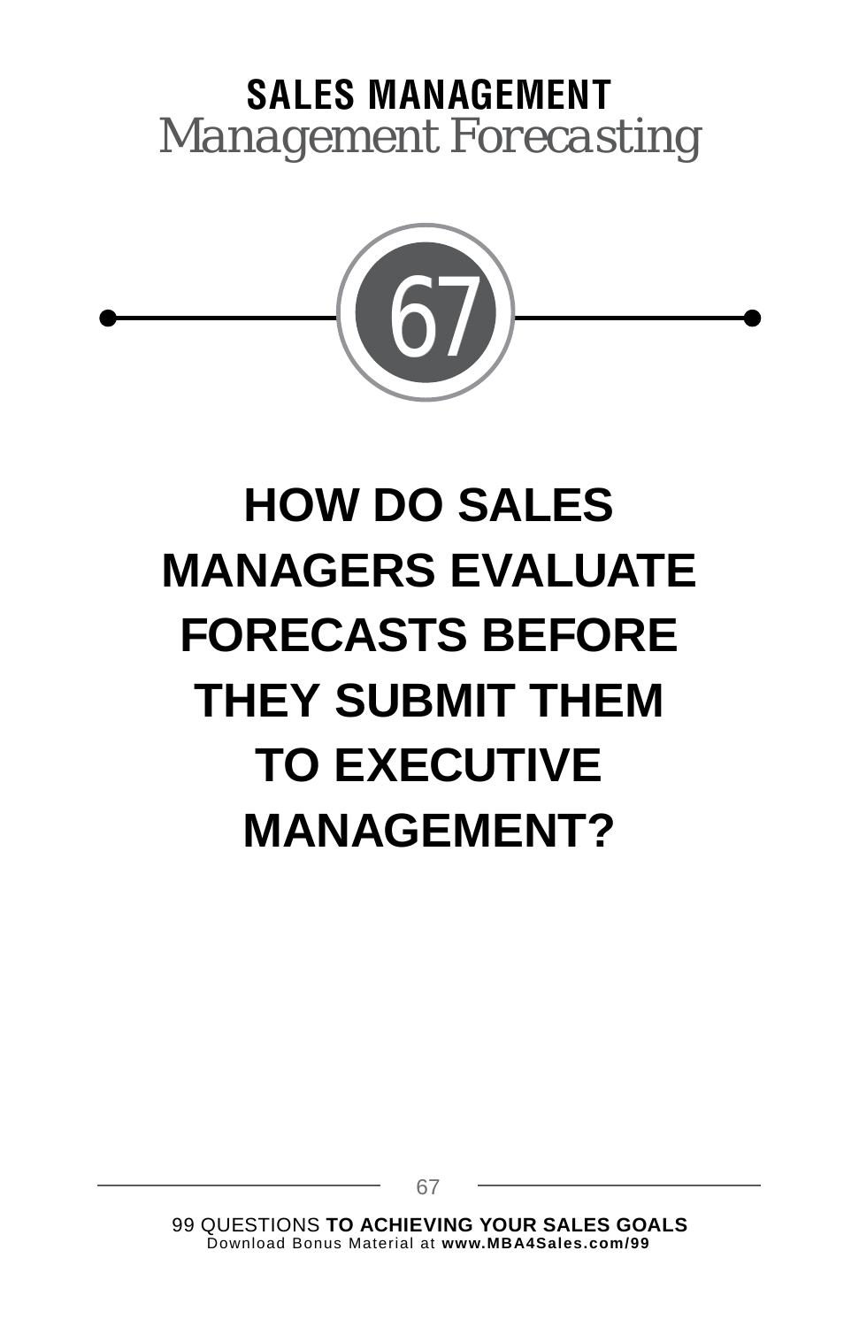**SALES MANAGEMENT**
*Management Forecasting*

67

# HOW DO SALES MANAGERS EVALUATE FORECASTS BEFORE THEY SUBMIT THEM TO EXECUTIVE MANAGEMENT?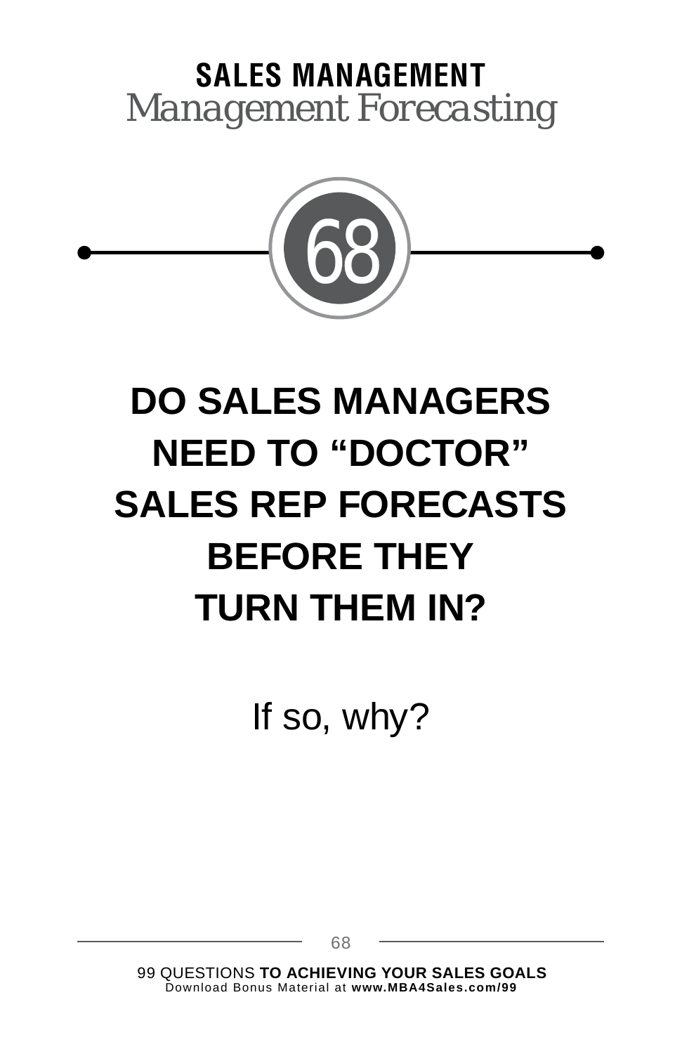**SALES MANAGEMENT**
*Management Forecasting*

68

# DO SALES MANAGERS NEED TO “DOCTOR” SALES REP FORECASTS BEFORE THEY TURN THEM IN?

If so, why?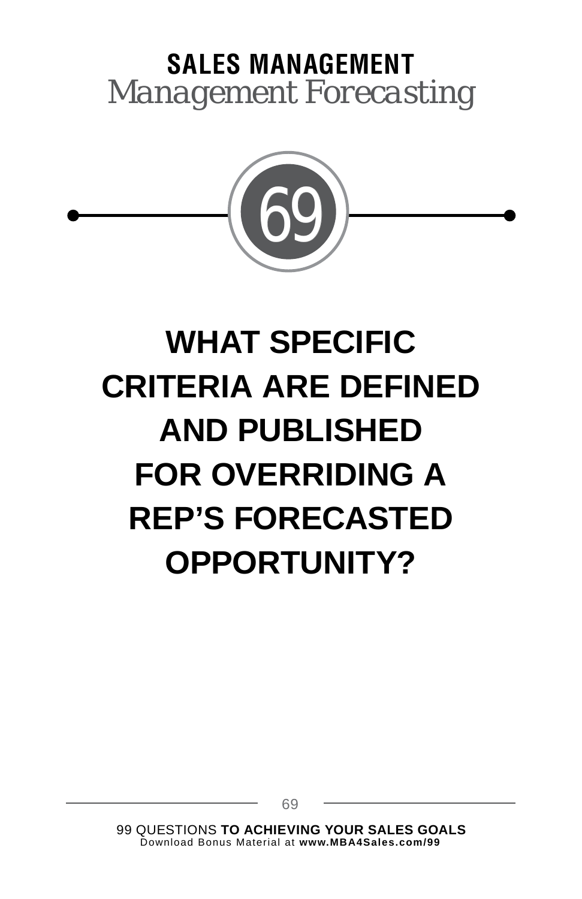**SALES MANAGEMENT**

*Management Forecasting*

69

# WHAT SPECIFIC CRITERIA ARE DEFINED AND PUBLISHED FOR OVERRIDING A REP'S FORECASTED OPPORTUNITY?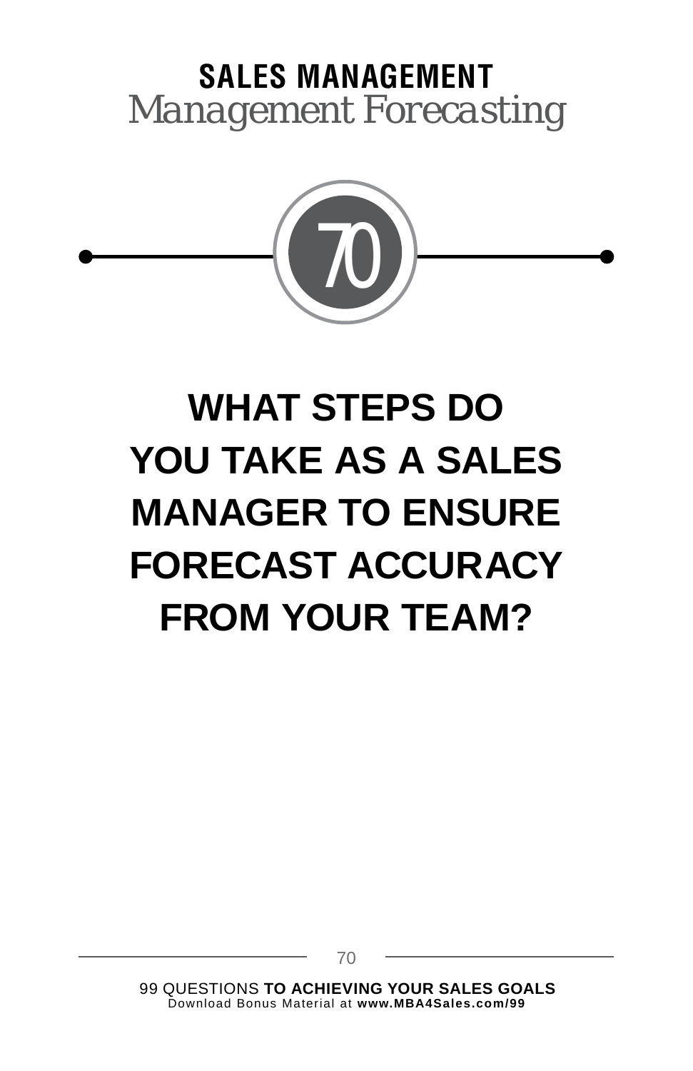# SALES MANAGEMENT

*Management Forecasting*

## 70

# WHAT STEPS DO YOU TAKE AS A SALES MANAGER TO ENSURE FORECAST ACCURACY FROM YOUR TEAM?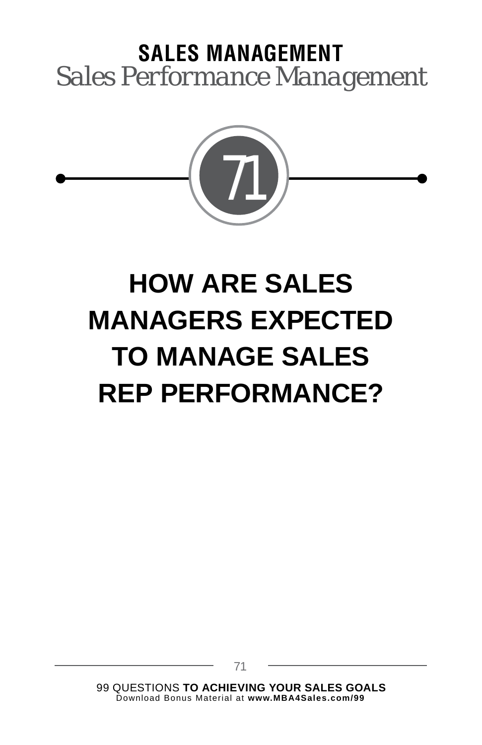**SALES MANAGEMENT**

*Sales Performance Management*

71

# HOW ARE SALES MANAGERS EXPECTED TO MANAGE SALES REP PERFORMANCE?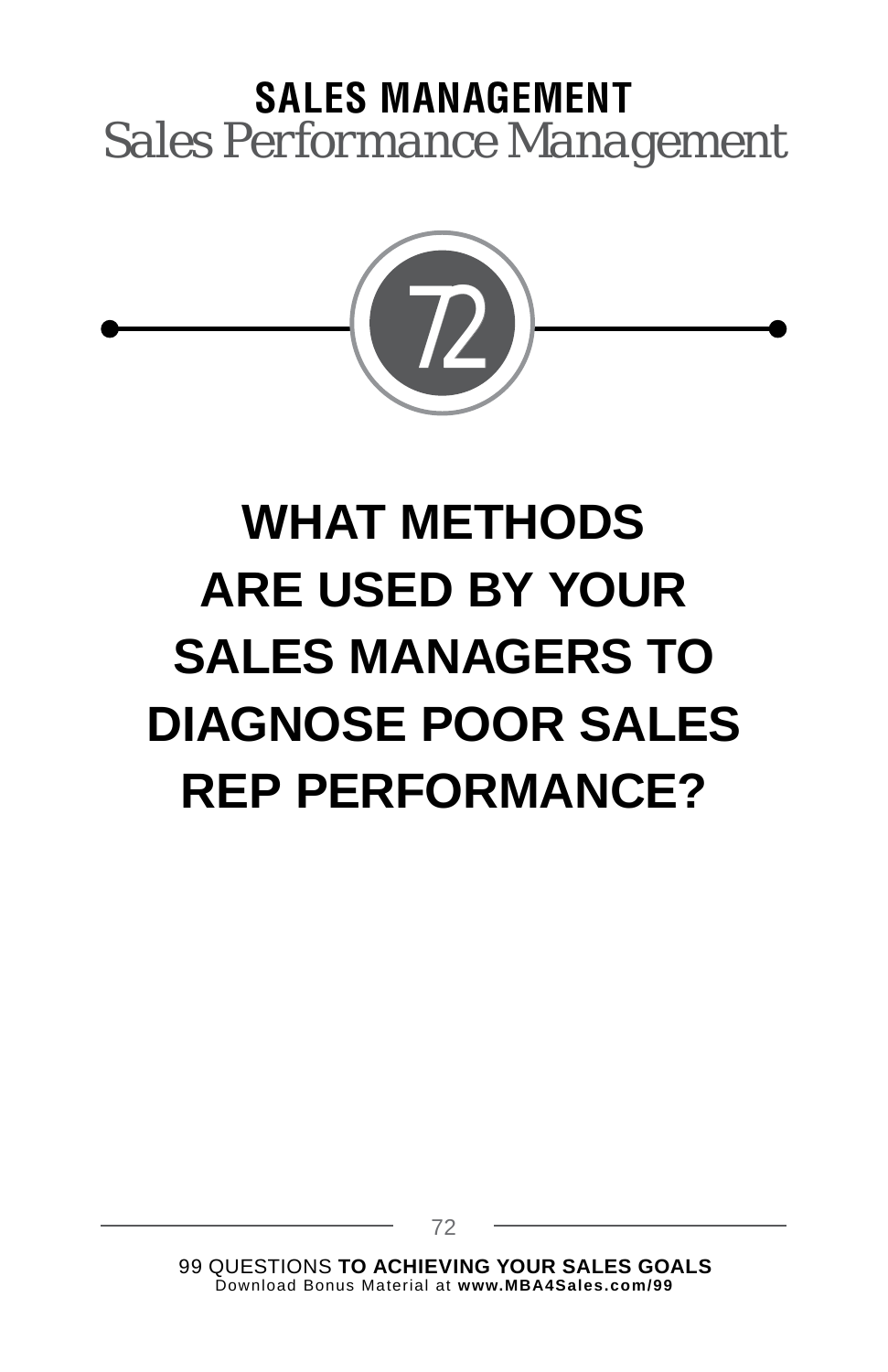**SALES MANAGEMENT**

*Sales Performance Management*

72

# WHAT METHODS ARE USED BY YOUR SALES MANAGERS TO DIAGNOSE POOR SALES REP PERFORMANCE?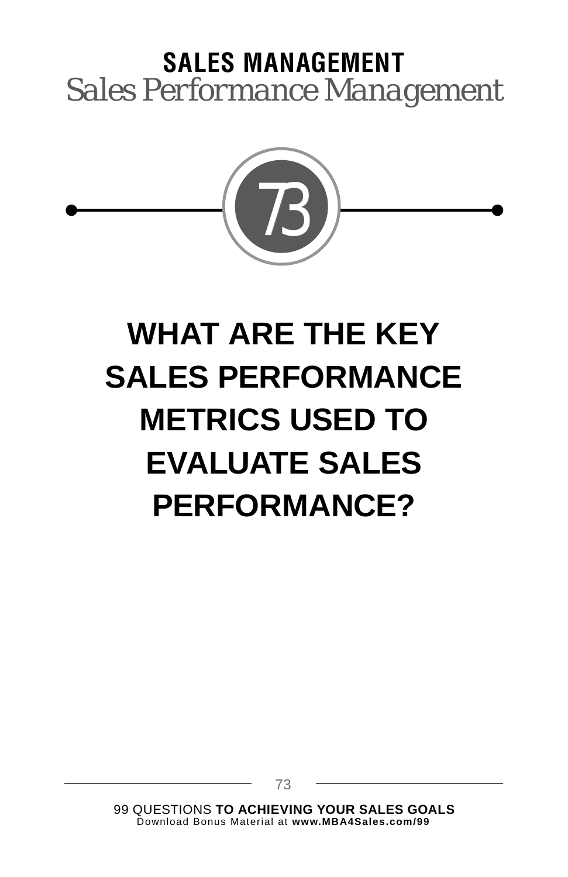**SALES MANAGEMENT**

*Sales Performance Management*

73

# WHAT ARE THE KEY SALES PERFORMANCE METRICS USED TO EVALUATE SALES PERFORMANCE?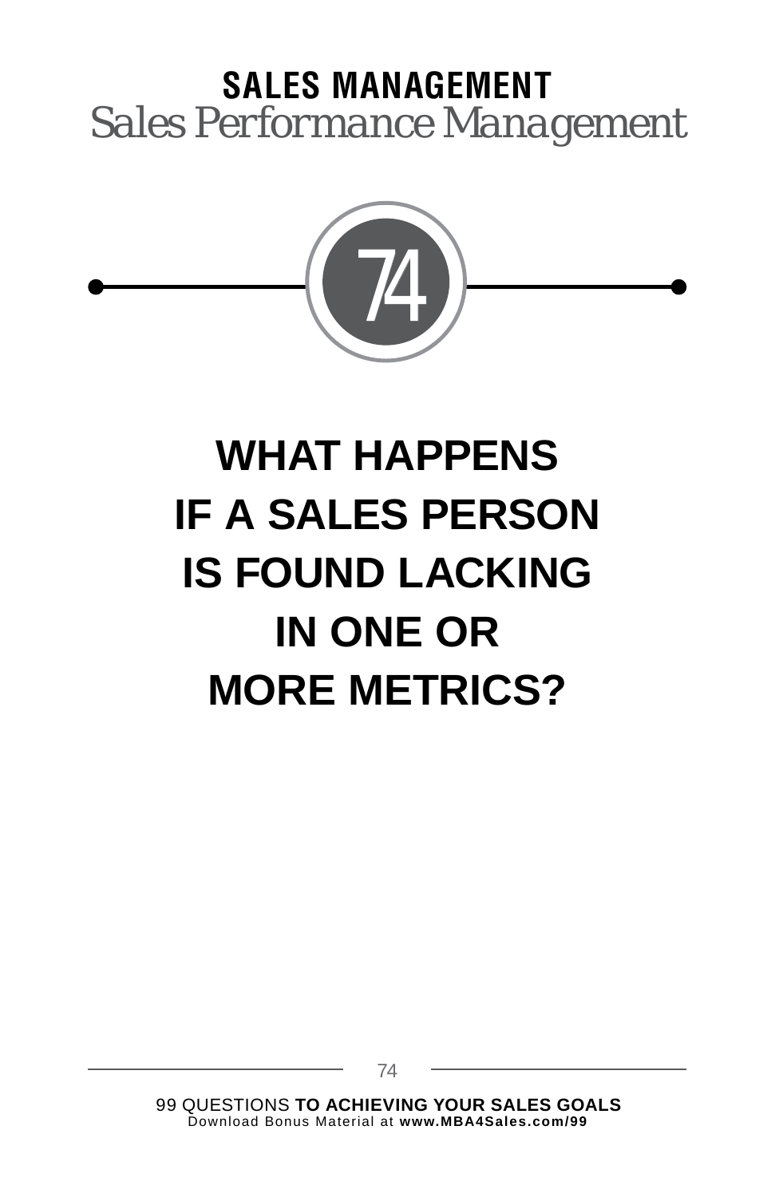**SALES MANAGEMENT**

*Sales Performance Management*

74

# WHAT HAPPENS IF A SALES PERSON IS FOUND LACKING IN ONE OR MORE METRICS?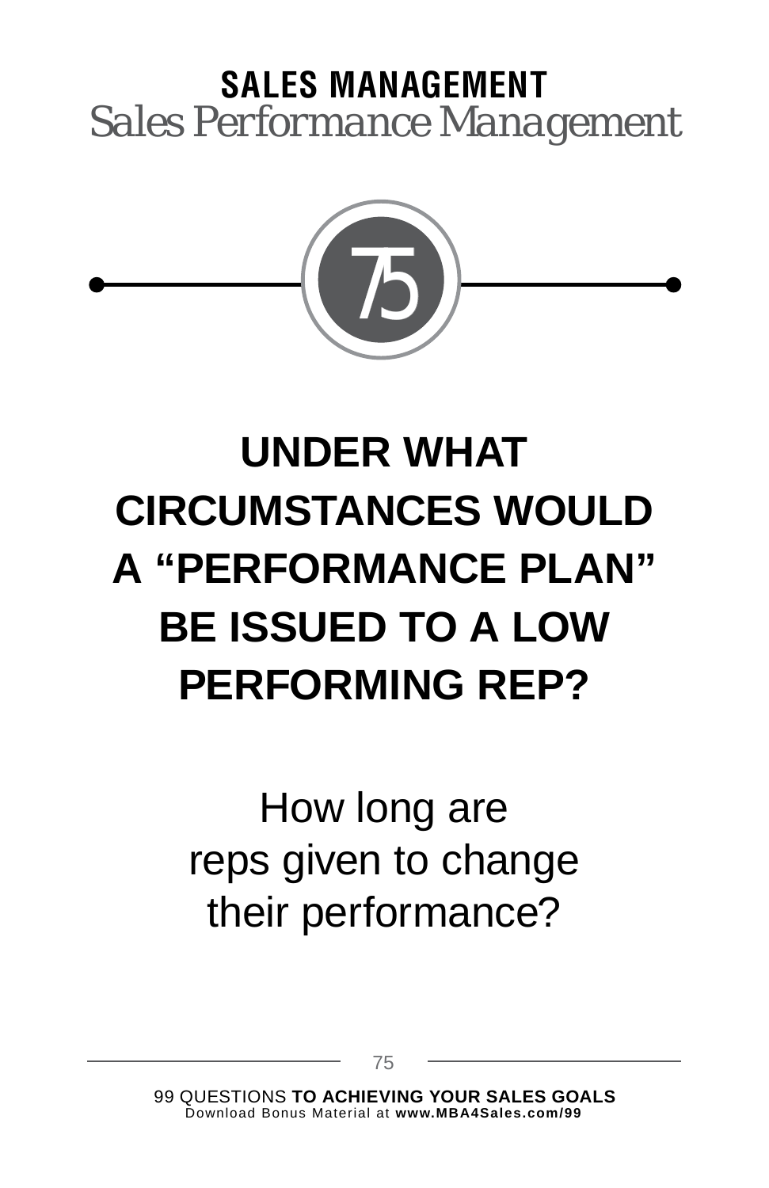**SALES MANAGEMENT**

*Sales Performance Management*

75

# UNDER WHAT CIRCUMSTANCES WOULD A "PERFORMANCE PLAN" BE ISSUED TO A LOW PERFORMING REP?

How long are reps given to change their performance?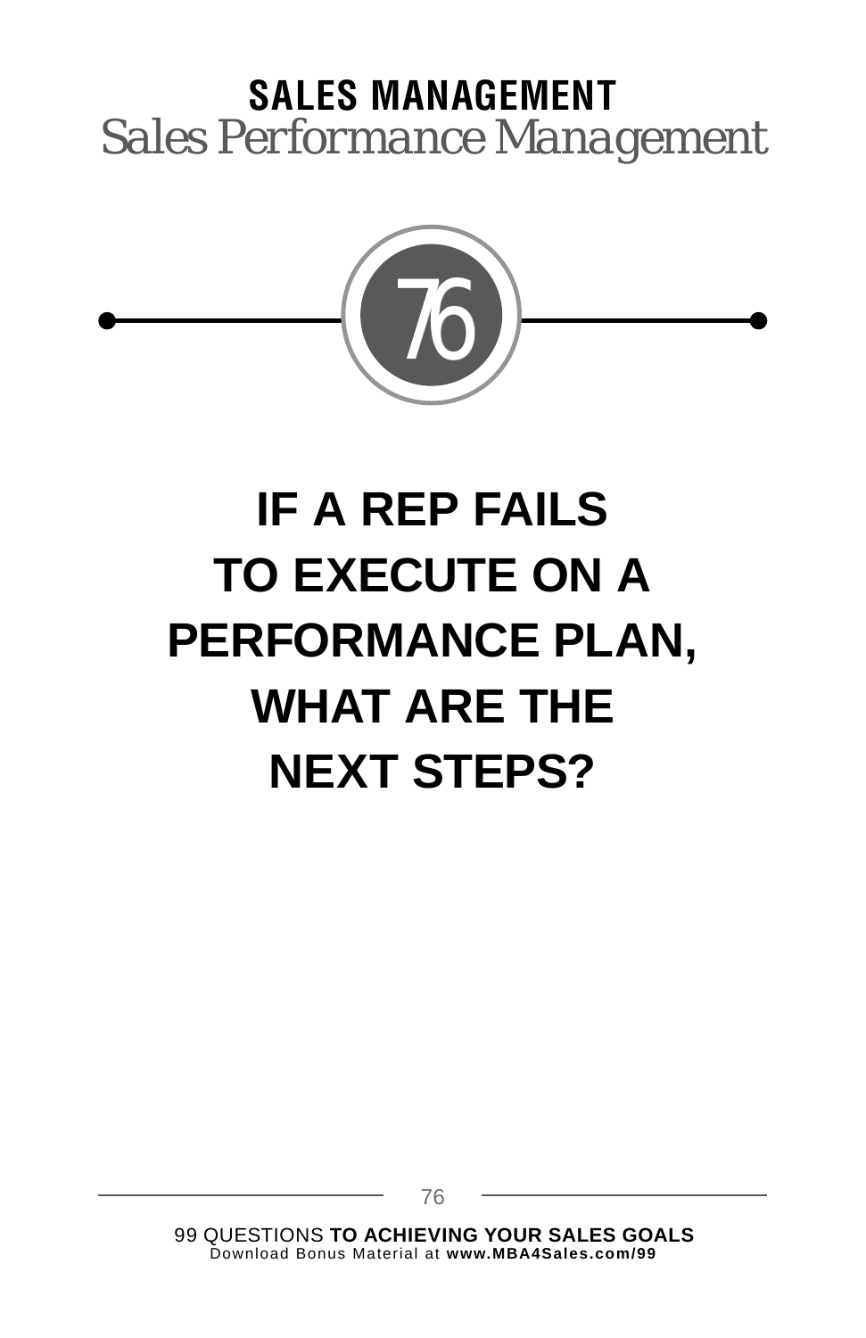**SALES MANAGEMENT**

*Sales Performance Management*

76

# IF A REP FAILS TO EXECUTE ON A PERFORMANCE PLAN, WHAT ARE THE NEXT STEPS?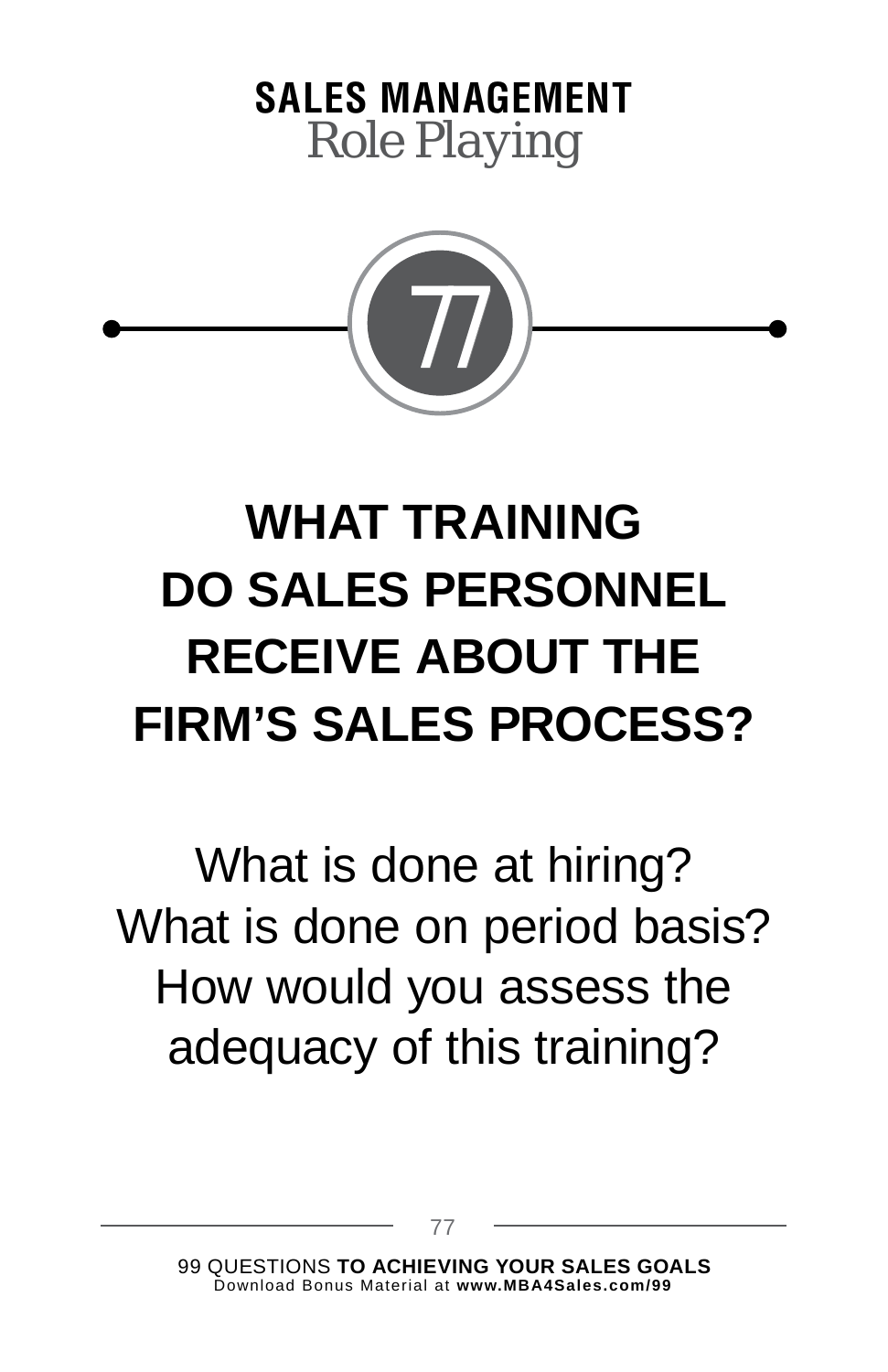**SALES MANAGEMENT**
Role Playing

77

# WHAT TRAINING DO SALES PERSONNEL RECEIVE ABOUT THE FIRM'S SALES PROCESS?

What is done at hiring?
What is done on period basis?
How would you assess the adequacy of this training?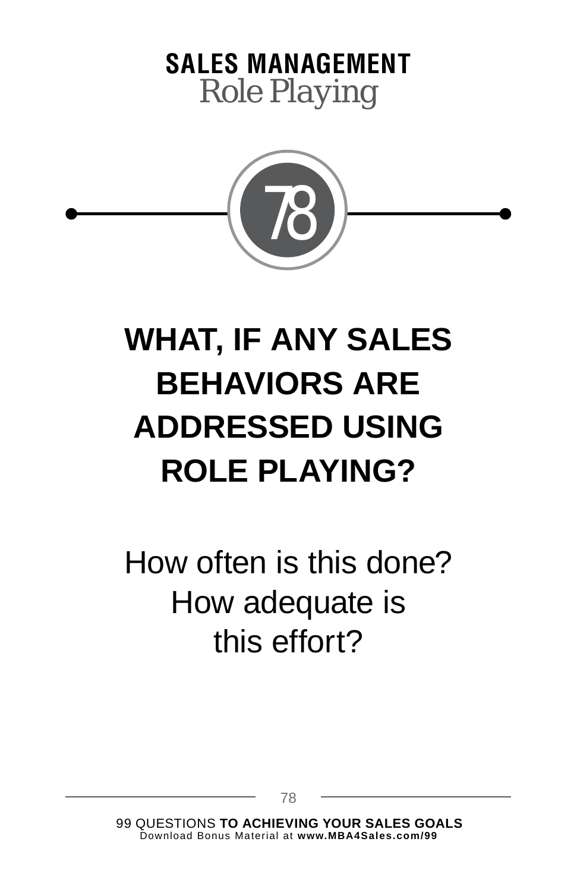**SALES MANAGEMENT**
Role Playing

78

# WHAT, IF ANY SALES BEHAVIORS ARE ADDRESSED USING ROLE PLAYING?

How often is this done?
How adequate is
this effort?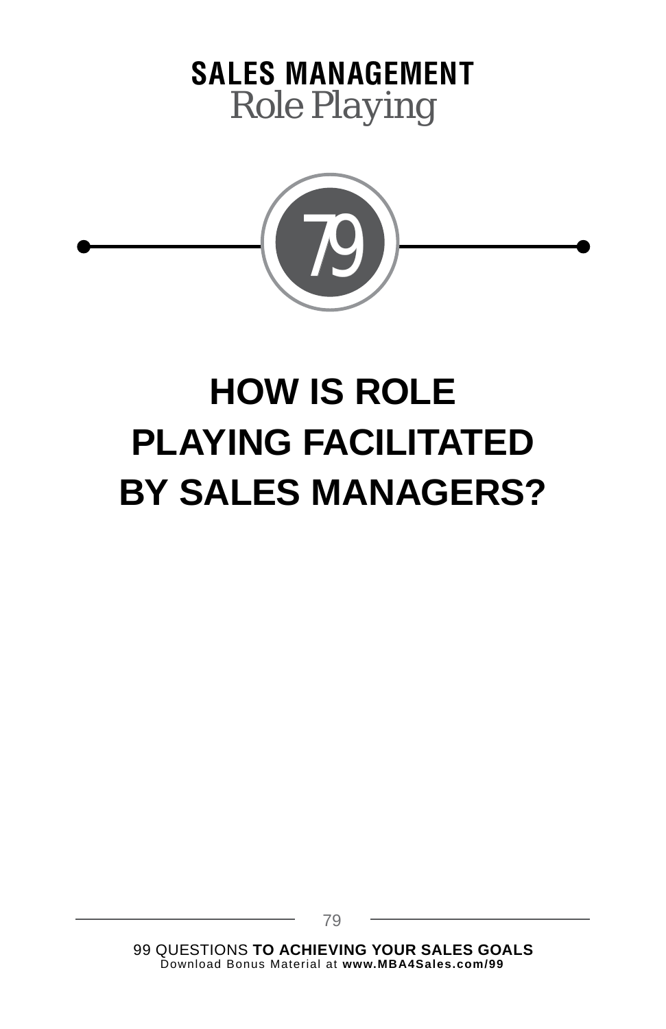**SALES MANAGEMENT**
*Role Playing*

79

# HOW IS ROLE PLAYING FACILITATED BY SALES MANAGERS?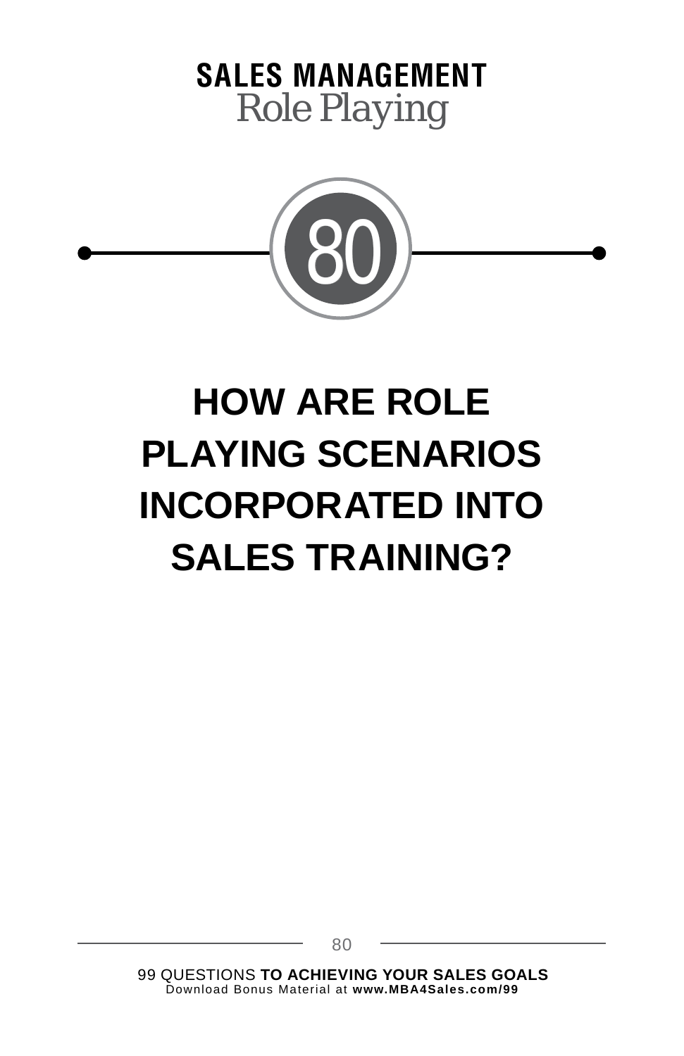**SALES MANAGEMENT**
Role Playing

80

# HOW ARE ROLE PLAYING SCENARIOS INCORPORATED INTO SALES TRAINING?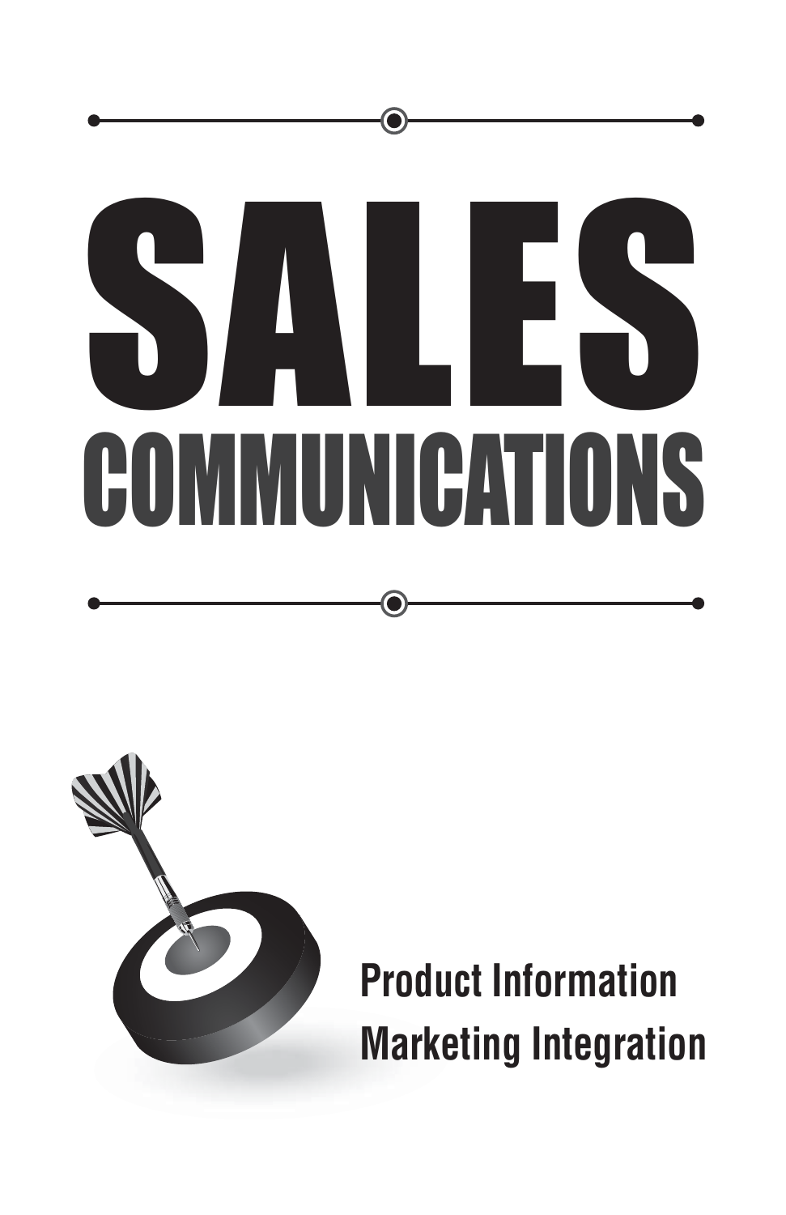# SALES

## COMMUNICATIONS

**Product Information**

**Marketing Integration**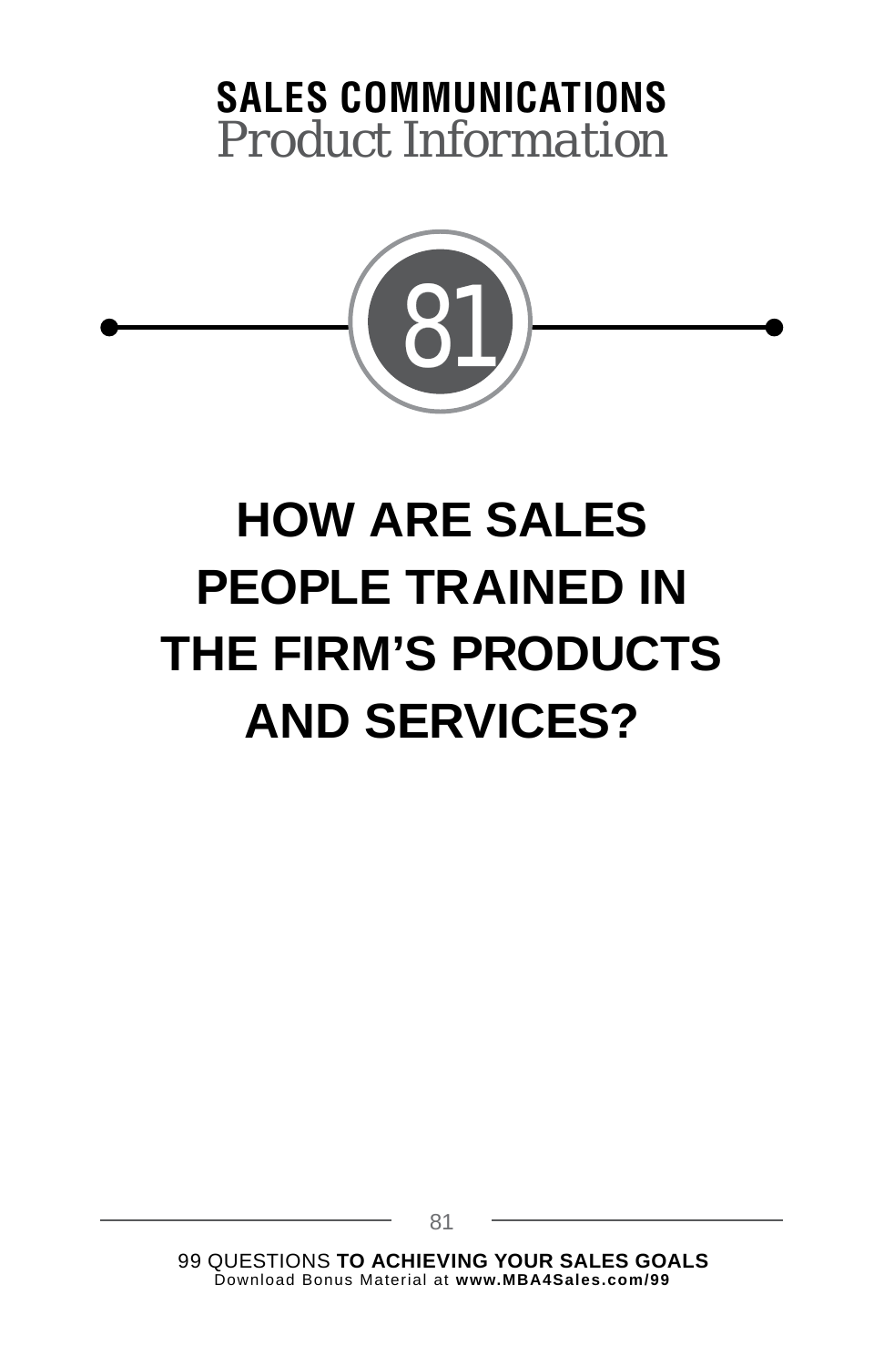**SALES COMMUNICATIONS**
*Product Information*

81

# HOW ARE SALES PEOPLE TRAINED IN THE FIRM'S PRODUCTS AND SERVICES?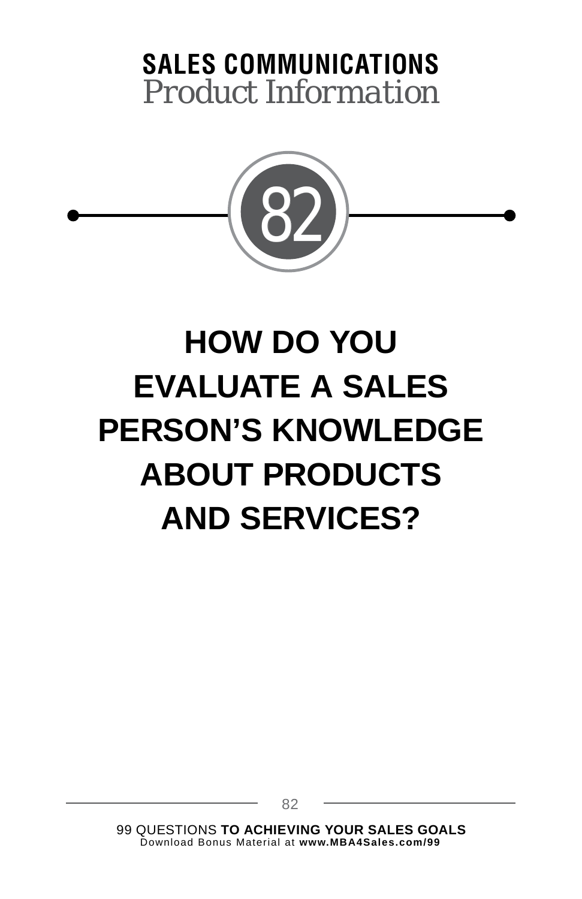**SALES COMMUNICATIONS**
*Product Information*

82

# HOW DO YOU EVALUATE A SALES PERSON'S KNOWLEDGE ABOUT PRODUCTS AND SERVICES?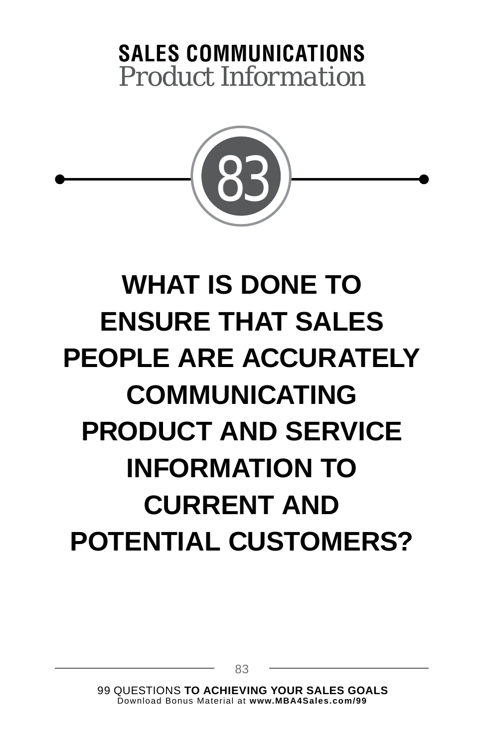## SALES COMMUNICATIONS
*Product Information*

# 83

# WHAT IS DONE TO ENSURE THAT SALES PEOPLE ARE ACCURATELY COMMUNICATING PRODUCT AND SERVICE INFORMATION TO CURRENT AND POTENTIAL CUSTOMERS?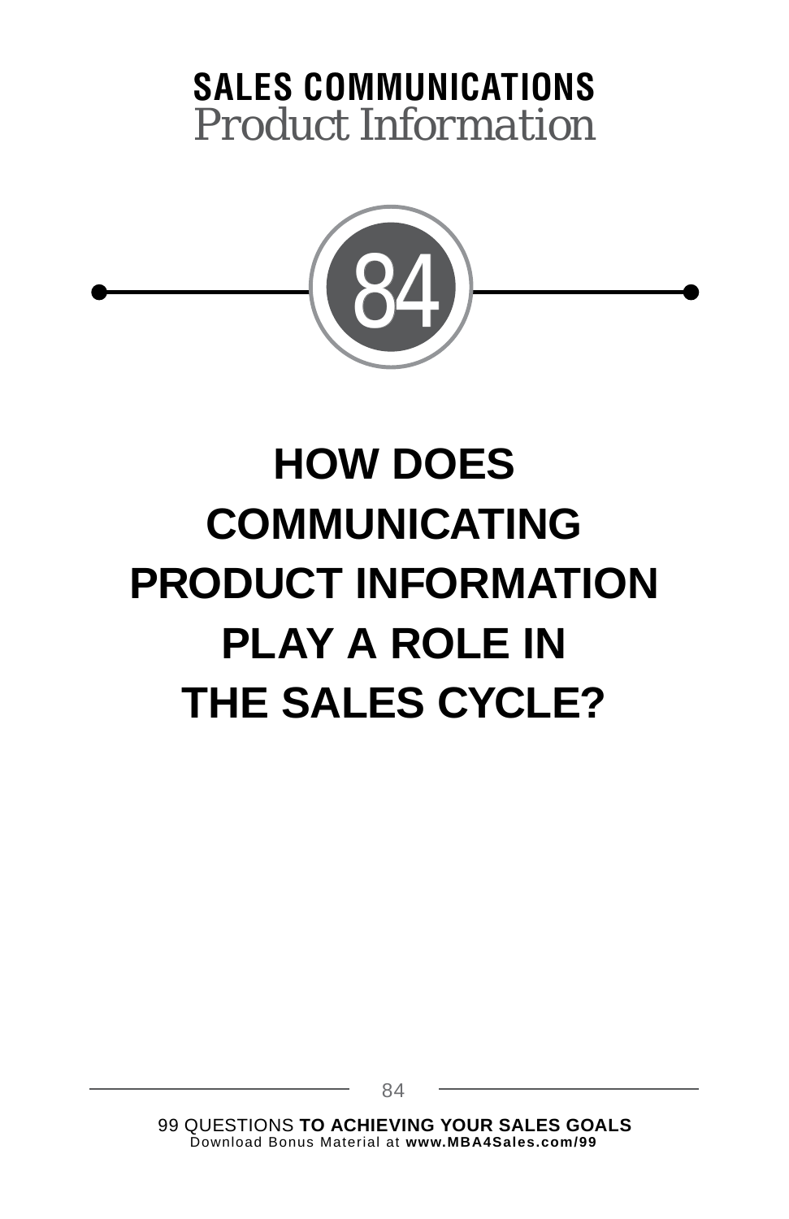**SALES COMMUNICATIONS**
*Product Information*

84

# HOW DOES COMMUNICATING PRODUCT INFORMATION PLAY A ROLE IN THE SALES CYCLE?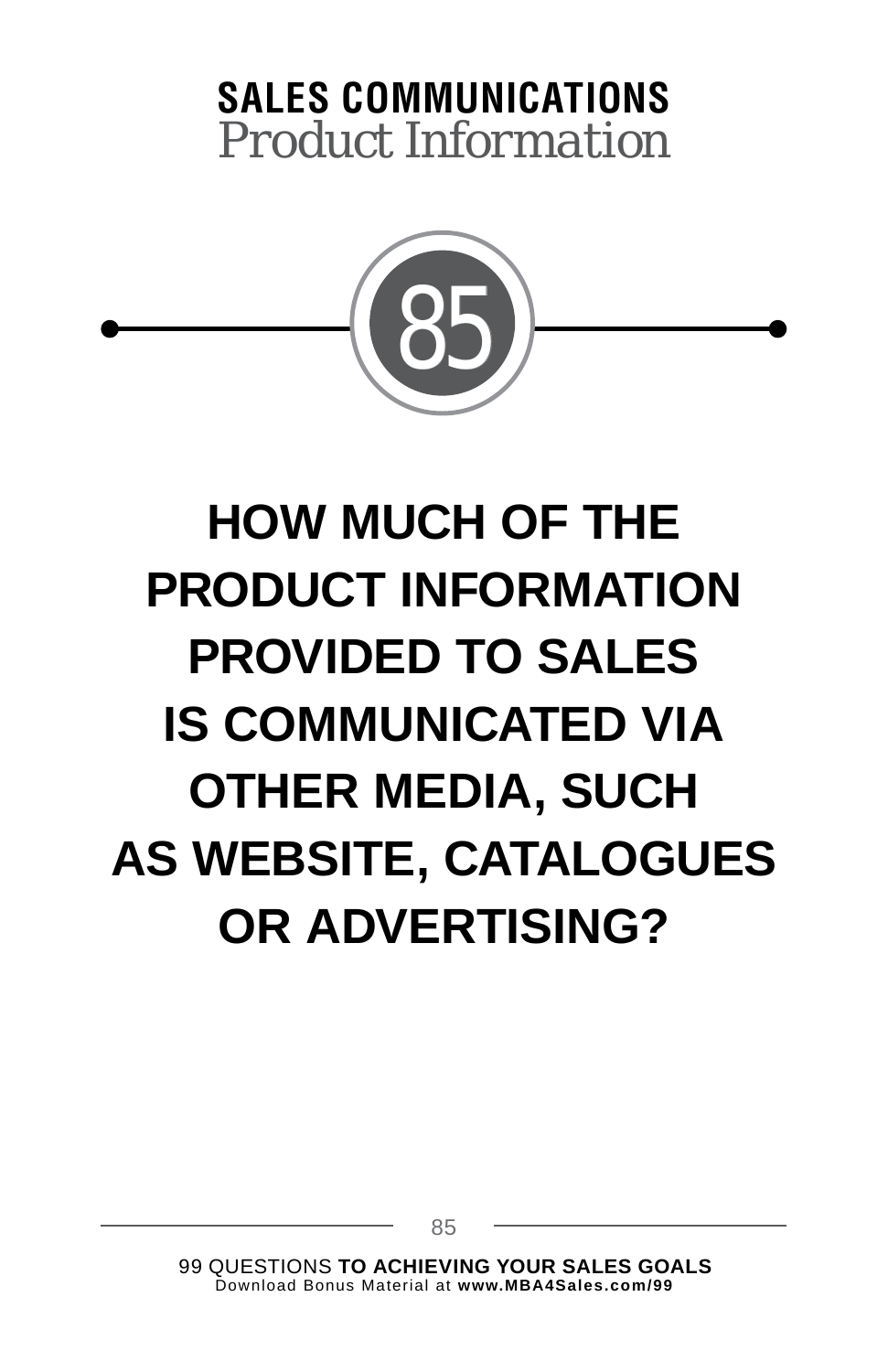## SALES COMMUNICATIONS
*Product Information*

# 85

# HOW MUCH OF THE PRODUCT INFORMATION PROVIDED TO SALES IS COMMUNICATED VIA OTHER MEDIA, SUCH AS WEBSITE, CATALOGUES OR ADVERTISING?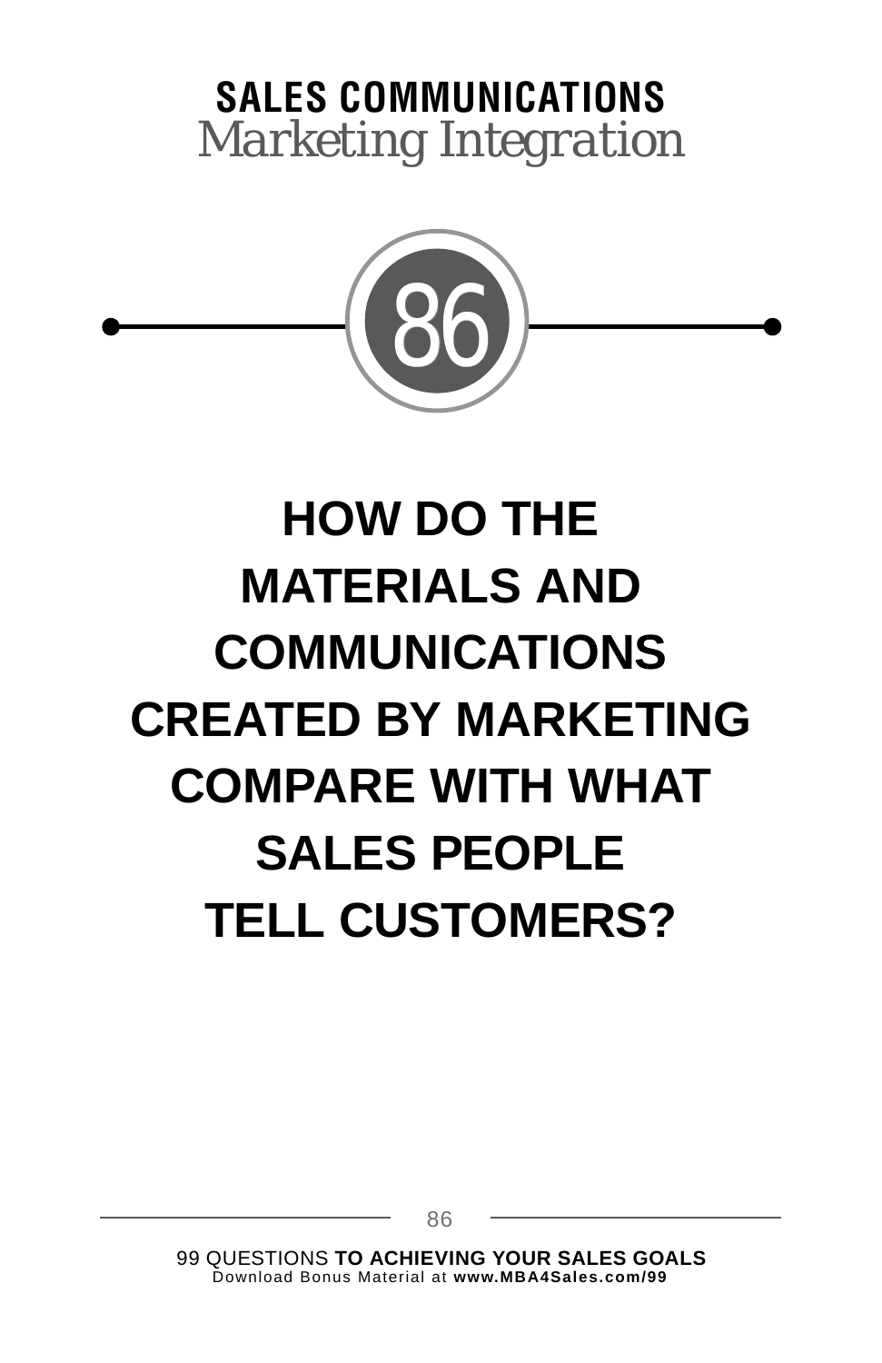**SALES COMMUNICATIONS**
*Marketing Integration*

86

# HOW DO THE MATERIALS AND COMMUNICATIONS CREATED BY MARKETING COMPARE WITH WHAT SALES PEOPLE TELL CUSTOMERS?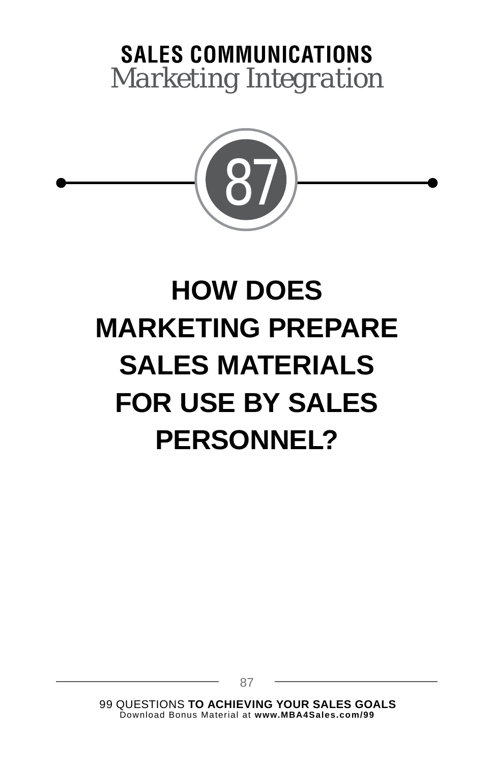## SALES COMMUNICATIONS

*Marketing Integration*

87

# HOW DOES MARKETING PREPARE SALES MATERIALS FOR USE BY SALES PERSONNEL?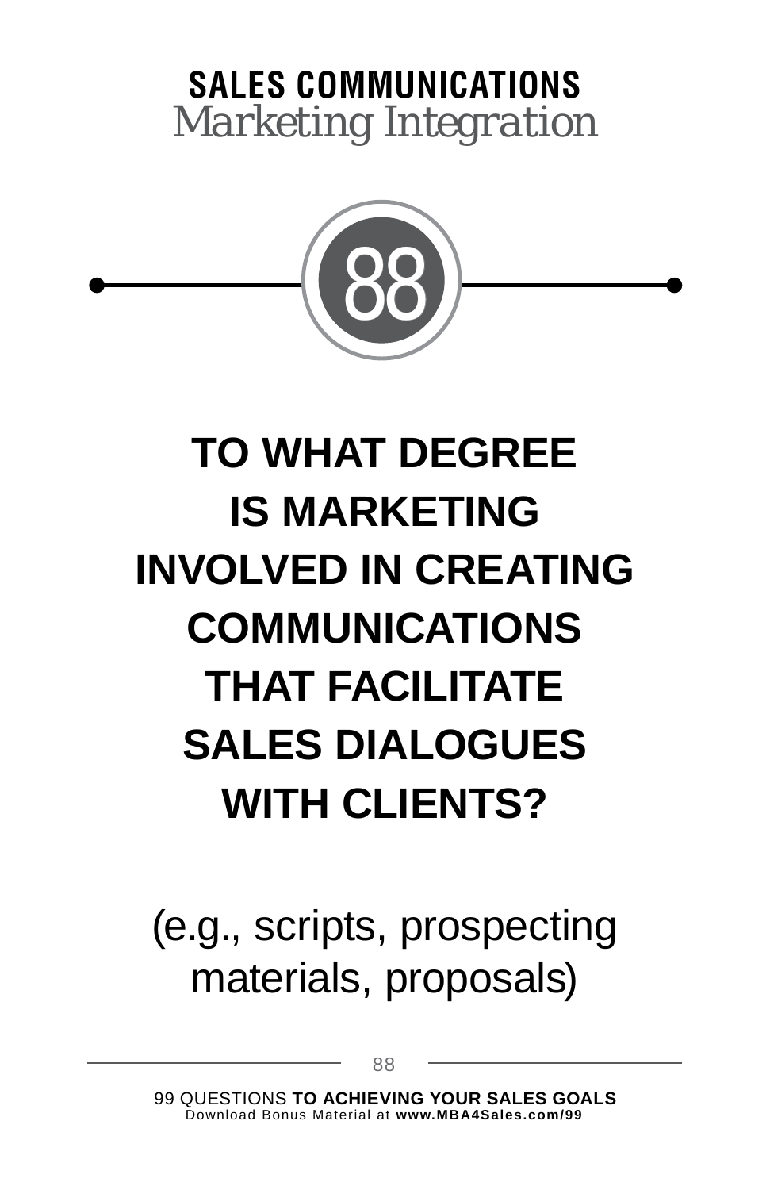**SALES COMMUNICATIONS**
*Marketing Integration*

88

# TO WHAT DEGREE IS MARKETING INVOLVED IN CREATING COMMUNICATIONS THAT FACILITATE SALES DIALOGUES WITH CLIENTS?

(e.g., scripts, prospecting materials, proposals)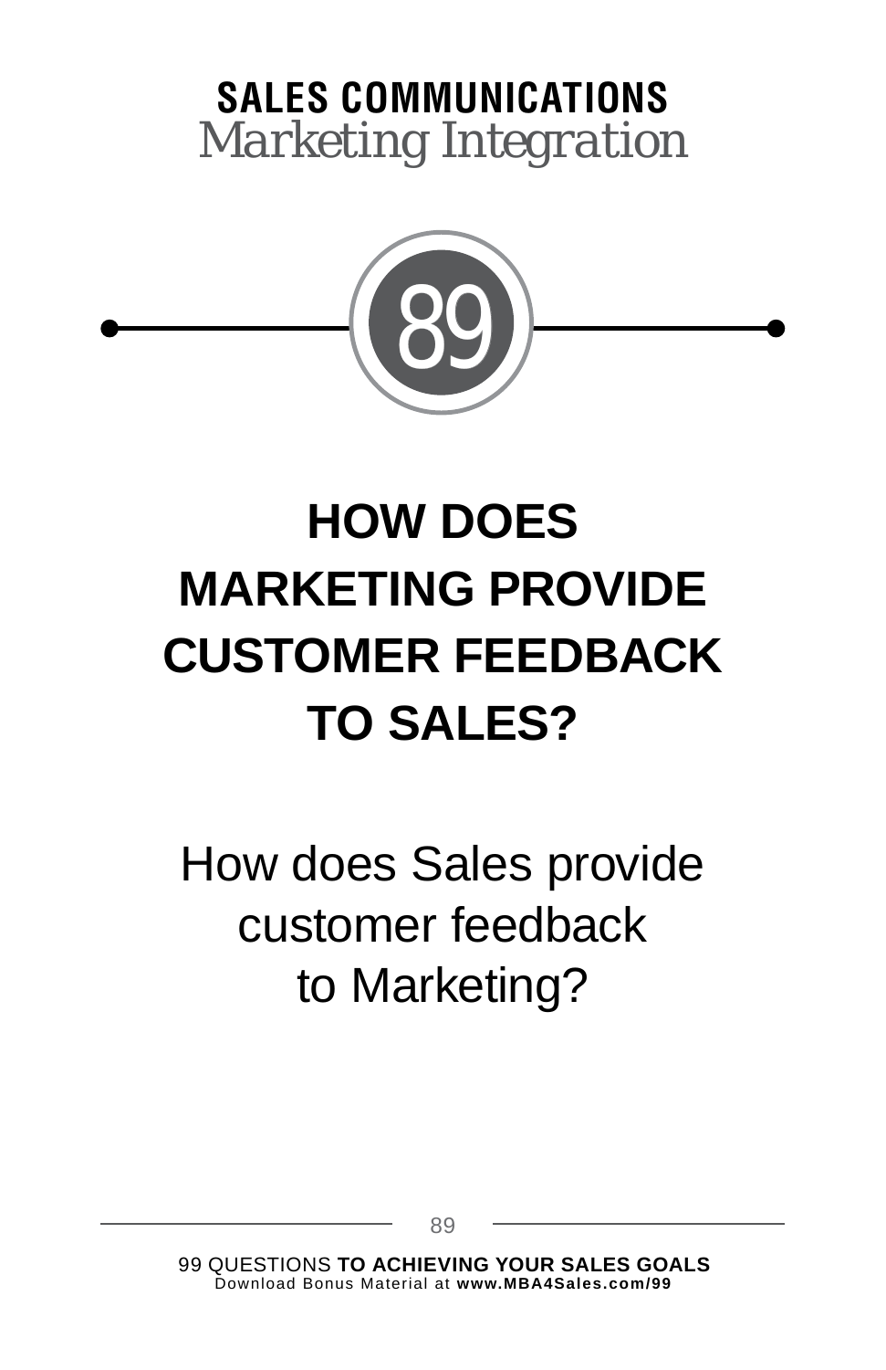**SALES COMMUNICATIONS**
*Marketing Integration*

89

# HOW DOES MARKETING PROVIDE CUSTOMER FEEDBACK TO SALES?

How does Sales provide customer feedback to Marketing?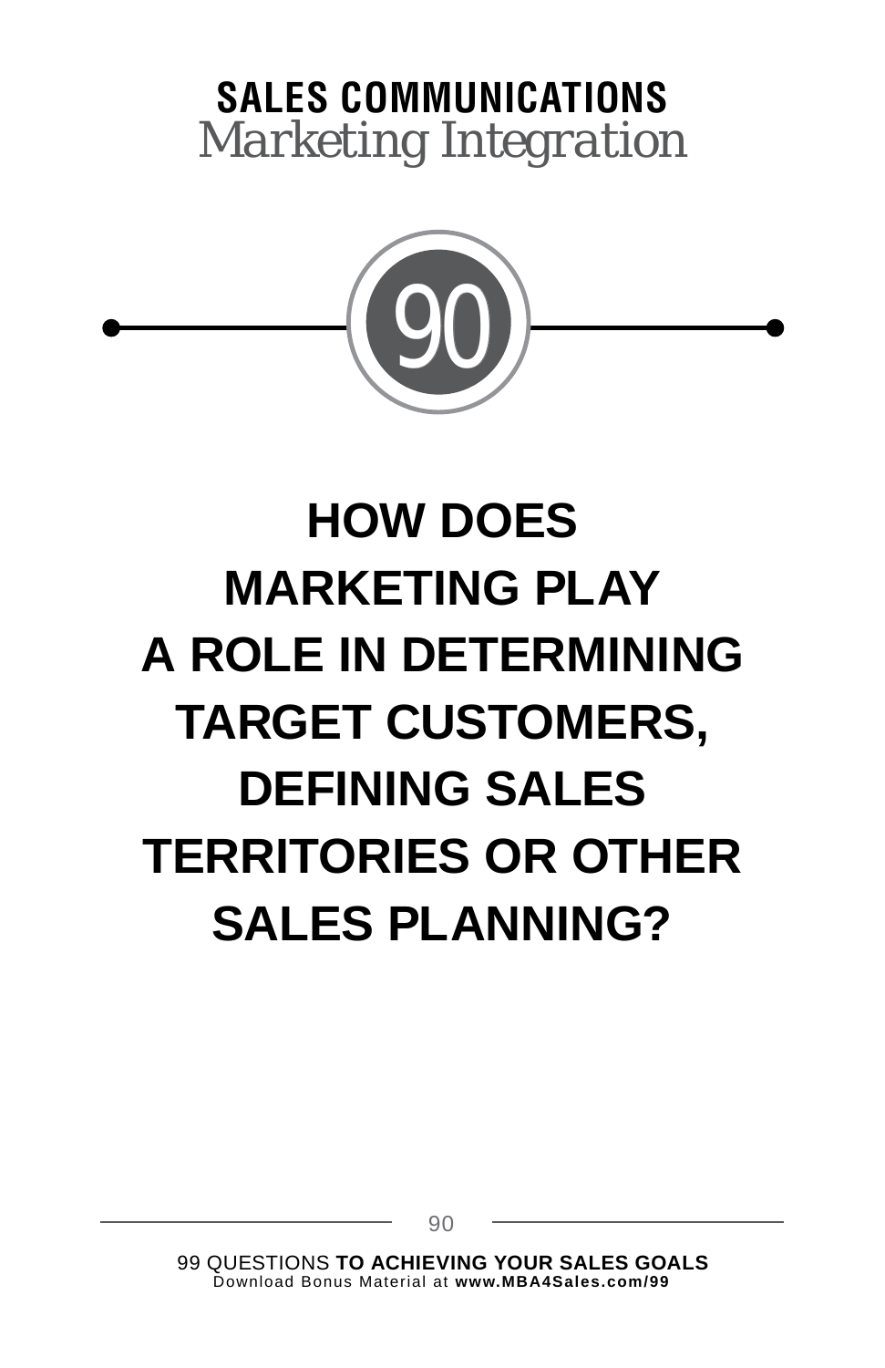## SALES COMMUNICATIONS
*Marketing Integration*

90

# HOW DOES MARKETING PLAY A ROLE IN DETERMINING TARGET CUSTOMERS, DEFINING SALES TERRITORIES OR OTHER SALES PLANNING?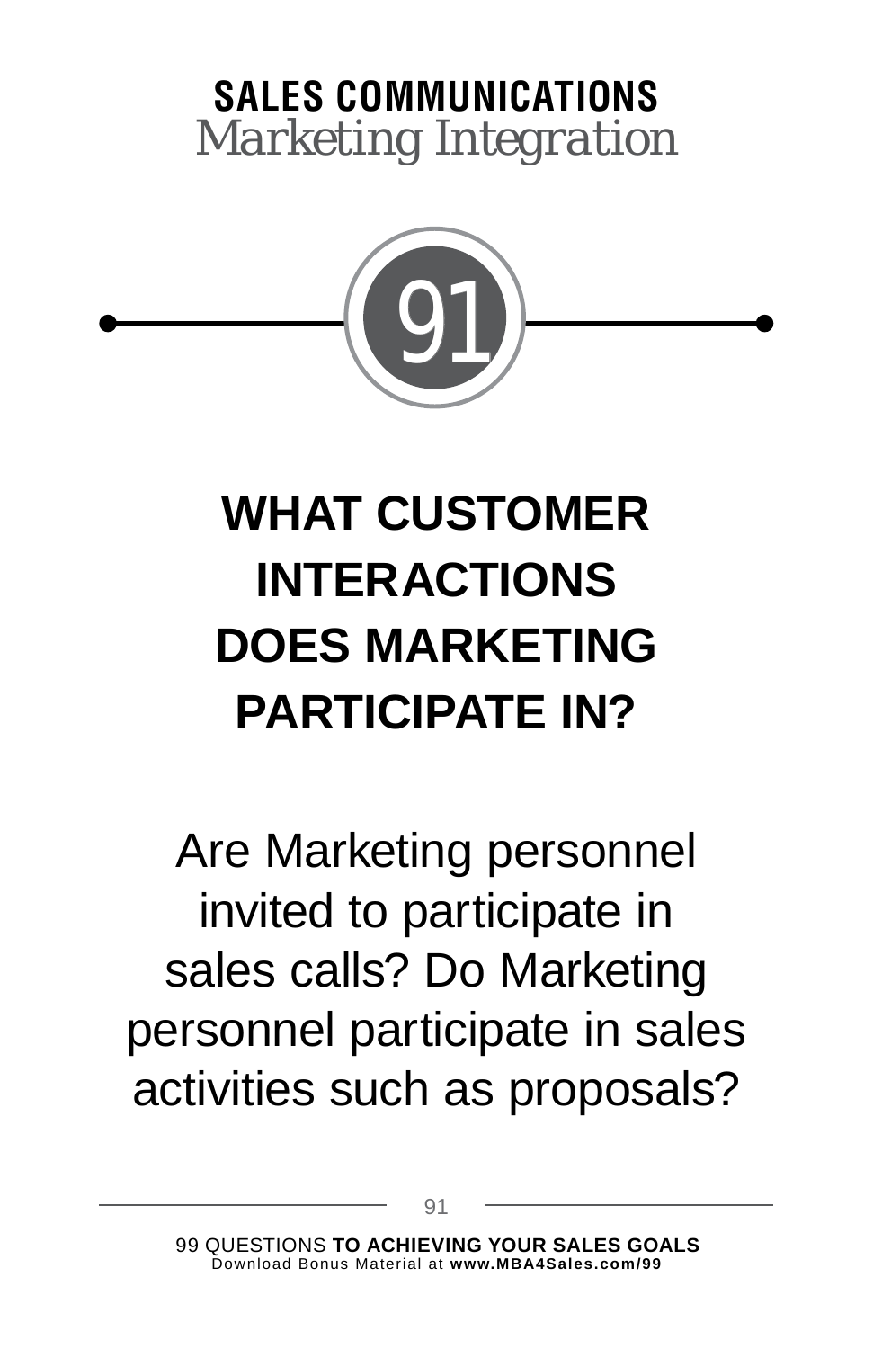**SALES COMMUNICATIONS**
*Marketing Integration*

91

# WHAT CUSTOMER INTERACTIONS DOES MARKETING PARTICIPATE IN?

Are Marketing personnel invited to participate in sales calls? Do Marketing personnel participate in sales activities such as proposals?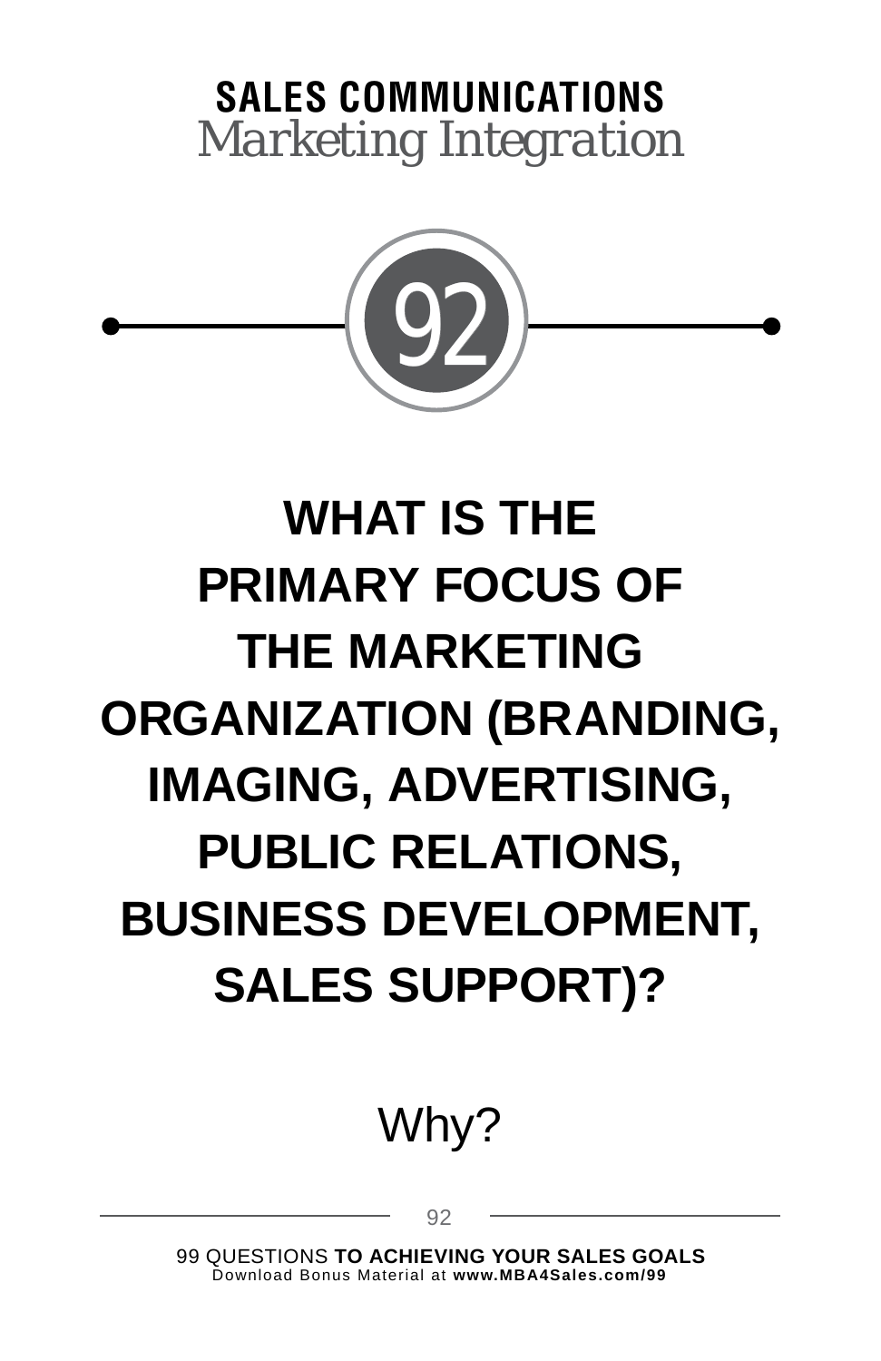## SALES COMMUNICATIONS

*Marketing Integration*

92

# WHAT IS THE PRIMARY FOCUS OF THE MARKETING ORGANIZATION (BRANDING, IMAGING, ADVERTISING, PUBLIC RELATIONS, BUSINESS DEVELOPMENT, SALES SUPPORT)?

Why?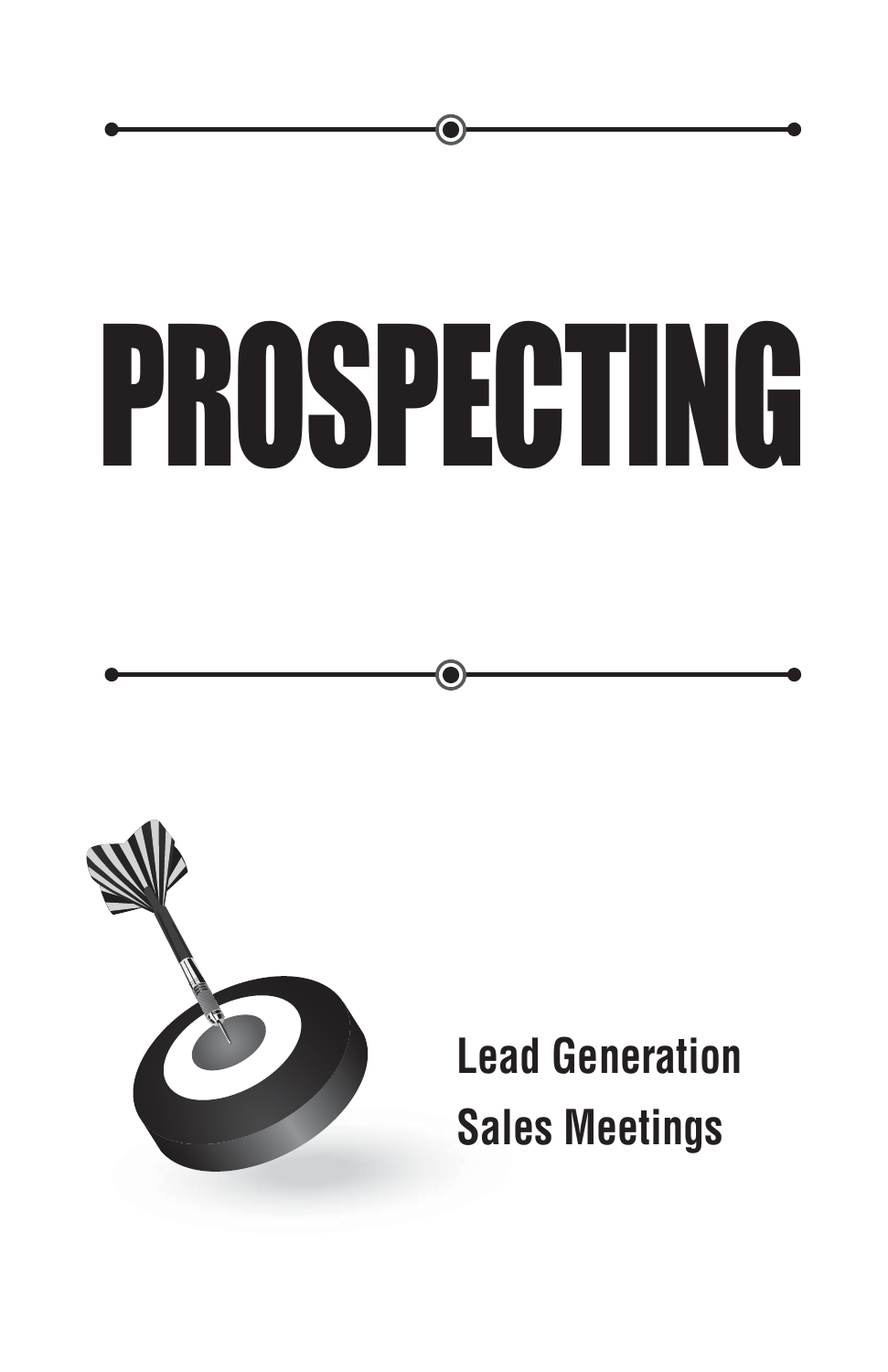# PROSPECTING

Lead Generation

Sales Meetings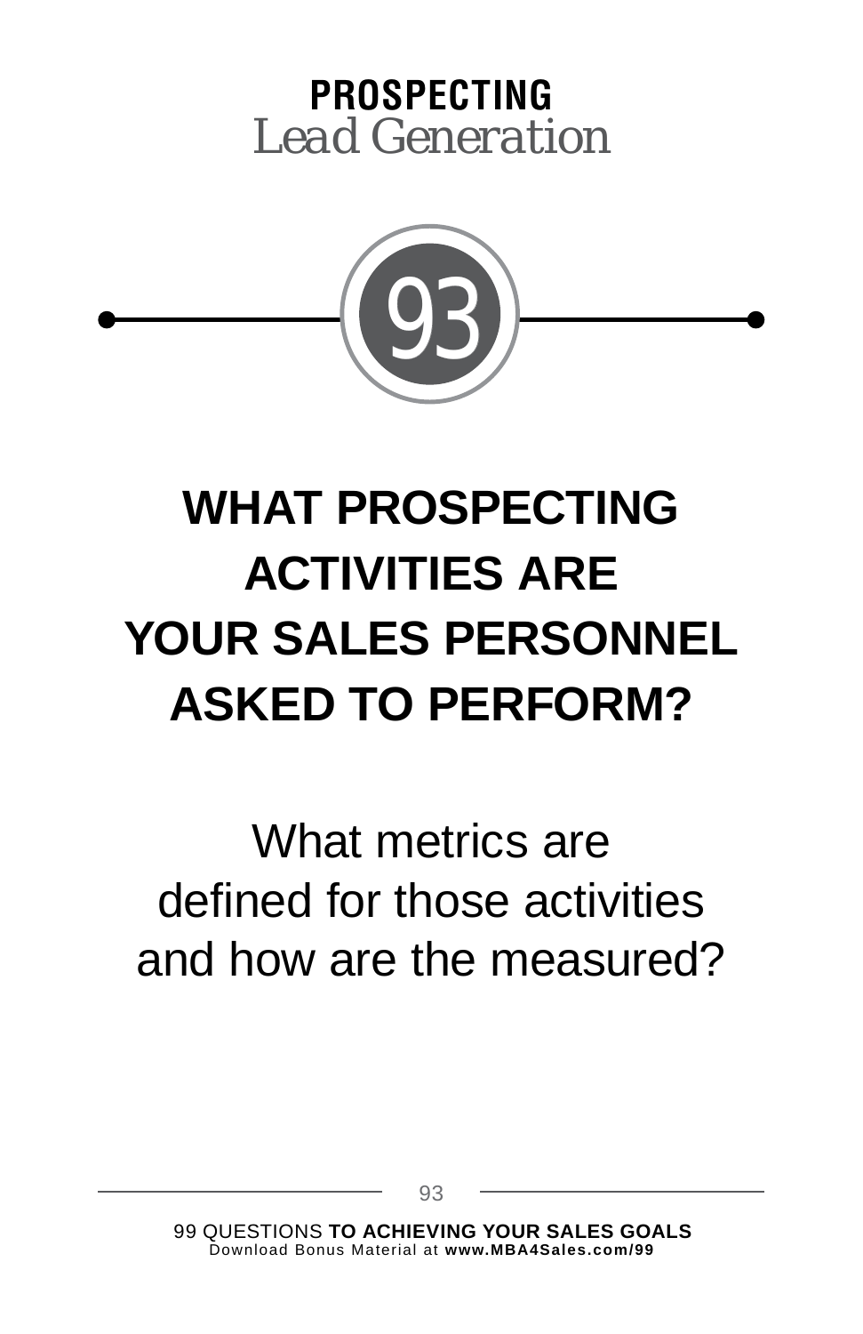**PROSPECTING**
*Lead Generation*

93

# WHAT PROSPECTING ACTIVITIES ARE YOUR SALES PERSONNEL ASKED TO PERFORM?

What metrics are defined for those activities and how are the measured?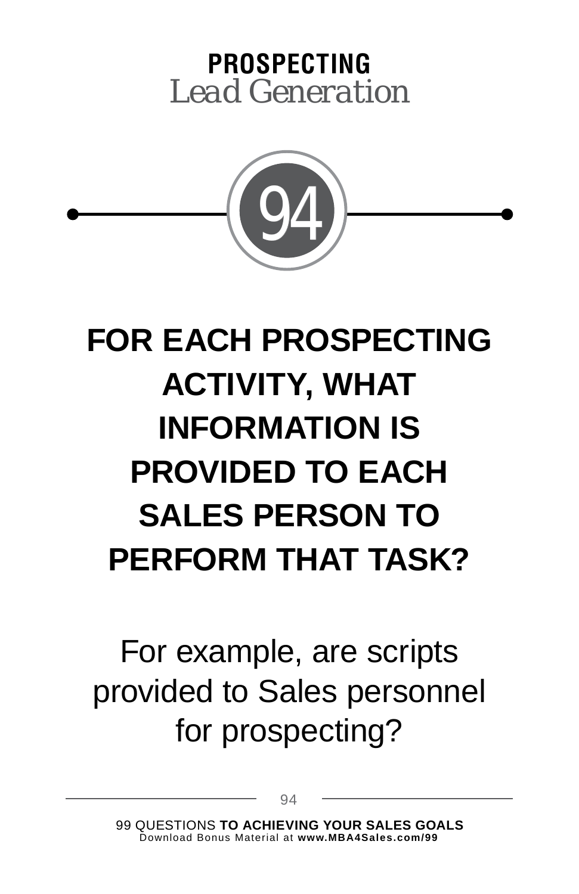## PROSPECTING
*Lead Generation*

94

# FOR EACH PROSPECTING ACTIVITY, WHAT INFORMATION IS PROVIDED TO EACH SALES PERSON TO PERFORM THAT TASK?

For example, are scripts provided to Sales personnel for prospecting?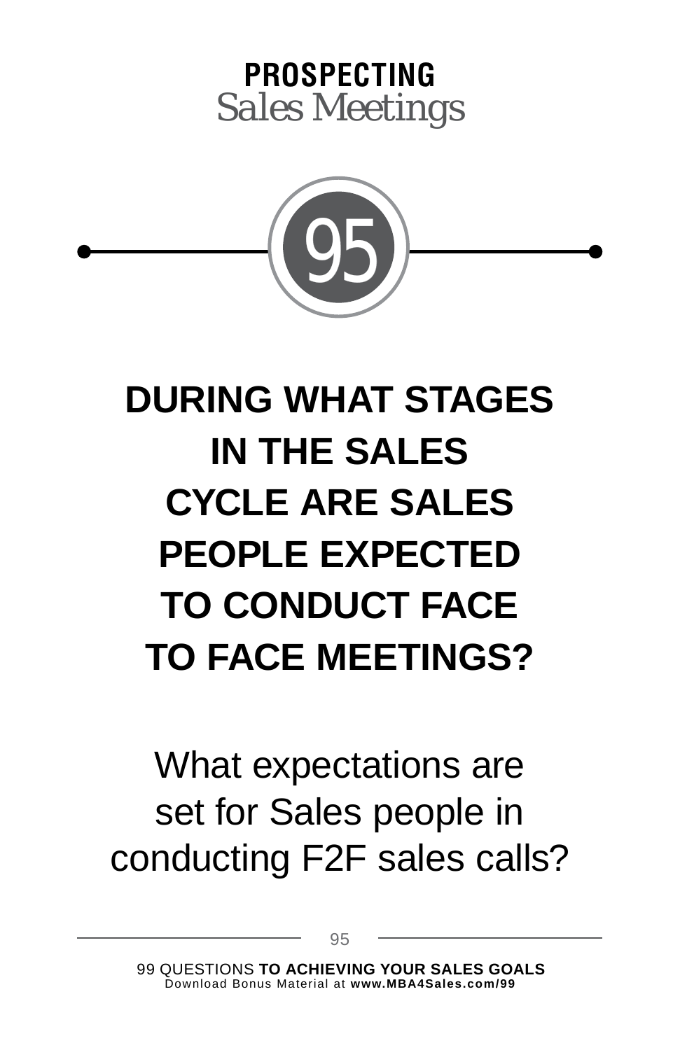**PROSPECTING**
Sales Meetings

95

# DURING WHAT STAGES IN THE SALES CYCLE ARE SALES PEOPLE EXPECTED TO CONDUCT FACE TO FACE MEETINGS?

What expectations are set for Sales people in conducting F2F sales calls?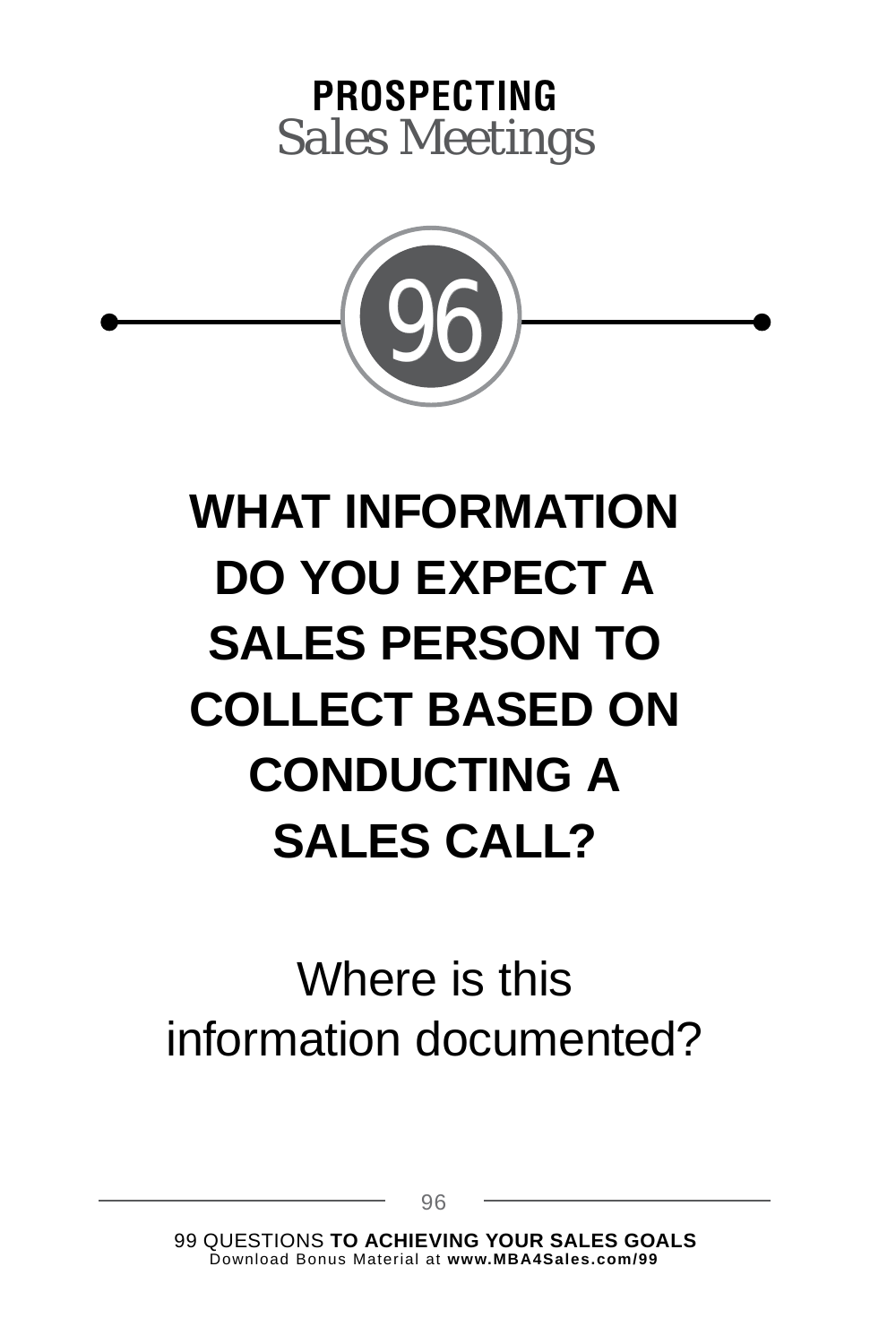**PROSPECTING**
*Sales Meetings*

## 96

# WHAT INFORMATION DO YOU EXPECT A SALES PERSON TO COLLECT BASED ON CONDUCTING A SALES CALL?

Where is this information documented?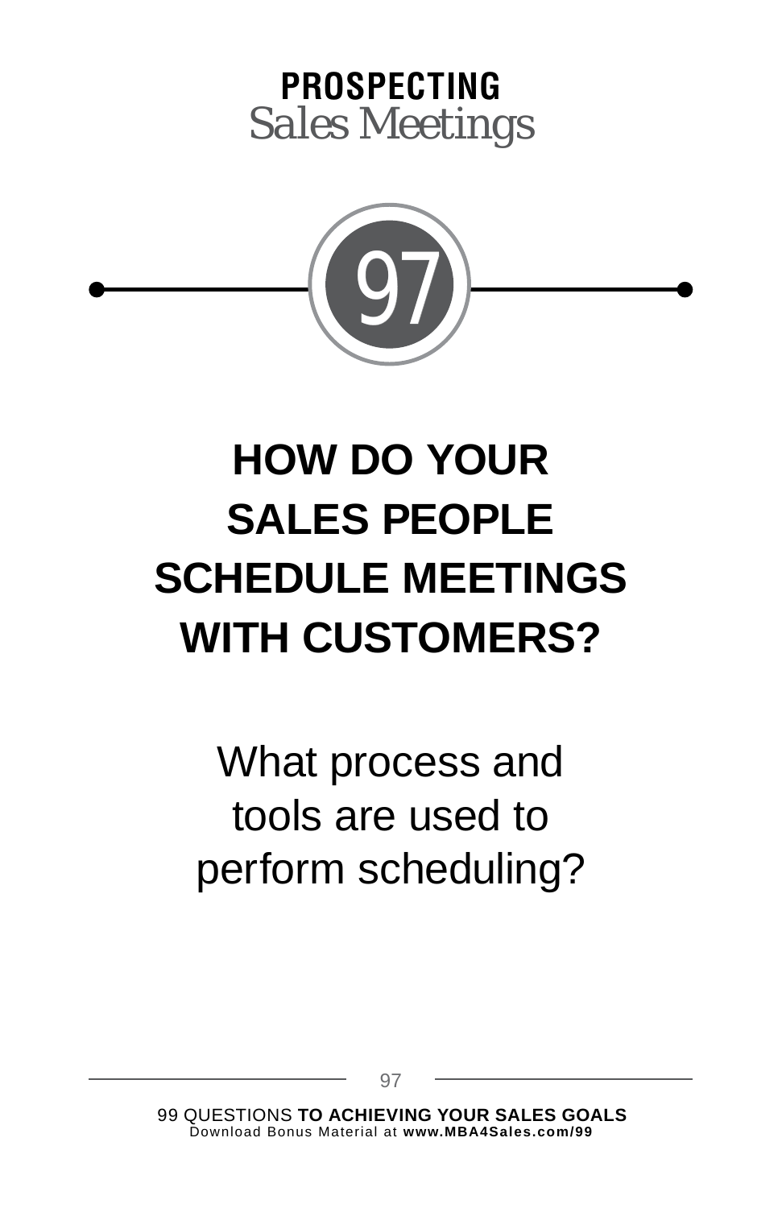**PROSPECTING**
*Sales Meetings*

97

# HOW DO YOUR SALES PEOPLE SCHEDULE MEETINGS WITH CUSTOMERS?

What process and tools are used to perform scheduling?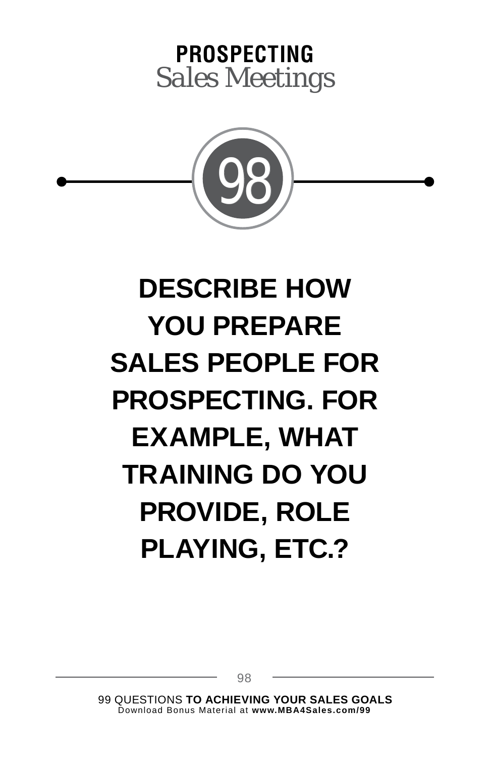**PROSPECTING**
*Sales Meetings*

98

# DESCRIBE HOW YOU PREPARE SALES PEOPLE FOR PROSPECTING. FOR EXAMPLE, WHAT TRAINING DO YOU PROVIDE, ROLE PLAYING, ETC.?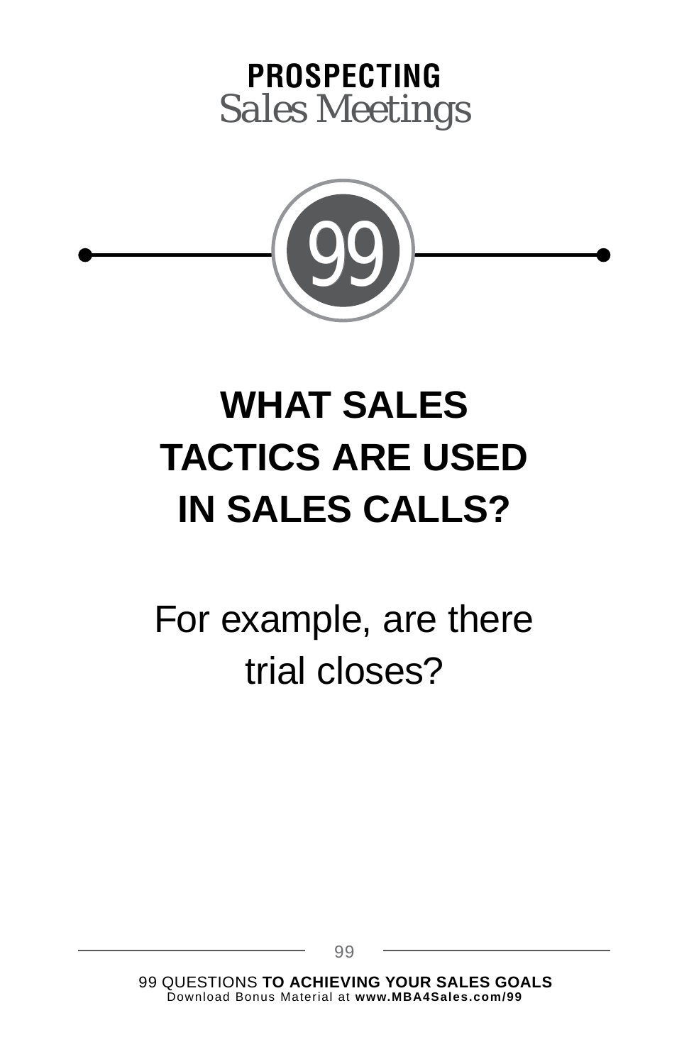**PROSPECTING**
*Sales Meetings*

99

# WHAT SALES TACTICS ARE USED IN SALES CALLS?

For example, are there trial closes?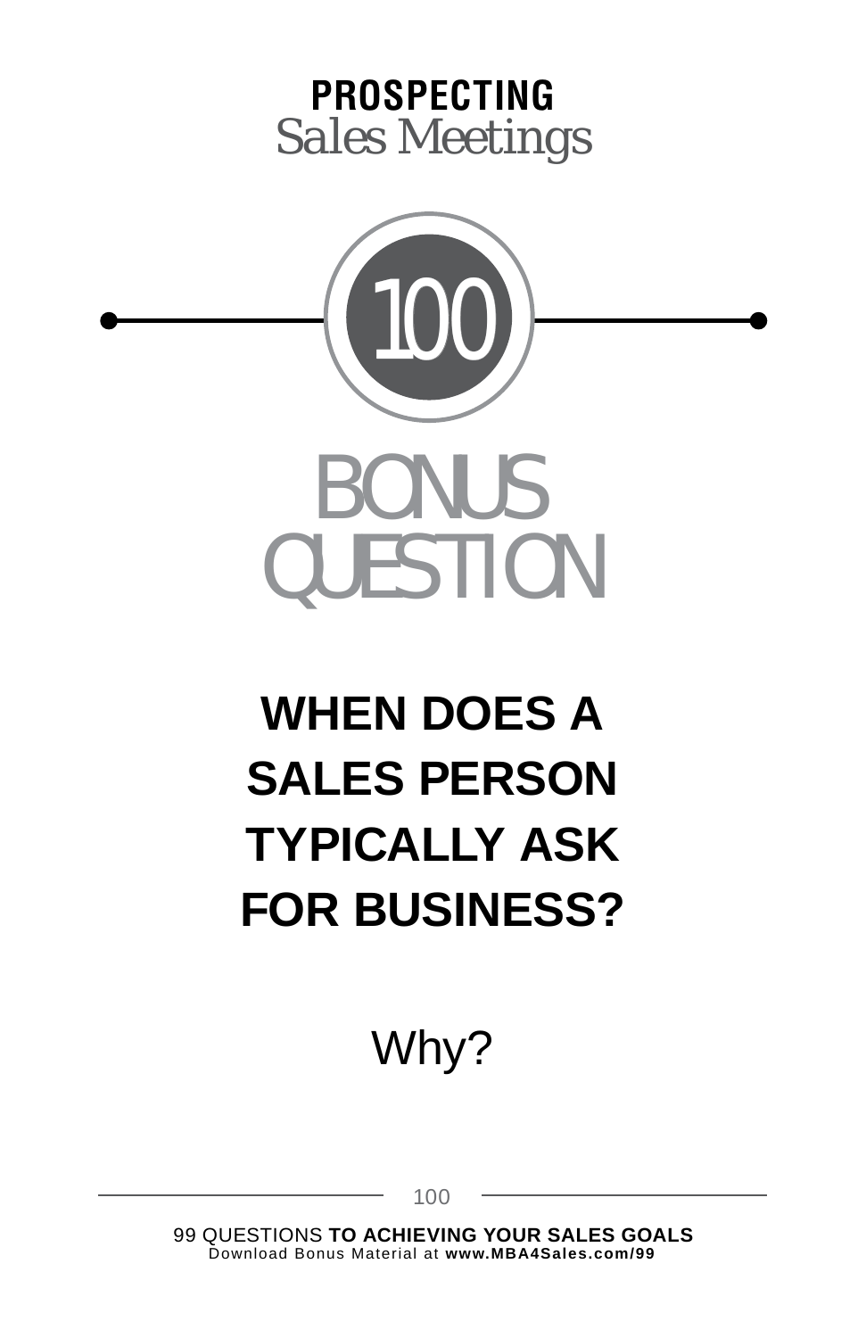**PROSPECTING**
*Sales Meetings*

# 100

# BONUS QUESTION

## WHEN DOES A SALES PERSON TYPICALLY ASK FOR BUSINESS?

Why?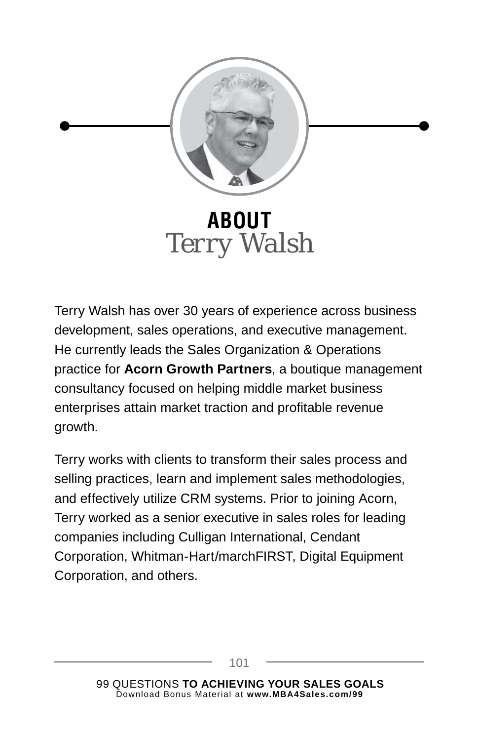# ABOUT

## *Terry Walsh*

Terry Walsh has over 30 years of experience across business development, sales operations, and executive management. He currently leads the Sales Organization & Operations practice for **Acorn Growth Partners**, a boutique management consultancy focused on helping middle market business enterprises attain market traction and profitable revenue growth.

Terry works with clients to transform their sales process and selling practices, learn and implement sales methodologies, and effectively utilize CRM systems. Prior to joining Acorn, Terry worked as a senior executive in sales roles for leading companies including Culligan International, Cendant Corporation, Whitman-Hart/marchFIRST, Digital Equipment Corporation, and others.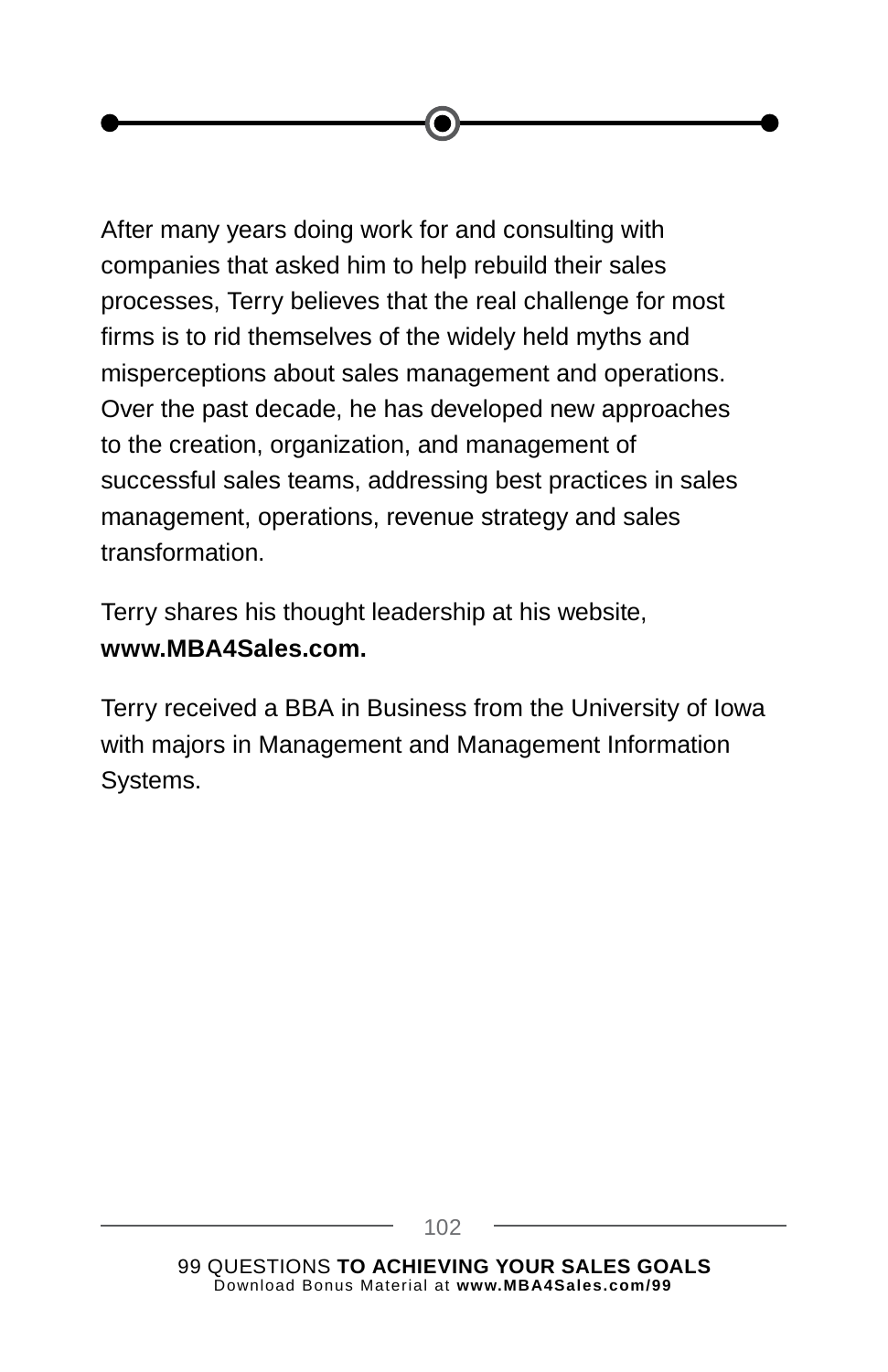After many years doing work for and consulting with companies that asked him to help rebuild their sales processes, Terry believes that the real challenge for most firms is to rid themselves of the widely held myths and misperceptions about sales management and operations. Over the past decade, he has developed new approaches to the creation, organization, and management of successful sales teams, addressing best practices in sales management, operations, revenue strategy and sales transformation.

Terry shares his thought leadership at his website, **www.MBA4Sales.com.**

Terry received a BBA in Business from the University of Iowa with majors in Management and Management Information Systems.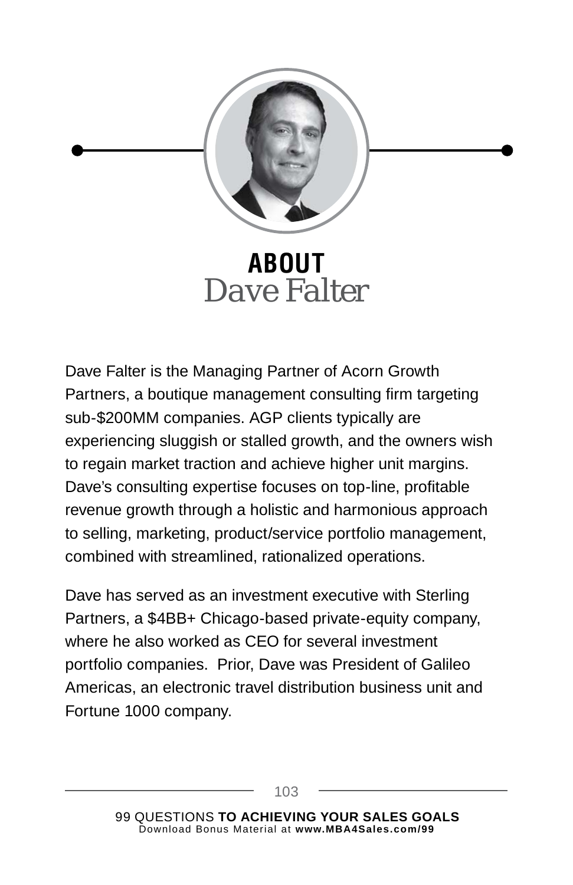# ABOUT
## *Dave Falter*

Dave Falter is the Managing Partner of Acorn Growth Partners, a boutique management consulting firm targeting sub-$200MM companies. AGP clients typically are experiencing sluggish or stalled growth, and the owners wish to regain market traction and achieve higher unit margins. Dave's consulting expertise focuses on top-line, profitable revenue growth through a holistic and harmonious approach to selling, marketing, product/service portfolio management, combined with streamlined, rationalized operations.

Dave has served as an investment executive with Sterling Partners, a $4BB+ Chicago-based private-equity company, where he also worked as CEO for several investment portfolio companies. Prior, Dave was President of Galileo Americas, an electronic travel distribution business unit and Fortune 1000 company.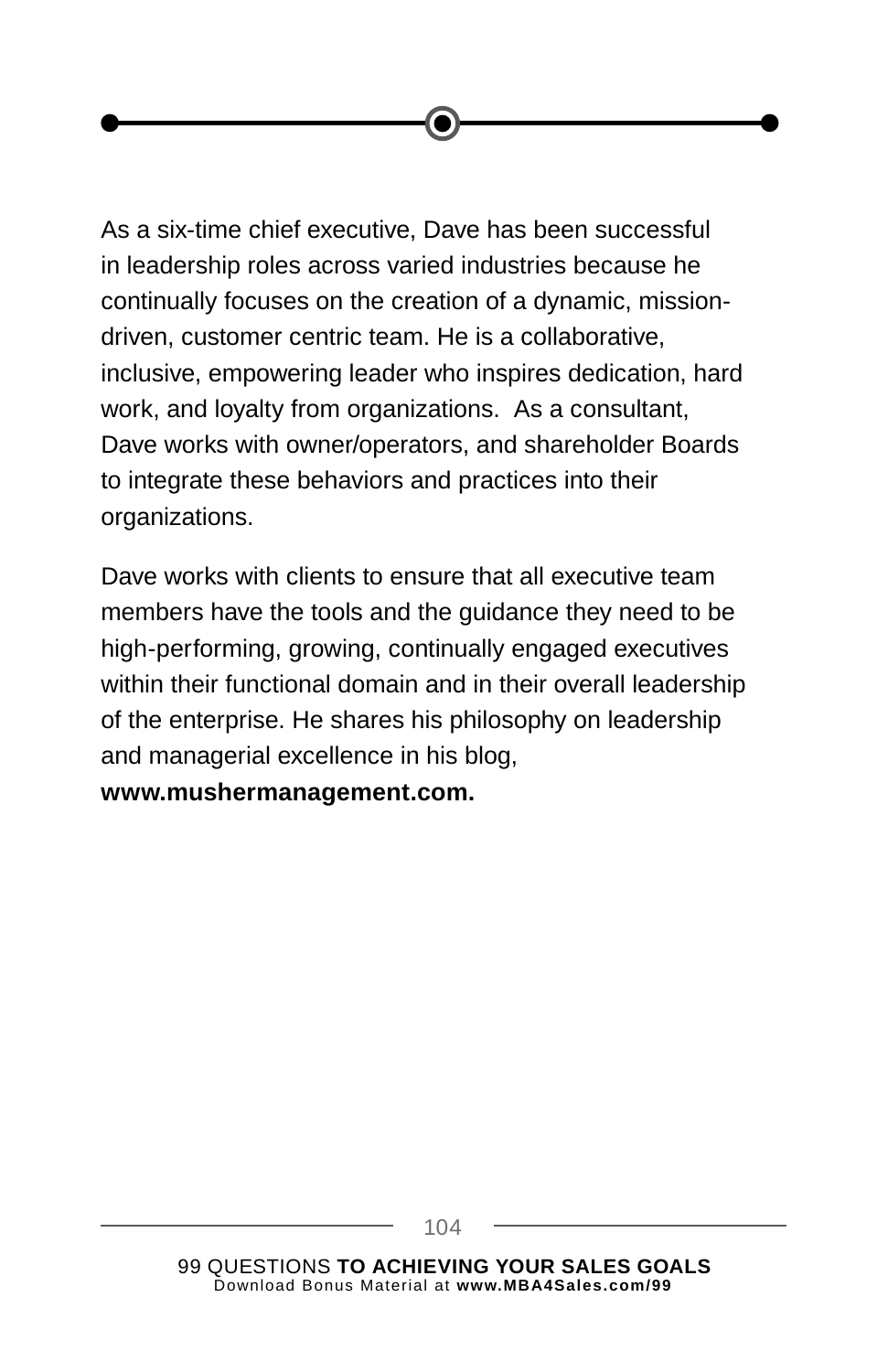As a six-time chief executive, Dave has been successful in leadership roles across varied industries because he continually focuses on the creation of a dynamic, mission-driven, customer centric team. He is a collaborative, inclusive, empowering leader who inspires dedication, hard work, and loyalty from organizations.  As a consultant, Dave works with owner/operators, and shareholder Boards to integrate these behaviors and practices into their organizations.

Dave works with clients to ensure that all executive team members have the tools and the guidance they need to be high-performing, growing, continually engaged executives within their functional domain and in their overall leadership of the enterprise. He shares his philosophy on leadership and managerial excellence in his blog, **www.mushermanagement.com.**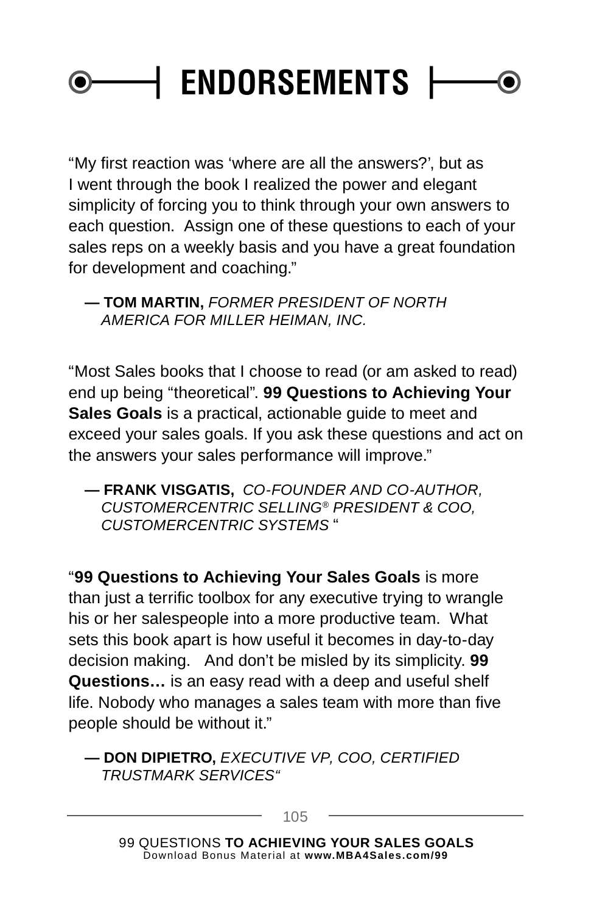# ENDORSEMENTS

"My first reaction was 'where are all the answers?', but as I went through the book I realized the power and elegant simplicity of forcing you to think through your own answers to each question. Assign one of these questions to each of your sales reps on a weekly basis and you have a great foundation for development and coaching."

**— TOM MARTIN,** *FORMER PRESIDENT OF NORTH AMERICA FOR MILLER HEIMAN, INC.*

"Most Sales books that I choose to read (or am asked to read) end up being "theoretical". **99 Questions to Achieving Your Sales Goals** is a practical, actionable guide to meet and exceed your sales goals. If you ask these questions and act on the answers your sales performance will improve."

**— FRANK VISGATIS,** *CO-FOUNDER AND CO-AUTHOR, CUSTOMERCENTRIC SELLING® PRESIDENT & COO, CUSTOMERCENTRIC SYSTEMS* "

"**99 Questions to Achieving Your Sales Goals** is more than just a terrific toolbox for any executive trying to wrangle his or her salespeople into a more productive team. What sets this book apart is how useful it becomes in day-to-day decision making. And don't be misled by its simplicity. **99 Questions…** is an easy read with a deep and useful shelf life. Nobody who manages a sales team with more than five people should be without it."

**— DON DIPIETRO,** *EXECUTIVE VP, COO, CERTIFIED TRUSTMARK SERVICES"*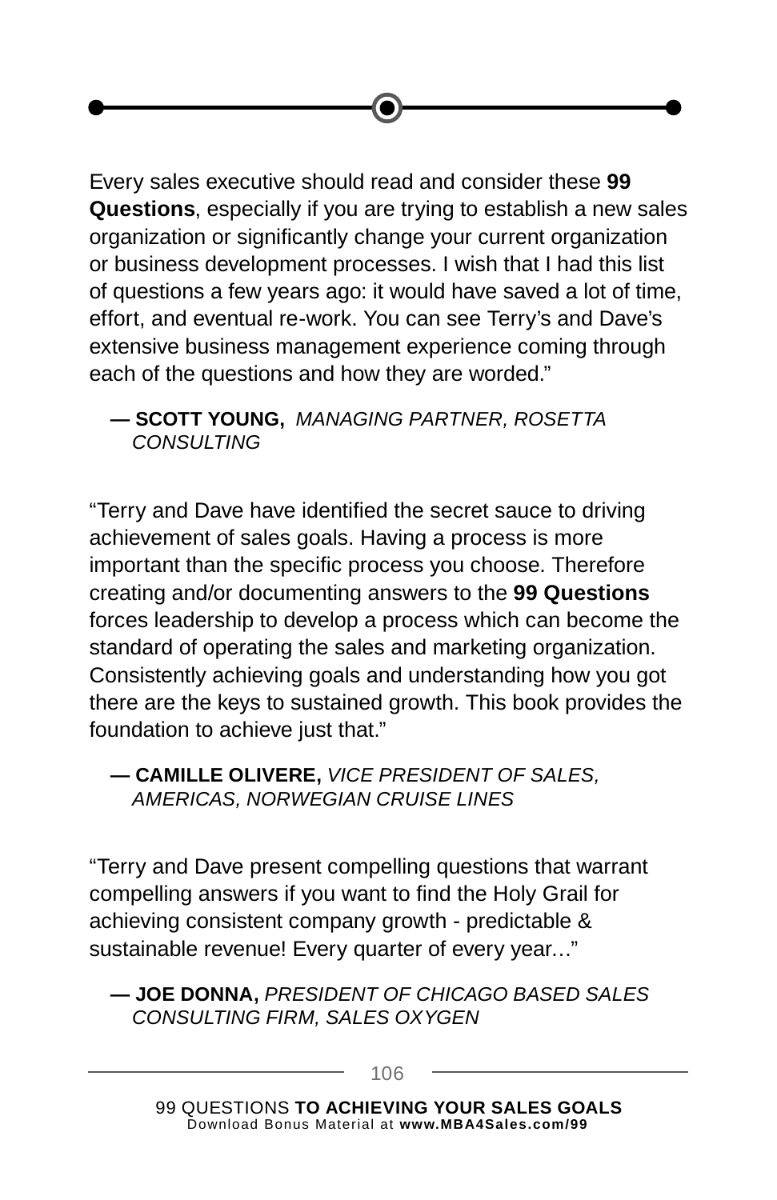Every sales executive should read and consider these **99 Questions**, especially if you are trying to establish a new sales organization or significantly change your current organization or business development processes. I wish that I had this list of questions a few years ago: it would have saved a lot of time, effort, and eventual re-work. You can see Terry's and Dave's extensive business management experience coming through each of the questions and how they are worded."

> **— SCOTT YOUNG,** *MANAGING PARTNER, ROSETTA CONSULTING*

"Terry and Dave have identified the secret sauce to driving achievement of sales goals. Having a process is more important than the specific process you choose. Therefore creating and/or documenting answers to the **99 Questions** forces leadership to develop a process which can become the standard of operating the sales and marketing organization. Consistently achieving goals and understanding how you got there are the keys to sustained growth. This book provides the foundation to achieve just that."

> **— CAMILLE OLIVERE,** *VICE PRESIDENT OF SALES, AMERICAS, NORWEGIAN CRUISE LINES*

"Terry and Dave present compelling questions that warrant compelling answers if you want to find the Holy Grail for achieving consistent company growth - predictable & sustainable revenue! Every quarter of every year…"

> **— JOE DONNA,** *PRESIDENT OF CHICAGO BASED SALES CONSULTING FIRM, SALES OXYGEN*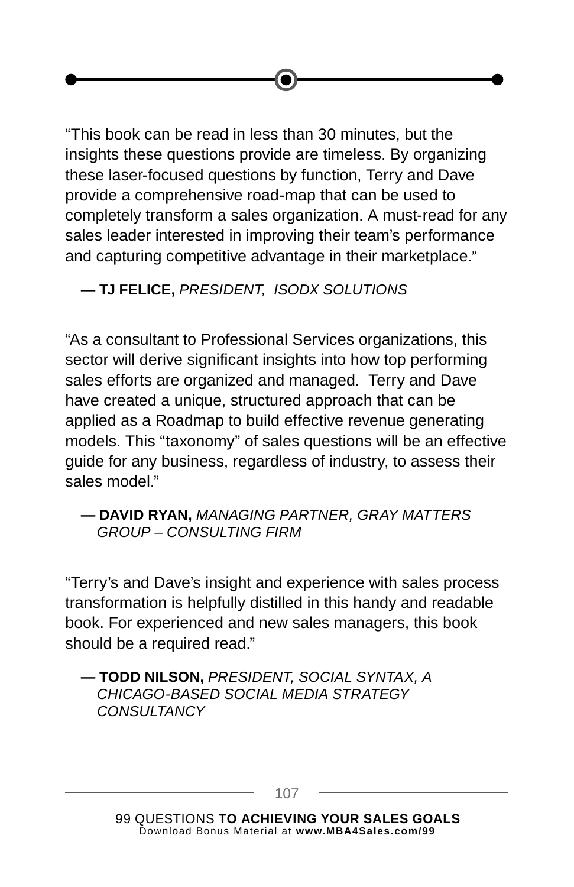“This book can be read in less than 30 minutes, but the insights these questions provide are timeless. By organizing these laser-focused questions by function, Terry and Dave provide a comprehensive road-map that can be used to completely transform a sales organization. A must-read for any sales leader interested in improving their team’s performance and capturing competitive advantage in their marketplace.”

— **TJ FELICE,** *PRESIDENT, ISODX SOLUTIONS*

“As a consultant to Professional Services organizations, this sector will derive significant insights into how top performing sales efforts are organized and managed. Terry and Dave have created a unique, structured approach that can be applied as a Roadmap to build effective revenue generating models. This “taxonomy” of sales questions will be an effective guide for any business, regardless of industry, to assess their sales model.”

— **DAVID RYAN,** *MANAGING PARTNER, GRAY MATTERS GROUP – CONSULTING FIRM*

“Terry’s and Dave’s insight and experience with sales process transformation is helpfully distilled in this handy and readable book. For experienced and new sales managers, this book should be a required read.”

— **TODD NILSON,** *PRESIDENT, SOCIAL SYNTAX, A CHICAGO-BASED SOCIAL MEDIA STRATEGY CONSULTANCY*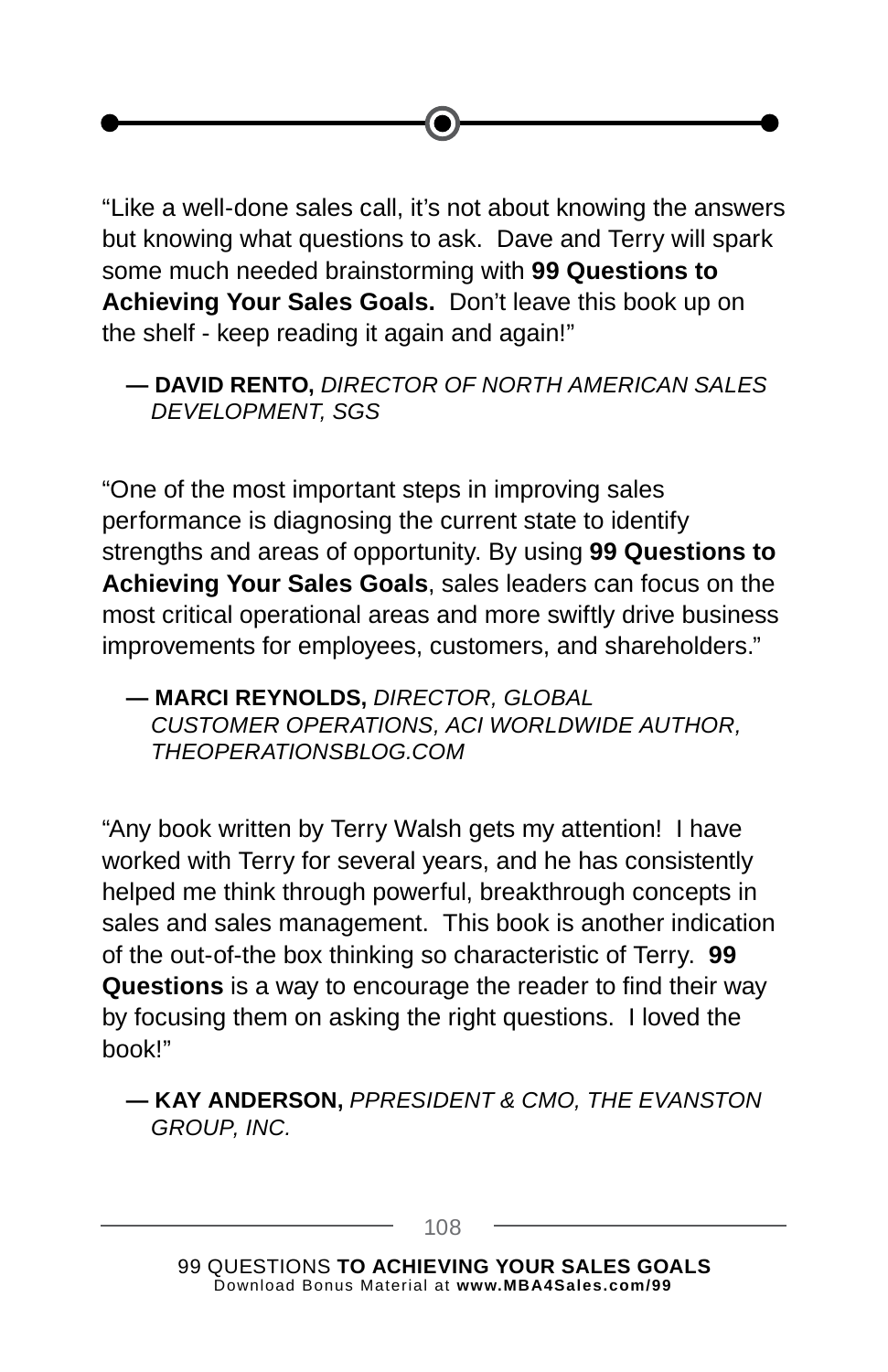"Like a well-done sales call, it's not about knowing the answers but knowing what questions to ask. Dave and Terry will spark some much needed brainstorming with **99 Questions to Achieving Your Sales Goals.** Don't leave this book up on the shelf - keep reading it again and again!"

**— DAVID RENTO,** *DIRECTOR OF NORTH AMERICAN SALES DEVELOPMENT, SGS*

"One of the most important steps in improving sales performance is diagnosing the current state to identify strengths and areas of opportunity. By using **99 Questions to Achieving Your Sales Goals**, sales leaders can focus on the most critical operational areas and more swiftly drive business improvements for employees, customers, and shareholders."

**— MARCI REYNOLDS,** *DIRECTOR, GLOBAL CUSTOMER OPERATIONS, ACI WORLDWIDE AUTHOR, THEOPERATIONSBLOG.COM*

"Any book written by Terry Walsh gets my attention! I have worked with Terry for several years, and he has consistently helped me think through powerful, breakthrough concepts in sales and sales management. This book is another indication of the out-of-the box thinking so characteristic of Terry. **99 Questions** is a way to encourage the reader to find their way by focusing them on asking the right questions. I loved the book!"

**— KAY ANDERSON,** *PPRESIDENT & CMO, THE EVANSTON GROUP, INC.*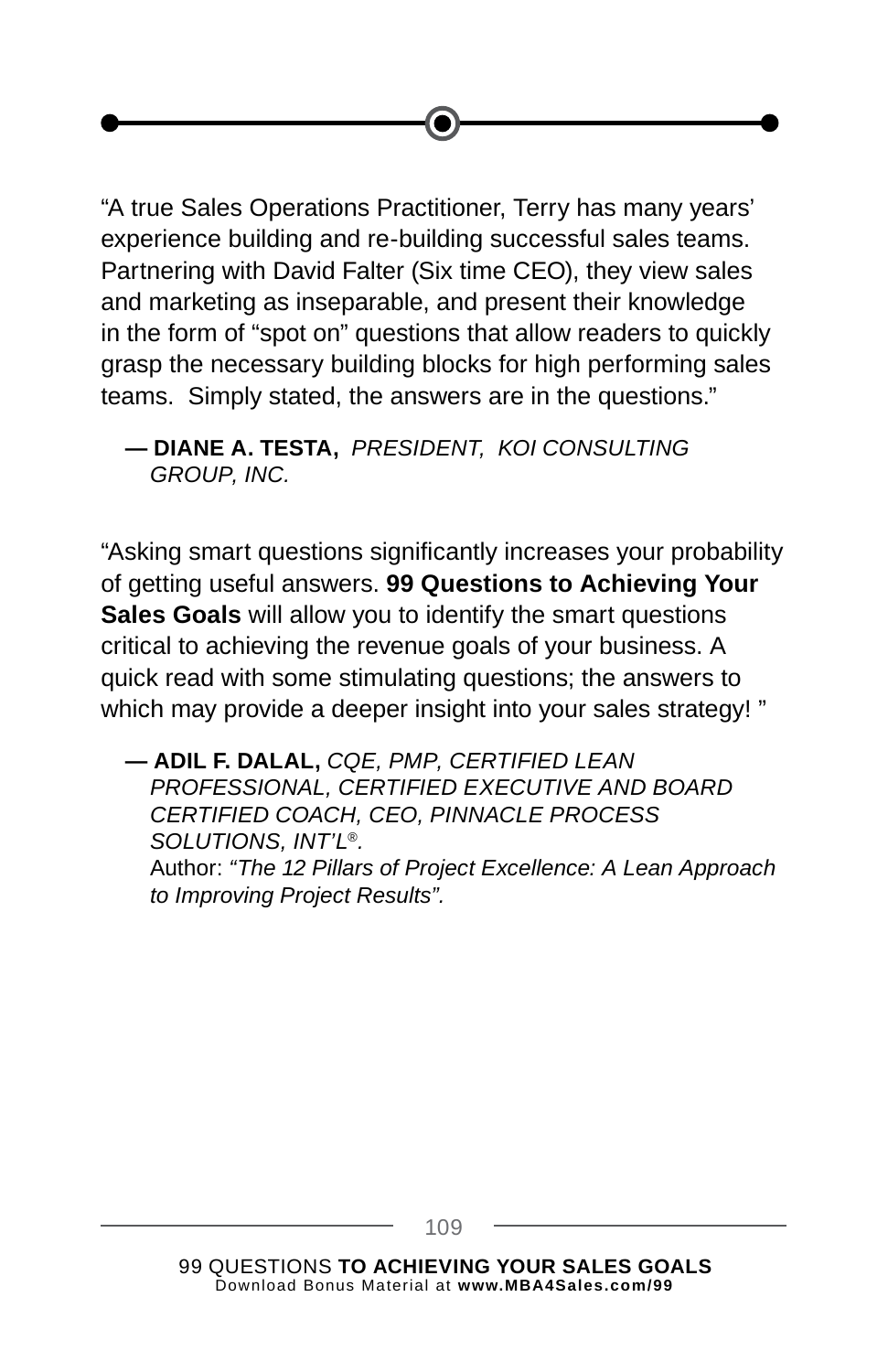“A true Sales Operations Practitioner, Terry has many years’ experience building and re-building successful sales teams. Partnering with David Falter (Six time CEO), they view sales and marketing as inseparable, and present their knowledge in the form of “spot on” questions that allow readers to quickly grasp the necessary building blocks for high performing sales teams.  Simply stated, the answers are in the questions.”

— **DIANE A. TESTA,** *PRESIDENT, KOI CONSULTING GROUP, INC.*

“Asking smart questions significantly increases your probability of getting useful answers. **99 Questions to Achieving Your Sales Goals** will allow you to identify the smart questions critical to achieving the revenue goals of your business. A quick read with some stimulating questions; the answers to which may provide a deeper insight into your sales strategy! ”

— **ADIL F. DALAL,** *CQE, PMP, CERTIFIED LEAN PROFESSIONAL, CERTIFIED EXECUTIVE AND BOARD CERTIFIED COACH, CEO, PINNACLE PROCESS SOLUTIONS, INT’L®.*
Author: *“The 12 Pillars of Project Excellence: A Lean Approach to Improving Project Results”.*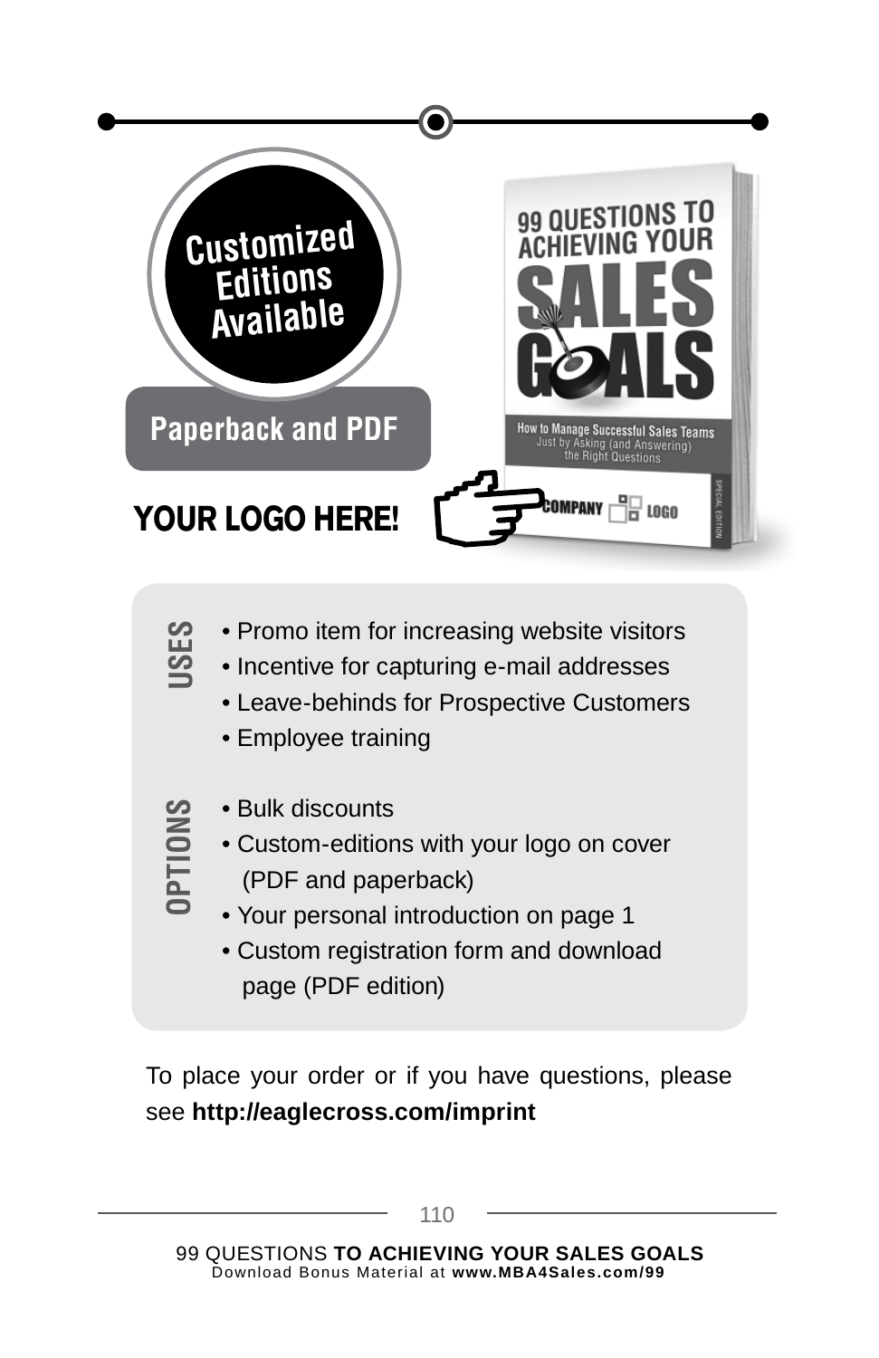**Customized Editions Available**

**Paperback and PDF**

## YOUR LOGO HERE!

### USES

- Promo item for increasing website visitors
- Incentive for capturing e-mail addresses
- Leave-behinds for Prospective Customers
- Employee training

### OPTIONS

- Bulk discounts
- Custom-editions with your logo on cover (PDF and paperback)
- Your personal introduction on page 1
- Custom registration form and download page (PDF edition)

To place your order or if you have questions, please see **http://eaglecross.com/imprint**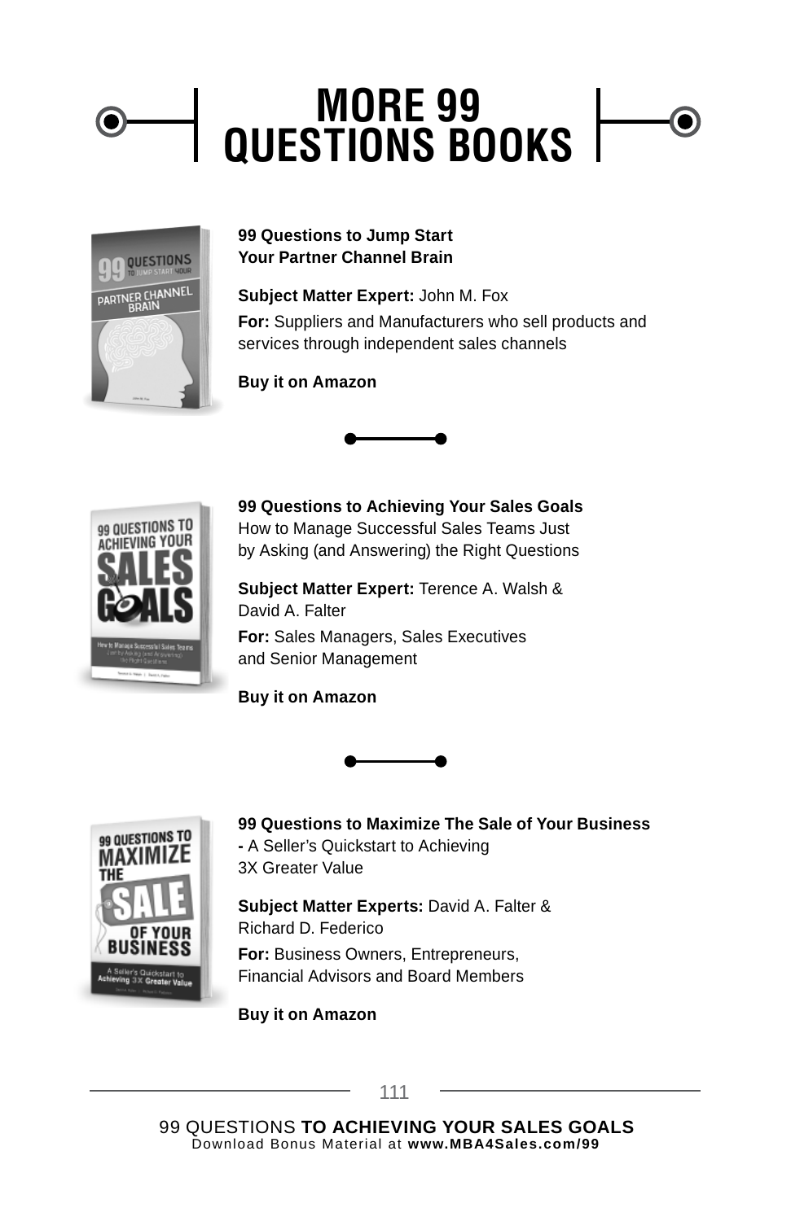# MORE 99 QUESTIONS BOOKS

**99 Questions to Jump Start Your Partner Channel Brain**

**Subject Matter Expert:** John M. Fox

**For:** Suppliers and Manufacturers who sell products and services through independent sales channels

**Buy it on Amazon**

**99 Questions to Achieving Your Sales Goals**
How to Manage Successful Sales Teams Just by Asking (and Answering) the Right Questions

**Subject Matter Expert:** Terence A. Walsh & David A. Falter

**For:** Sales Managers, Sales Executives and Senior Management

**Buy it on Amazon**

**99 Questions to Maximize The Sale of Your Business - ** A Seller's Quickstart to Achieving 3X Greater Value

**Subject Matter Experts:** David A. Falter & Richard D. Federico

**For:** Business Owners, Entrepreneurs, Financial Advisors and Board Members

**Buy it on Amazon**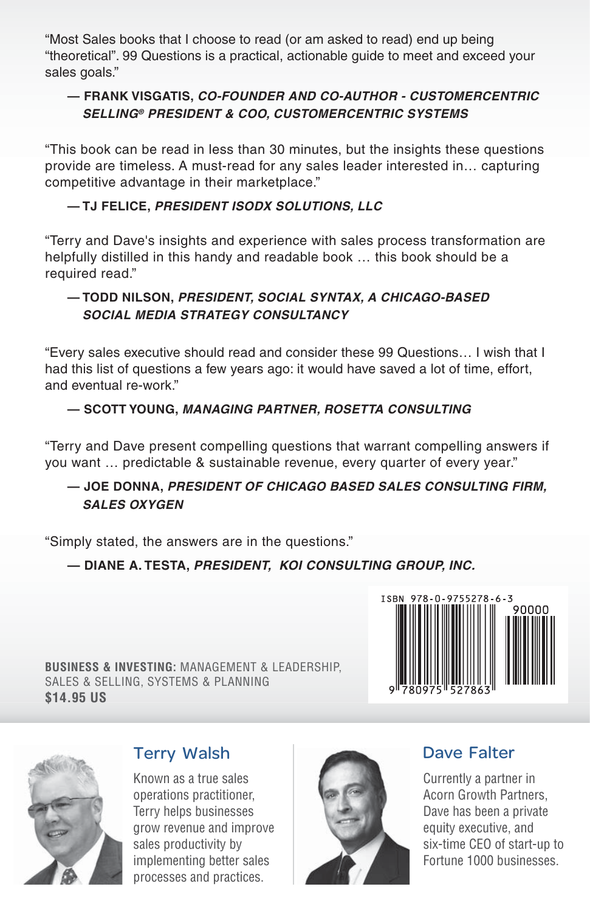"Most Sales books that I choose to read (or am asked to read) end up being "theoretical". 99 Questions is a practical, actionable guide to meet and exceed your sales goals."

— **FRANK VISGATIS,** ***CO-FOUNDER AND CO-AUTHOR - CUSTOMERCENTRIC SELLING® PRESIDENT & COO, CUSTOMERCENTRIC SYSTEMS***

"This book can be read in less than 30 minutes, but the insights these questions provide are timeless. A must-read for any sales leader interested in… capturing competitive advantage in their marketplace."

— **TJ FELICE,** ***PRESIDENT ISODX SOLUTIONS, LLC***

"Terry and Dave's insights and experience with sales process transformation are helpfully distilled in this handy and readable book … this book should be a required read."

— **TODD NILSON,** ***PRESIDENT, SOCIAL SYNTAX, A CHICAGO-BASED SOCIAL MEDIA STRATEGY CONSULTANCY***

"Every sales executive should read and consider these 99 Questions… I wish that I had this list of questions a few years ago: it would have saved a lot of time, effort, and eventual re-work."

— **SCOTT YOUNG,** ***MANAGING PARTNER, ROSETTA CONSULTING***

"Terry and Dave present compelling questions that warrant compelling answers if you want … predictable & sustainable revenue, every quarter of every year."

— **JOE DONNA,** ***PRESIDENT OF CHICAGO BASED SALES CONSULTING FIRM, SALES OXYGEN***

"Simply stated, the answers are in the questions."

— **DIANE A. TESTA,** ***PRESIDENT, KOI CONSULTING GROUP, INC.***

**BUSINESS & INVESTING:** MANAGEMENT & LEADERSHIP, SALES & SELLING, SYSTEMS & PLANNING
**$14.95 US**

ISBN 978-0-9755278-6-3
90000
9 780975 527863

## Terry Walsh

Known as a true sales operations practitioner, Terry helps businesses grow revenue and improve sales productivity by implementing better sales processes and practices.

## Dave Falter

Currently a partner in Acorn Growth Partners, Dave has been a private equity executive, and six-time CEO of start-up to Fortune 1000 businesses.